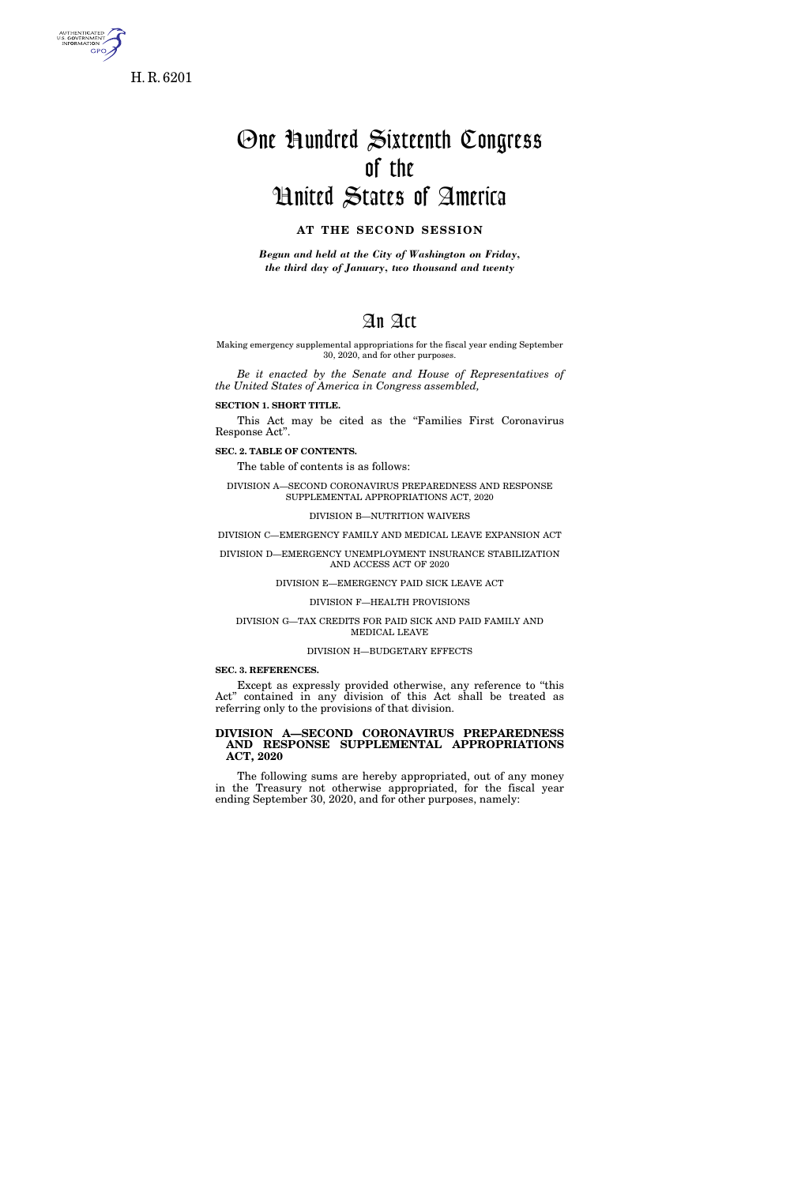H. R. 6201

# One Hundred Sixteenth Congress of the United States of America

**AT THE SECOND SESSION**

*Begun and held at the City of Washington on Friday, the third day of January, two thousand and twenty*

# An Act

Making emergency supplemental appropriations for the fiscal year ending September 30, 2020, and for other purposes.

*Be it enacted by the Senate and House of Representatives of the United States of America in Congress assembled,*

**SECTION 1. SHORT TITLE.**

This Act may be cited as the "Families First Coronavirus Response Act".

**SEC. 2. TABLE OF CONTENTS.**

The table of contents is as follows:

DIVISION A—SECOND CORONAVIRUS PREPAREDNESS AND RESPONSE SUPPLEMENTAL APPROPRIATIONS ACT, 2020

DIVISION B—NUTRITION WAIVERS

DIVISION C—EMERGENCY FAMILY AND MEDICAL LEAVE EXPANSION ACT

DIVISION D—EMERGENCY UNEMPLOYMENT INSURANCE STABILIZATION AND ACCESS ACT OF 2020

DIVISION E—EMERGENCY PAID SICK LEAVE ACT

DIVISION F—HEALTH PROVISIONS

DIVISION G—TAX CREDITS FOR PAID SICK AND PAID FAMILY AND MEDICAL LEAVE

DIVISION H—BUDGETARY EFFECTS

**SEC. 3. REFERENCES.**

Except as expressly provided otherwise, any reference to "this Act" contained in any division of this Act shall be treated as referring only to the provisions of that division.

## DIVISION A—SECOND CORONAVIRUS PREPAREDNESS AND RESPONSE SUPPLEMENTAL APPROPRIATIONS ACT, 2020

The following sums are hereby appropriated, out of any money in the Treasury not otherwise appropriated, for the fiscal year ending September 30, 2020, and for other purposes, namely: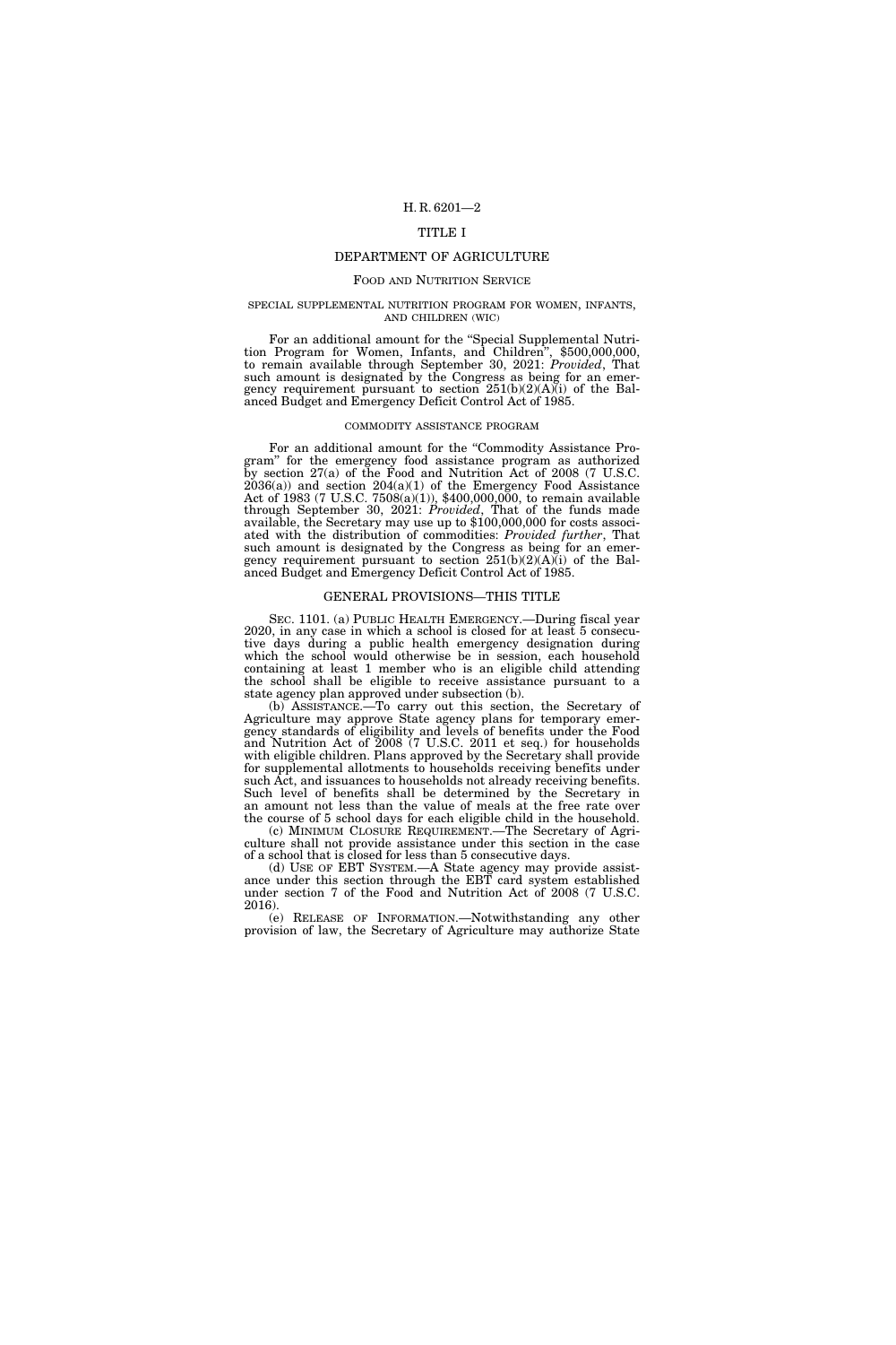# TITLE I

## DEPARTMENT OF AGRICULTURE

### Food and Nutrition Service

#### SPECIAL SUPPLEMENTAL NUTRITION PROGRAM FOR WOMEN, INFANTS, AND CHILDREN (WIC)

For an additional amount for the "Special Supplemental Nutrition Program for Women, Infants, and Children", $500,000,000, to remain available through September 30, 2021: *Provided*, That such amount is designated by the Congress as being for an emergency requirement pursuant to section 251(b)(2)(A)(i) of the Balanced Budget and Emergency Deficit Control Act of 1985.

#### COMMODITY ASSISTANCE PROGRAM

For an additional amount for the "Commodity Assistance Program" for the emergency food assistance program as authorized by section 27(a) of the Food and Nutrition Act of 2008 (7 U.S.C. 2036(a)) and section 204(a)(1) of the Emergency Food Assistance Act of 1983 (7 U.S.C. 7508(a)(1)), $400,000,000, to remain available through September 30, 2021: *Provided*, That of the funds made available, the Secretary may use up to $100,000,000 for costs associated with the distribution of commodities: *Provided further*, That such amount is designated by the Congress as being for an emergency requirement pursuant to section 251(b)(2)(A)(i) of the Balanced Budget and Emergency Deficit Control Act of 1985.

### GENERAL PROVISIONS—THIS TITLE

SEC. 1101. (a) PUBLIC HEALTH EMERGENCY.—During fiscal year 2020, in any case in which a school is closed for at least 5 consecutive days during a public health emergency designation during which the school would otherwise be in session, each household containing at least 1 member who is an eligible child attending the school shall be eligible to receive assistance pursuant to a state agency plan approved under subsection (b).

(b) ASSISTANCE.—To carry out this section, the Secretary of Agriculture may approve State agency plans for temporary emergency standards of eligibility and levels of benefits under the Food and Nutrition Act of 2008 (7 U.S.C. 2011 et seq.) for households with eligible children. Plans approved by the Secretary shall provide for supplemental allotments to households receiving benefits under such Act, and issuances to households not already receiving benefits. Such level of benefits shall be determined by the Secretary in an amount not less than the value of meals at the free rate over the course of 5 school days for each eligible child in the household.

(c) MINIMUM CLOSURE REQUIREMENT.—The Secretary of Agriculture shall not provide assistance under this section in the case of a school that is closed for less than 5 consecutive days.

(d) USE OF EBT SYSTEM.—A State agency may provide assistance under this section through the EBT card system established under section 7 of the Food and Nutrition Act of 2008 (7 U.S.C. 2016).

(e) RELEASE OF INFORMATION.—Notwithstanding any other provision of law, the Secretary of Agriculture may authorize State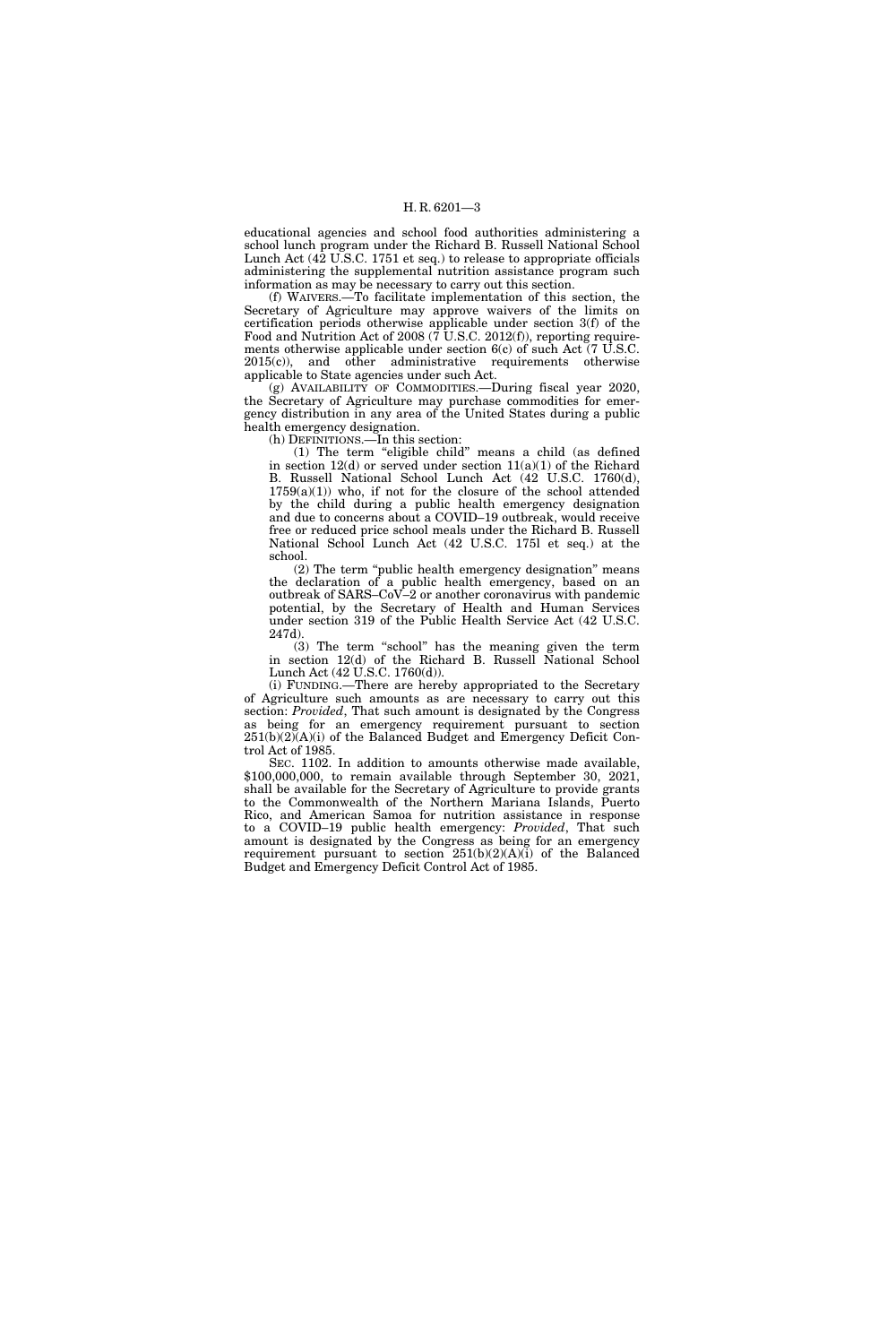educational agencies and school food authorities administering a school lunch program under the Richard B. Russell National School Lunch Act (42 U.S.C. 1751 et seq.) to release to appropriate officials administering the supplemental nutrition assistance program such information as may be necessary to carry out this section.

(f) WAIVERS.—To facilitate implementation of this section, the Secretary of Agriculture may approve waivers of the limits on certification periods otherwise applicable under section 3(f) of the Food and Nutrition Act of 2008 (7 U.S.C. 2012(f)), reporting requirements otherwise applicable under section 6(c) of such Act (7 U.S.C. 2015(c)), and other administrative requirements otherwise applicable to State agencies under such Act.

(g) AVAILABILITY OF COMMODITIES.—During fiscal year 2020, the Secretary of Agriculture may purchase commodities for emergency distribution in any area of the United States during a public health emergency designation.

(h) DEFINITIONS.—In this section:

(1) The term "eligible child" means a child (as defined in section 12(d) or served under section 11(a)(1) of the Richard B. Russell National School Lunch Act (42 U.S.C. 1760(d), 1759(a)(1)) who, if not for the closure of the school attended by the child during a public health emergency designation and due to concerns about a COVID–19 outbreak, would receive free or reduced price school meals under the Richard B. Russell National School Lunch Act (42 U.S.C. 1751 et seq.) at the school.

(2) The term "public health emergency designation" means the declaration of a public health emergency, based on an outbreak of SARS–CoV–2 or another coronavirus with pandemic potential, by the Secretary of Health and Human Services under section 319 of the Public Health Service Act (42 U.S.C. 247d).

(3) The term "school" has the meaning given the term in section 12(d) of the Richard B. Russell National School Lunch Act (42 U.S.C. 1760(d)).

(i) FUNDING.—There are hereby appropriated to the Secretary of Agriculture such amounts as are necessary to carry out this section: *Provided*, That such amount is designated by the Congress as being for an emergency requirement pursuant to section 251(b)(2)(A)(i) of the Balanced Budget and Emergency Deficit Control Act of 1985.

SEC. 1102. In addition to amounts otherwise made available, $100,000,000, to remain available through September 30, 2021, shall be available for the Secretary of Agriculture to provide grants to the Commonwealth of the Northern Mariana Islands, Puerto Rico, and American Samoa for nutrition assistance in response to a COVID–19 public health emergency: *Provided*, That such amount is designated by the Congress as being for an emergency requirement pursuant to section 251(b)(2)(A)(i) of the Balanced Budget and Emergency Deficit Control Act of 1985.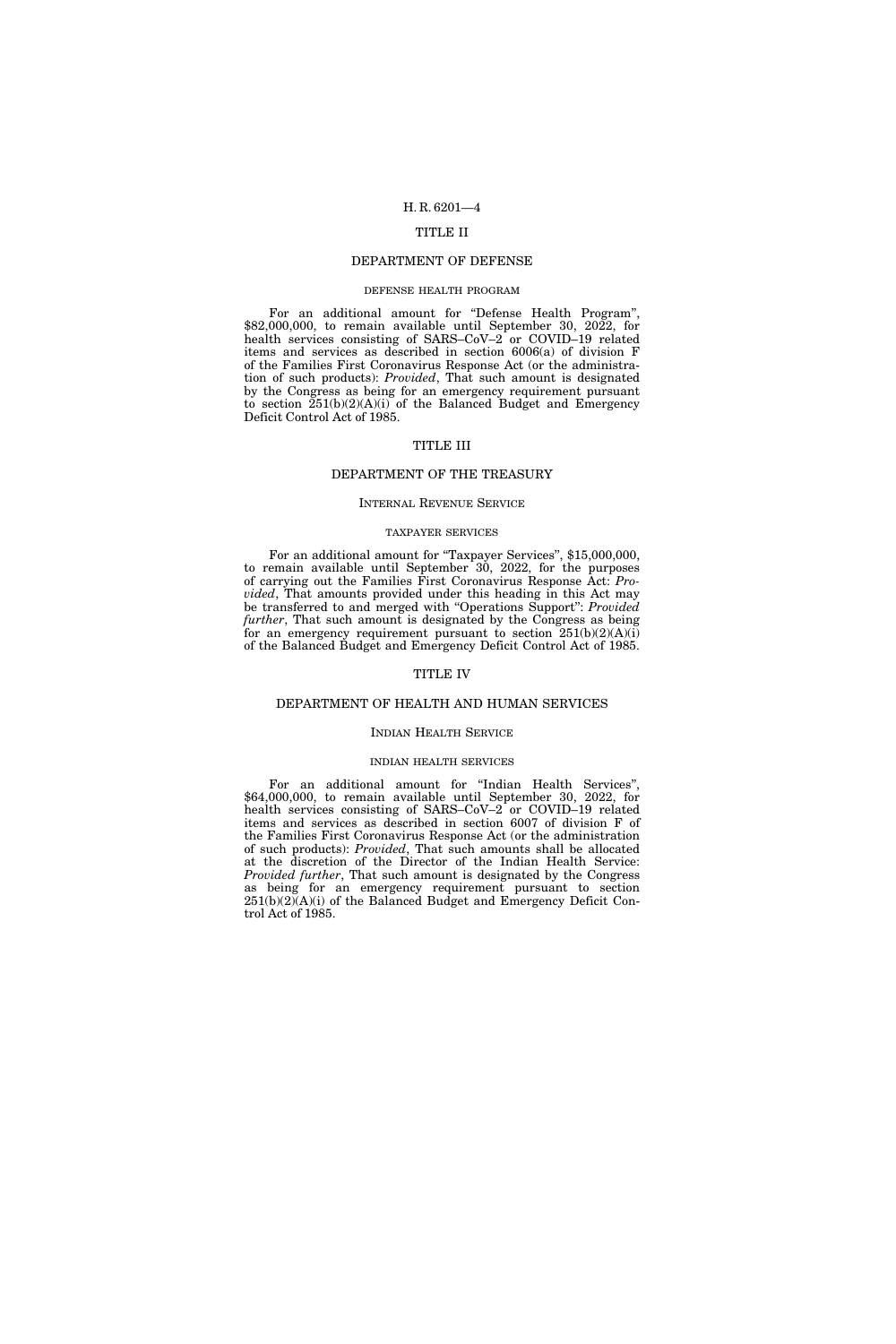# TITLE II

## DEPARTMENT OF DEFENSE

### DEFENSE HEALTH PROGRAM

For an additional amount for "Defense Health Program", $82,000,000, to remain available until September 30, 2022, for health services consisting of SARS–CoV–2 or COVID–19 related items and services as described in section 6006(a) of division F of the Families First Coronavirus Response Act (or the administration of such products): *Provided*, That such amount is designated by the Congress as being for an emergency requirement pursuant to section 251(b)(2)(A)(i) of the Balanced Budget and Emergency Deficit Control Act of 1985.

# TITLE III

## DEPARTMENT OF THE TREASURY

### INTERNAL REVENUE SERVICE

#### TAXPAYER SERVICES

For an additional amount for "Taxpayer Services", $15,000,000, to remain available until September 30, 2022, for the purposes of carrying out the Families First Coronavirus Response Act: *Provided*, That amounts provided under this heading in this Act may be transferred to and merged with "Operations Support": *Provided further*, That such amount is designated by the Congress as being for an emergency requirement pursuant to section 251(b)(2)(A)(i) of the Balanced Budget and Emergency Deficit Control Act of 1985.

# TITLE IV

## DEPARTMENT OF HEALTH AND HUMAN SERVICES

### INDIAN HEALTH SERVICE

#### INDIAN HEALTH SERVICES

For an additional amount for "Indian Health Services", $64,000,000, to remain available until September 30, 2022, for health services consisting of SARS–CoV–2 or COVID–19 related items and services as described in section 6007 of division F of the Families First Coronavirus Response Act (or the administration of such products): *Provided*, That such amounts shall be allocated at the discretion of the Director of the Indian Health Service: *Provided further*, That such amount is designated by the Congress as being for an emergency requirement pursuant to section 251(b)(2)(A)(i) of the Balanced Budget and Emergency Deficit Control Act of 1985.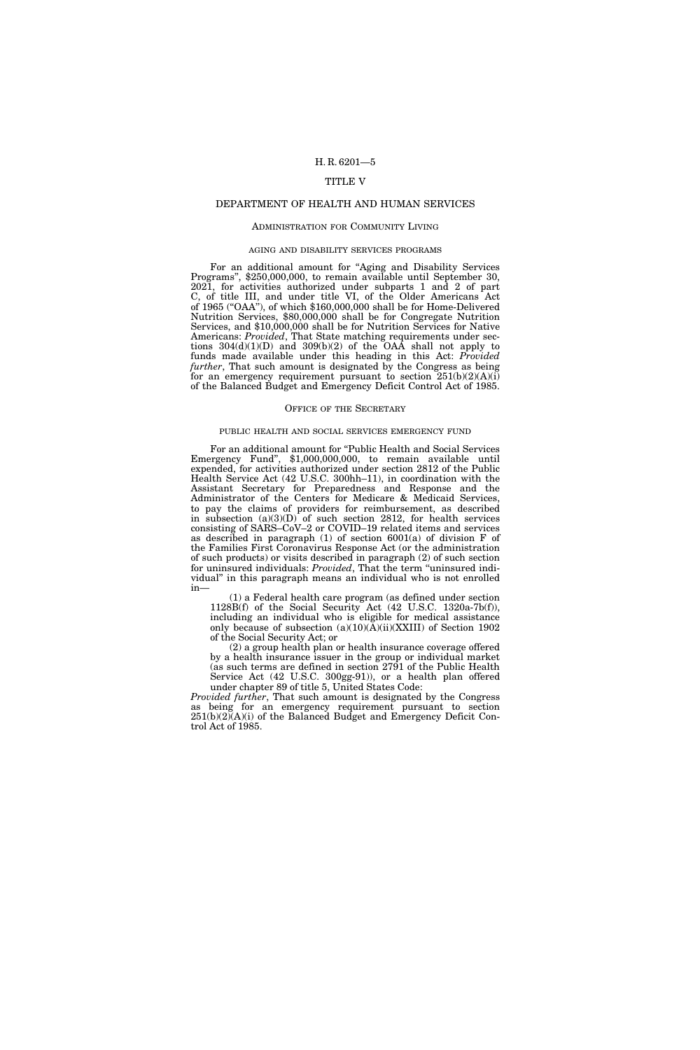# TITLE V

# DEPARTMENT OF HEALTH AND HUMAN SERVICES

## ADMINISTRATION FOR COMMUNITY LIVING

### AGING AND DISABILITY SERVICES PROGRAMS

For an additional amount for "Aging and Disability Services Programs", $250,000,000, to remain available until September 30, 2021, for activities authorized under subparts 1 and 2 of part C, of title III, and under title VI, of the Older Americans Act of 1965 ("OAA"), of which $160,000,000 shall be for Home-Delivered Nutrition Services, $80,000,000 shall be for Congregate Nutrition Services, and $10,000,000 shall be for Nutrition Services for Native Americans: *Provided*, That State matching requirements under sections 304(d)(1)(D) and 309(b)(2) of the OAA shall not apply to funds made available under this heading in this Act: *Provided further*, That such amount is designated by the Congress as being for an emergency requirement pursuant to section 251(b)(2)(A)(i) of the Balanced Budget and Emergency Deficit Control Act of 1985.

## OFFICE OF THE SECRETARY

### PUBLIC HEALTH AND SOCIAL SERVICES EMERGENCY FUND

For an additional amount for "Public Health and Social Services Emergency Fund", $1,000,000,000, to remain available until expended, for activities authorized under section 2812 of the Public Health Service Act (42 U.S.C. 300hh–11), in coordination with the Assistant Secretary for Preparedness and Response and the Administrator of the Centers for Medicare & Medicaid Services, to pay the claims of providers for reimbursement, as described in subsection (a)(3)(D) of such section 2812, for health services consisting of SARS–CoV–2 or COVID–19 related items and services as described in paragraph (1) of section 6001(a) of division F of the Families First Coronavirus Response Act (or the administration of such products) or visits described in paragraph (2) of such section for uninsured individuals: *Provided*, That the term "uninsured individual" in this paragraph means an individual who is not enrolled in—

(1) a Federal health care program (as defined under section 1128B(f) of the Social Security Act (42 U.S.C. 1320a-7b(f)), including an individual who is eligible for medical assistance only because of subsection (a)(10)(A)(ii)(XXIII) of Section 1902 of the Social Security Act; or

(2) a group health plan or health insurance coverage offered by a health insurance issuer in the group or individual market (as such terms are defined in section 2791 of the Public Health Service Act (42 U.S.C. 300gg-91)), or a health plan offered under chapter 89 of title 5, United States Code:

*Provided further*, That such amount is designated by the Congress as being for an emergency requirement pursuant to section 251(b)(2)(A)(i) of the Balanced Budget and Emergency Deficit Control Act of 1985.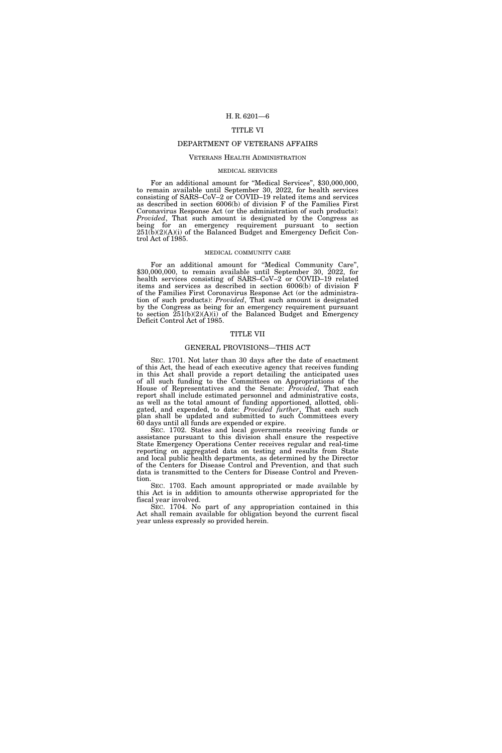# TITLE VI

## DEPARTMENT OF VETERANS AFFAIRS

### VETERANS HEALTH ADMINISTRATION

#### MEDICAL SERVICES

For an additional amount for "Medical Services", $30,000,000, to remain available until September 30, 2022, for health services consisting of SARS–CoV–2 or COVID–19 related items and services as described in section 6006(b) of division F of the Families First Coronavirus Response Act (or the administration of such products): *Provided*, That such amount is designated by the Congress as being for an emergency requirement pursuant to section 251(b)(2)(A)(i) of the Balanced Budget and Emergency Deficit Control Act of 1985.

#### MEDICAL COMMUNITY CARE

For an additional amount for "Medical Community Care", $30,000,000, to remain available until September 30, 2022, for health services consisting of SARS–CoV–2 or COVID–19 related items and services as described in section 6006(b) of division F of the Families First Coronavirus Response Act (or the administration of such products): *Provided*, That such amount is designated by the Congress as being for an emergency requirement pursuant to section 251(b)(2)(A)(i) of the Balanced Budget and Emergency Deficit Control Act of 1985.

# TITLE VII

## GENERAL PROVISIONS—THIS ACT

SEC. 1701. Not later than 30 days after the date of enactment of this Act, the head of each executive agency that receives funding in this Act shall provide a report detailing the anticipated uses of all such funding to the Committees on Appropriations of the House of Representatives and the Senate: *Provided*, That each report shall include estimated personnel and administrative costs, as well as the total amount of funding apportioned, allotted, obligated, and expended, to date: *Provided further*, That each such plan shall be updated and submitted to such Committees every 60 days until all funds are expended or expire.

SEC. 1702. States and local governments receiving funds or assistance pursuant to this division shall ensure the respective State Emergency Operations Center receives regular and real-time reporting on aggregated data on testing and results from State and local public health departments, as determined by the Director of the Centers for Disease Control and Prevention, and that such data is transmitted to the Centers for Disease Control and Prevention.

SEC. 1703. Each amount appropriated or made available by this Act is in addition to amounts otherwise appropriated for the fiscal year involved.

SEC. 1704. No part of any appropriation contained in this Act shall remain available for obligation beyond the current fiscal year unless expressly so provided herein.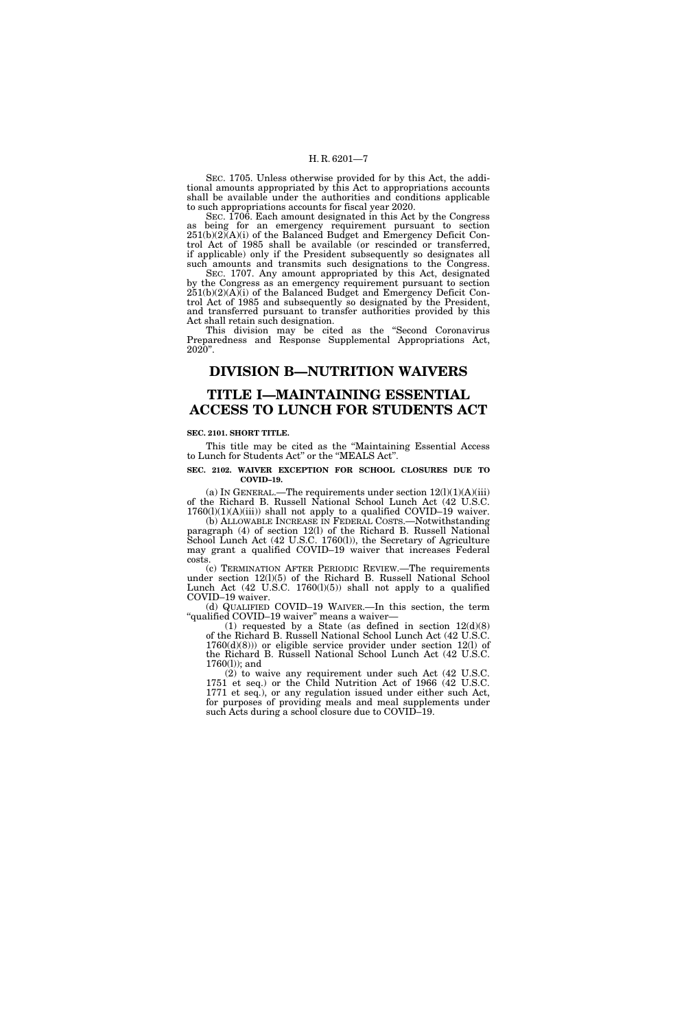SEC. 1705. Unless otherwise provided for by this Act, the additional amounts appropriated by this Act to appropriations accounts shall be available under the authorities and conditions applicable to such appropriations accounts for fiscal year 2020.

SEC. 1706. Each amount designated in this Act by the Congress as being for an emergency requirement pursuant to section 251(b)(2)(A)(i) of the Balanced Budget and Emergency Deficit Control Act of 1985 shall be available (or rescinded or transferred, if applicable) only if the President subsequently so designates all such amounts and transmits such designations to the Congress.

SEC. 1707. Any amount appropriated by this Act, designated by the Congress as an emergency requirement pursuant to section 251(b)(2)(A)(i) of the Balanced Budget and Emergency Deficit Control Act of 1985 and subsequently so designated by the President, and transferred pursuant to transfer authorities provided by this Act shall retain such designation.

This division may be cited as the "Second Coronavirus Preparedness and Response Supplemental Appropriations Act, 2020".

# DIVISION B—NUTRITION WAIVERS

# TITLE I—MAINTAINING ESSENTIAL ACCESS TO LUNCH FOR STUDENTS ACT

**SEC. 2101. SHORT TITLE.**

This title may be cited as the "Maintaining Essential Access to Lunch for Students Act" or the "MEALS Act".

**SEC. 2102. WAIVER EXCEPTION FOR SCHOOL CLOSURES DUE TO COVID–19.**

(a) IN GENERAL.—The requirements under section 12(l)(1)(A)(iii) of the Richard B. Russell National School Lunch Act (42 U.S.C. 1760(l)(1)(A)(iii)) shall not apply to a qualified COVID–19 waiver.

(b) ALLOWABLE INCREASE IN FEDERAL COSTS.—Notwithstanding paragraph (4) of section 12(l) of the Richard B. Russell National School Lunch Act (42 U.S.C. 1760(l)), the Secretary of Agriculture may grant a qualified COVID–19 waiver that increases Federal costs.

(c) TERMINATION AFTER PERIODIC REVIEW.—The requirements under section 12(l)(5) of the Richard B. Russell National School Lunch Act (42 U.S.C. 1760(l)(5)) shall not apply to a qualified COVID–19 waiver.

(d) QUALIFIED COVID–19 WAIVER.—In this section, the term "qualified COVID–19 waiver" means a waiver—

(1) requested by a State (as defined in section 12(d)(8) of the Richard B. Russell National School Lunch Act (42 U.S.C. 1760(d)(8))) or eligible service provider under section 12(l) of the Richard B. Russell National School Lunch Act (42 U.S.C. 1760(l)); and

(2) to waive any requirement under such Act (42 U.S.C. 1751 et seq.) or the Child Nutrition Act of 1966 (42 U.S.C. 1771 et seq.), or any regulation issued under either such Act, for purposes of providing meals and meal supplements under such Acts during a school closure due to COVID–19.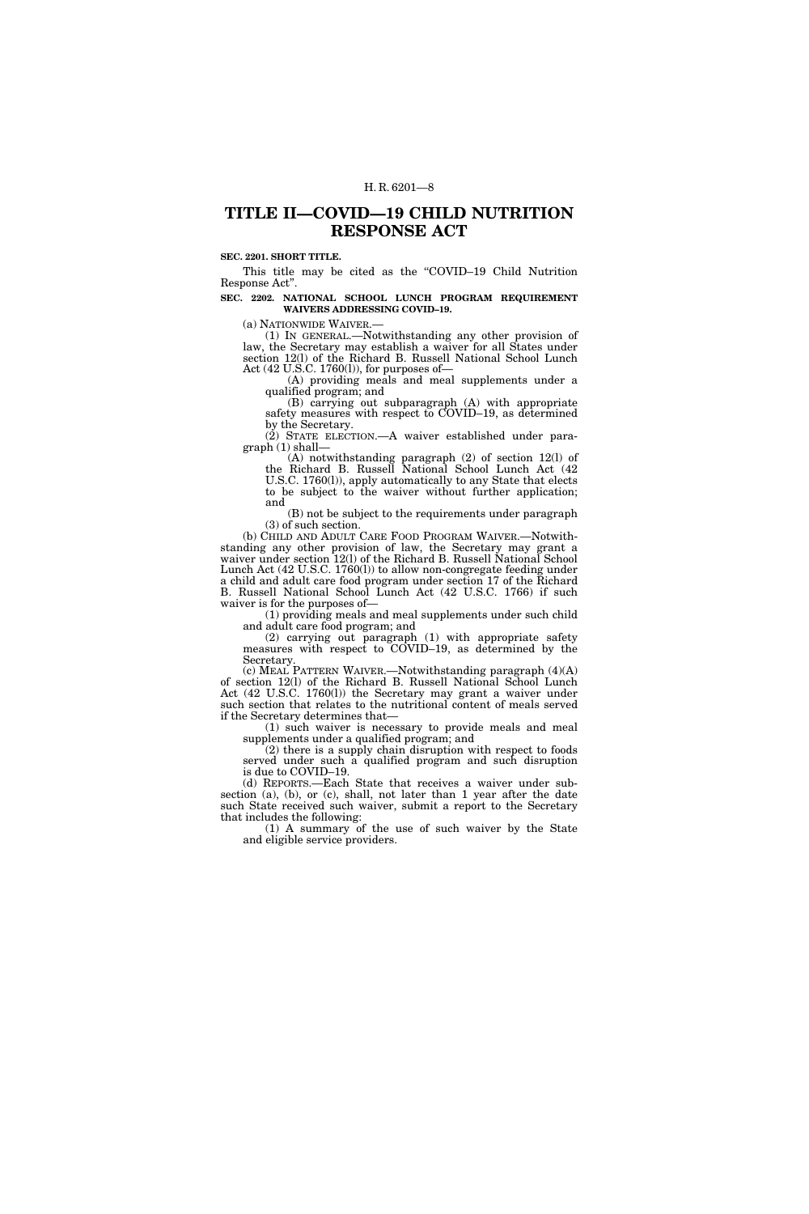# TITLE II—COVID—19 CHILD NUTRITION RESPONSE ACT

**SEC. 2201. SHORT TITLE.**

This title may be cited as the "COVID–19 Child Nutrition Response Act".

**SEC. 2202. NATIONAL SCHOOL LUNCH PROGRAM REQUIREMENT WAIVERS ADDRESSING COVID–19.**

(a) NATIONWIDE WAIVER.—

(1) IN GENERAL.—Notwithstanding any other provision of law, the Secretary may establish a waiver for all States under section 12(l) of the Richard B. Russell National School Lunch Act (42 U.S.C. 1760(l)), for purposes of—

(A) providing meals and meal supplements under a qualified program; and

(B) carrying out subparagraph (A) with appropriate safety measures with respect to COVID–19, as determined by the Secretary.

(2) STATE ELECTION.—A waiver established under paragraph (1) shall—

(A) notwithstanding paragraph (2) of section 12(l) of the Richard B. Russell National School Lunch Act (42 U.S.C. 1760(l)), apply automatically to any State that elects to be subject to the waiver without further application; and

(B) not be subject to the requirements under paragraph (3) of such section.

(b) CHILD AND ADULT CARE FOOD PROGRAM WAIVER.—Notwithstanding any other provision of law, the Secretary may grant a waiver under section 12(l) of the Richard B. Russell National School Lunch Act (42 U.S.C. 1760(l)) to allow non-congregate feeding under a child and adult care food program under section 17 of the Richard B. Russell National School Lunch Act (42 U.S.C. 1766) if such waiver is for the purposes of—

(1) providing meals and meal supplements under such child and adult care food program; and

(2) carrying out paragraph (1) with appropriate safety measures with respect to COVID–19, as determined by the Secretary.

(c) MEAL PATTERN WAIVER.—Notwithstanding paragraph (4)(A) of section 12(l) of the Richard B. Russell National School Lunch Act (42 U.S.C. 1760(l)) the Secretary may grant a waiver under such section that relates to the nutritional content of meals served if the Secretary determines that—

(1) such waiver is necessary to provide meals and meal supplements under a qualified program; and

(2) there is a supply chain disruption with respect to foods served under such a qualified program and such disruption is due to COVID–19.

(d) REPORTS.—Each State that receives a waiver under subsection (a), (b), or (c), shall, not later than 1 year after the date such State received such waiver, submit a report to the Secretary that includes the following:

(1) A summary of the use of such waiver by the State and eligible service providers.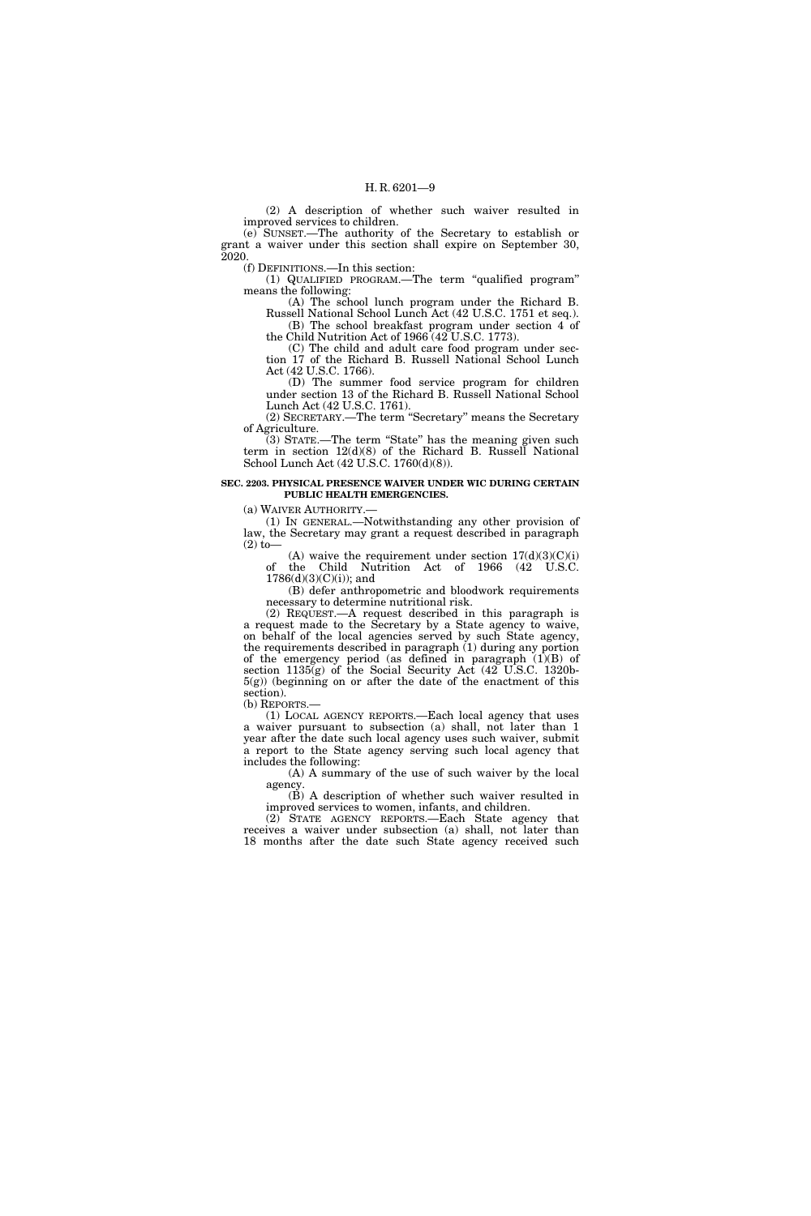(2) A description of whether such waiver resulted in improved services to children.

(e) SUNSET.—The authority of the Secretary to establish or grant a waiver under this section shall expire on September 30, 2020.

(f) DEFINITIONS.—In this section:

(1) QUALIFIED PROGRAM.—The term "qualified program" means the following:

(A) The school lunch program under the Richard B. Russell National School Lunch Act (42 U.S.C. 1751 et seq.).

(B) The school breakfast program under section 4 of the Child Nutrition Act of 1966 (42 U.S.C. 1773).

(C) The child and adult care food program under section 17 of the Richard B. Russell National School Lunch Act (42 U.S.C. 1766).

(D) The summer food service program for children under section 13 of the Richard B. Russell National School Lunch Act (42 U.S.C. 1761).

(2) SECRETARY.—The term "Secretary" means the Secretary of Agriculture.

(3) STATE.—The term "State" has the meaning given such term in section 12(d)(8) of the Richard B. Russell National School Lunch Act (42 U.S.C. 1760(d)(8)).

**SEC. 2203. PHYSICAL PRESENCE WAIVER UNDER WIC DURING CERTAIN PUBLIC HEALTH EMERGENCIES.**

(a) WAIVER AUTHORITY.—

(1) IN GENERAL.—Notwithstanding any other provision of law, the Secretary may grant a request described in paragraph (2) to—

(A) waive the requirement under section 17(d)(3)(C)(i) of the Child Nutrition Act of 1966 (42 U.S.C. 1786(d)(3)(C)(i)); and

(B) defer anthropometric and bloodwork requirements necessary to determine nutritional risk.

(2) REQUEST.—A request described in this paragraph is a request made to the Secretary by a State agency to waive, on behalf of the local agencies served by such State agency, the requirements described in paragraph (1) during any portion of the emergency period (as defined in paragraph (1)(B) of section 1135(g) of the Social Security Act (42 U.S.C. 1320b-5(g)) (beginning on or after the date of the enactment of this section).

(b) REPORTS.—

(1) LOCAL AGENCY REPORTS.—Each local agency that uses a waiver pursuant to subsection (a) shall, not later than 1 year after the date such local agency uses such waiver, submit a report to the State agency serving such local agency that includes the following:

(A) A summary of the use of such waiver by the local agency.

(B) A description of whether such waiver resulted in improved services to women, infants, and children.

(2) STATE AGENCY REPORTS.—Each State agency that receives a waiver under subsection (a) shall, not later than 18 months after the date such State agency received such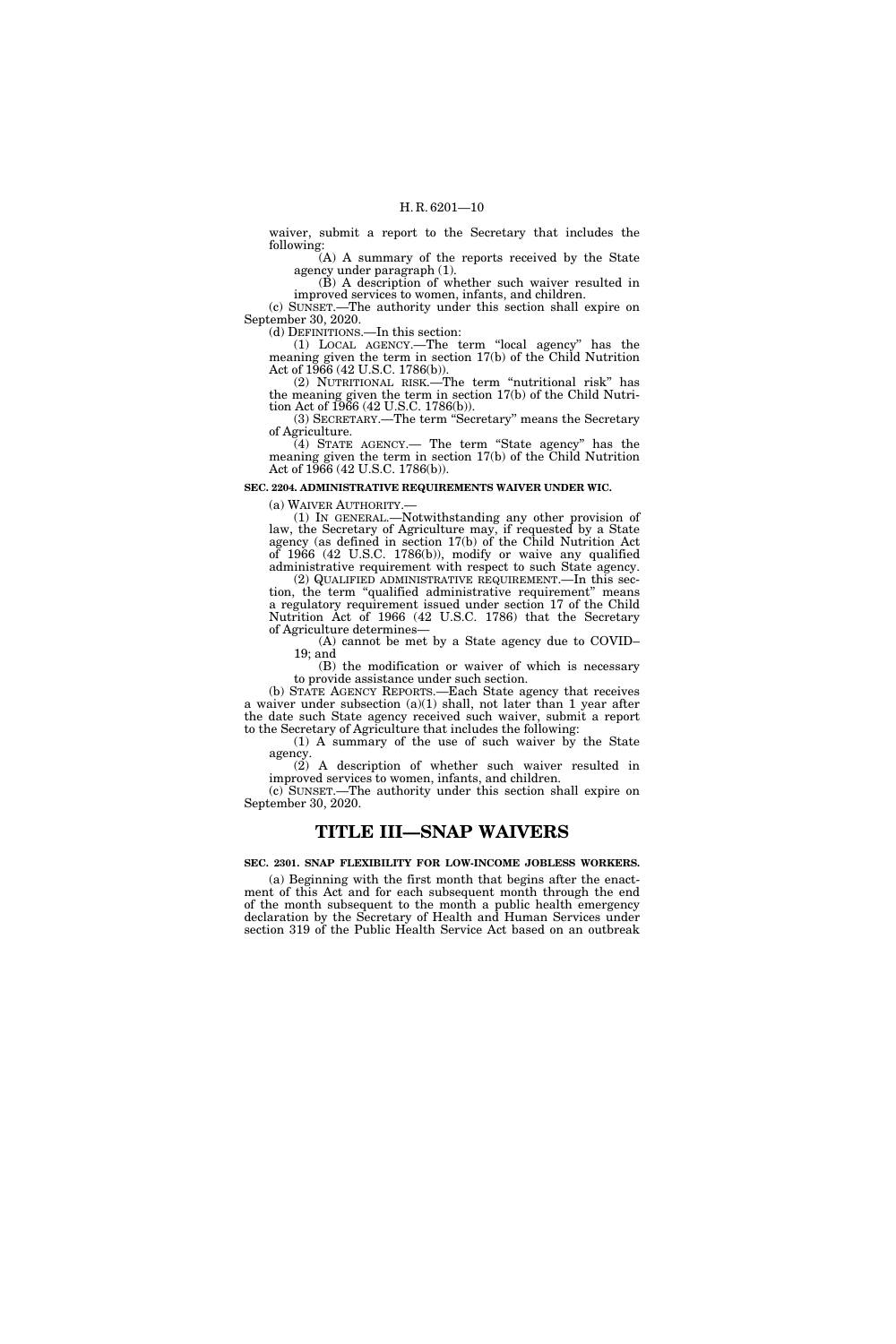waiver, submit a report to the Secretary that includes the following:

(A) A summary of the reports received by the State agency under paragraph (1).

(B) A description of whether such waiver resulted in improved services to women, infants, and children.

(c) SUNSET.—The authority under this section shall expire on September 30, 2020.

(d) DEFINITIONS.—In this section:

(1) LOCAL AGENCY.—The term "local agency" has the meaning given the term in section 17(b) of the Child Nutrition Act of 1966 (42 U.S.C. 1786(b)).

(2) NUTRITIONAL RISK.—The term "nutritional risk" has the meaning given the term in section 17(b) of the Child Nutrition Act of 1966 (42 U.S.C. 1786(b)).

(3) SECRETARY.—The term "Secretary" means the Secretary of Agriculture.

(4) STATE AGENCY.— The term "State agency" has the meaning given the term in section 17(b) of the Child Nutrition Act of 1966 (42 U.S.C. 1786(b)).

**SEC. 2204. ADMINISTRATIVE REQUIREMENTS WAIVER UNDER WIC.**

(a) WAIVER AUTHORITY.—

(1) IN GENERAL.—Notwithstanding any other provision of law, the Secretary of Agriculture may, if requested by a State agency (as defined in section 17(b) of the Child Nutrition Act of 1966 (42 U.S.C. 1786(b)), modify or waive any qualified administrative requirement with respect to such State agency.

(2) QUALIFIED ADMINISTRATIVE REQUIREMENT.—In this section, the term "qualified administrative requirement" means a regulatory requirement issued under section 17 of the Child Nutrition Act of 1966 (42 U.S.C. 1786) that the Secretary of Agriculture determines—

(A) cannot be met by a State agency due to COVID–19; and

(B) the modification or waiver of which is necessary to provide assistance under such section.

(b) STATE AGENCY REPORTS.—Each State agency that receives a waiver under subsection (a)(1) shall, not later than 1 year after the date such State agency received such waiver, submit a report to the Secretary of Agriculture that includes the following:

(1) A summary of the use of such waiver by the State agency.

(2) A description of whether such waiver resulted in improved services to women, infants, and children.

(c) SUNSET.—The authority under this section shall expire on September 30, 2020.

# TITLE III—SNAP WAIVERS

**SEC. 2301. SNAP FLEXIBILITY FOR LOW-INCOME JOBLESS WORKERS.**

(a) Beginning with the first month that begins after the enactment of this Act and for each subsequent month through the end of the month subsequent to the month a public health emergency declaration by the Secretary of Health and Human Services under section 319 of the Public Health Service Act based on an outbreak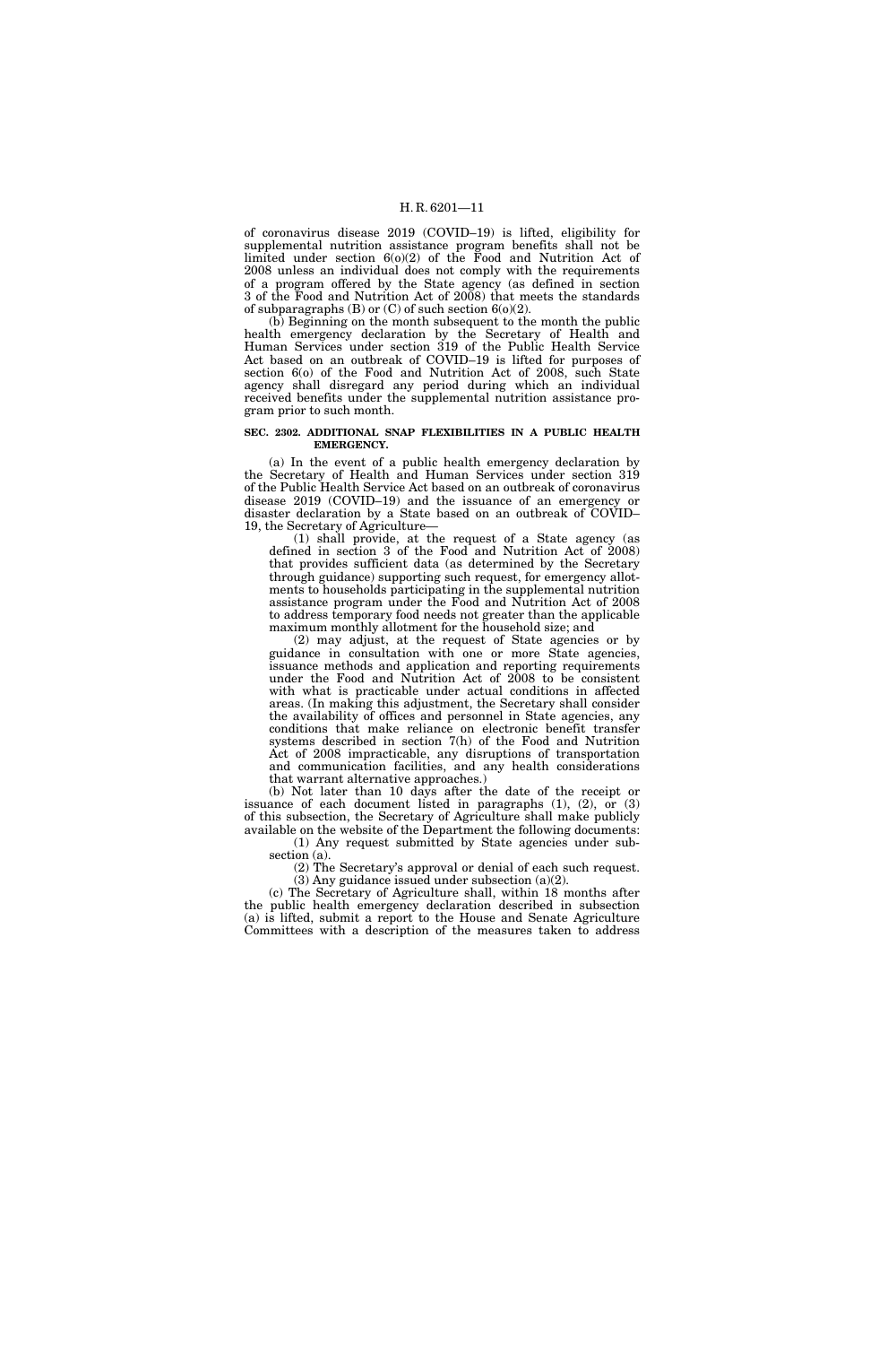of coronavirus disease 2019 (COVID–19) is lifted, eligibility for supplemental nutrition assistance program benefits shall not be limited under section 6(o)(2) of the Food and Nutrition Act of 2008 unless an individual does not comply with the requirements of a program offered by the State agency (as defined in section 3 of the Food and Nutrition Act of 2008) that meets the standards of subparagraphs (B) or (C) of such section 6(o)(2).

(b) Beginning on the month subsequent to the month the public health emergency declaration by the Secretary of Health and Human Services under section 319 of the Public Health Service Act based on an outbreak of COVID–19 is lifted for purposes of section 6(o) of the Food and Nutrition Act of 2008, such State agency shall disregard any period during which an individual received benefits under the supplemental nutrition assistance program prior to such month.

**SEC. 2302. ADDITIONAL SNAP FLEXIBILITIES IN A PUBLIC HEALTH EMERGENCY.**

(a) In the event of a public health emergency declaration by the Secretary of Health and Human Services under section 319 of the Public Health Service Act based on an outbreak of coronavirus disease 2019 (COVID–19) and the issuance of an emergency or disaster declaration by a State based on an outbreak of COVID–19, the Secretary of Agriculture—

(1) shall provide, at the request of a State agency (as defined in section 3 of the Food and Nutrition Act of 2008) that provides sufficient data (as determined by the Secretary through guidance) supporting such request, for emergency allotments to households participating in the supplemental nutrition assistance program under the Food and Nutrition Act of 2008 to address temporary food needs not greater than the applicable maximum monthly allotment for the household size; and

(2) may adjust, at the request of State agencies or by guidance in consultation with one or more State agencies, issuance methods and application and reporting requirements under the Food and Nutrition Act of 2008 to be consistent with what is practicable under actual conditions in affected areas. (In making this adjustment, the Secretary shall consider the availability of offices and personnel in State agencies, any conditions that make reliance on electronic benefit transfer systems described in section 7(h) of the Food and Nutrition Act of 2008 impracticable, any disruptions of transportation and communication facilities, and any health considerations that warrant alternative approaches.)

(b) Not later than 10 days after the date of the receipt or issuance of each document listed in paragraphs (1), (2), or (3) of this subsection, the Secretary of Agriculture shall make publicly available on the website of the Department the following documents:

(1) Any request submitted by State agencies under subsection (a).

(2) The Secretary's approval or denial of each such request.

(3) Any guidance issued under subsection (a)(2).

(c) The Secretary of Agriculture shall, within 18 months after the public health emergency declaration described in subsection (a) is lifted, submit a report to the House and Senate Agriculture Committees with a description of the measures taken to address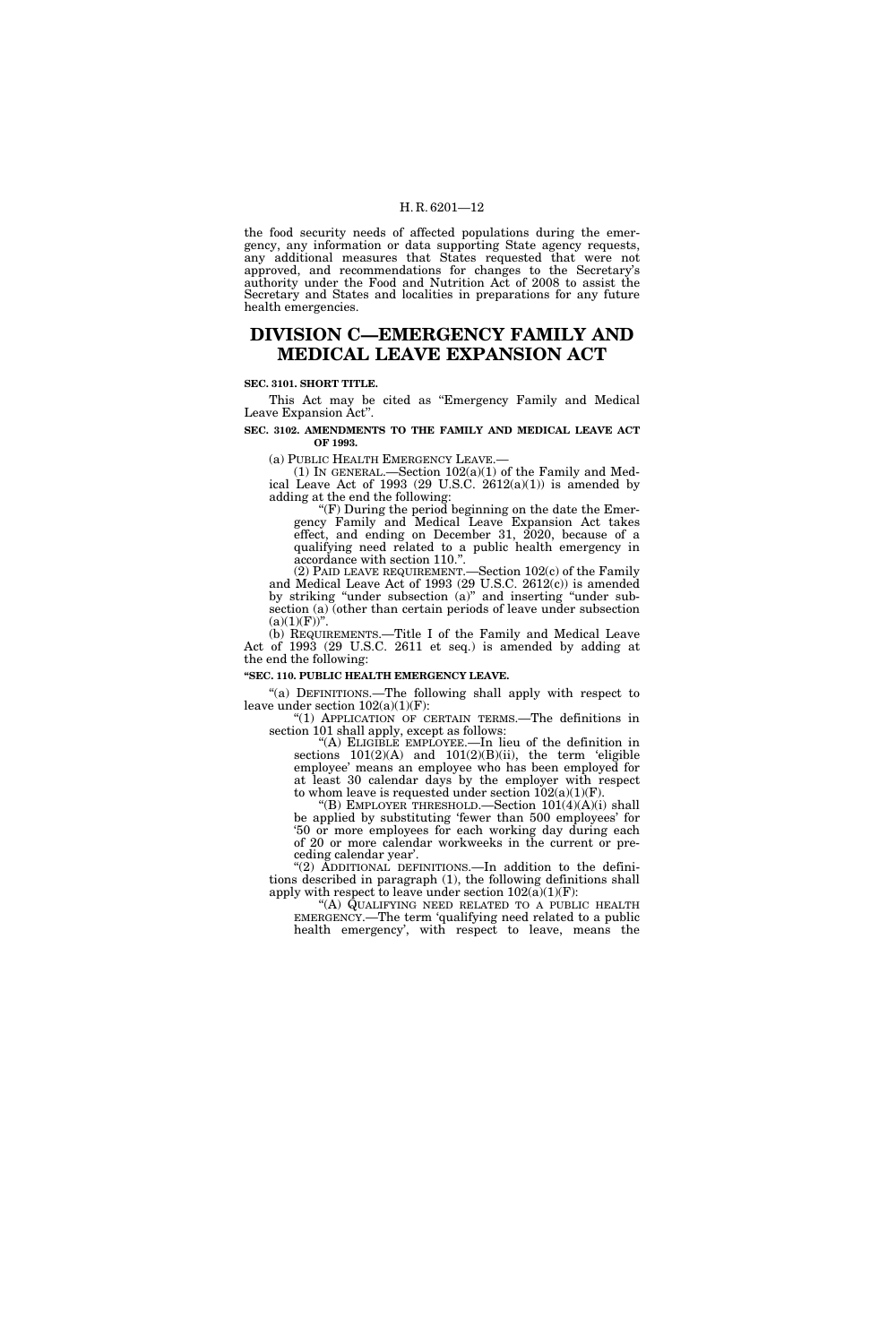the food security needs of affected populations during the emergency, any information or data supporting State agency requests, any additional measures that States requested that were not approved, and recommendations for changes to the Secretary's authority under the Food and Nutrition Act of 2008 to assist the Secretary and States and localities in preparations for any future health emergencies.

# DIVISION C—EMERGENCY FAMILY AND MEDICAL LEAVE EXPANSION ACT

**SEC. 3101. SHORT TITLE.**

This Act may be cited as "Emergency Family and Medical Leave Expansion Act".

**SEC. 3102. AMENDMENTS TO THE FAMILY AND MEDICAL LEAVE ACT OF 1993.**

(a) PUBLIC HEALTH EMERGENCY LEAVE.—

(1) IN GENERAL.—Section 102(a)(1) of the Family and Medical Leave Act of 1993 (29 U.S.C. 2612(a)(1)) is amended by adding at the end the following:

"(F) During the period beginning on the date the Emergency Family and Medical Leave Expansion Act takes effect, and ending on December 31, 2020, because of a qualifying need related to a public health emergency in accordance with section 110.".

(2) PAID LEAVE REQUIREMENT.—Section 102(c) of the Family and Medical Leave Act of 1993 (29 U.S.C. 2612(c)) is amended by striking "under subsection (a)" and inserting "under subsection (a) (other than certain periods of leave under subsection (a)(1)(F))".

(b) REQUIREMENTS.—Title I of the Family and Medical Leave Act of 1993 (29 U.S.C. 2611 et seq.) is amended by adding at the end the following:

**"SEC. 110. PUBLIC HEALTH EMERGENCY LEAVE.**

"(a) DEFINITIONS.—The following shall apply with respect to leave under section 102(a)(1)(F):

"(1) APPLICATION OF CERTAIN TERMS.—The definitions in section 101 shall apply, except as follows:

"(A) ELIGIBLE EMPLOYEE.—In lieu of the definition in sections 101(2)(A) and 101(2)(B)(ii), the term 'eligible employee' means an employee who has been employed for at least 30 calendar days by the employer with respect to whom leave is requested under section 102(a)(1)(F).

"(B) EMPLOYER THRESHOLD.—Section 101(4)(A)(i) shall be applied by substituting 'fewer than 500 employees' for '50 or more employees for each working day during each of 20 or more calendar workweeks in the current or preceding calendar year'.

"(2) ADDITIONAL DEFINITIONS.—In addition to the definitions described in paragraph (1), the following definitions shall apply with respect to leave under section 102(a)(1)(F):

"(A) QUALIFYING NEED RELATED TO A PUBLIC HEALTH EMERGENCY.—The term 'qualifying need related to a public health emergency', with respect to leave, means the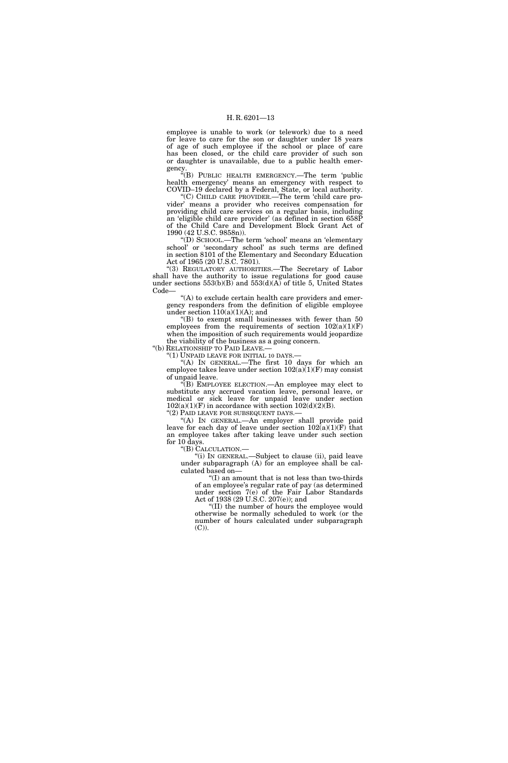employee is unable to work (or telework) due to a need for leave to care for the son or daughter under 18 years of age of such employee if the school or place of care has been closed, or the child care provider of such son or daughter is unavailable, due to a public health emergency.

"(B) PUBLIC HEALTH EMERGENCY.—The term 'public health emergency' means an emergency with respect to COVID–19 declared by a Federal, State, or local authority.

"(C) CHILD CARE PROVIDER.—The term 'child care provider' means a provider who receives compensation for providing child care services on a regular basis, including an 'eligible child care provider' (as defined in section 658P of the Child Care and Development Block Grant Act of 1990 (42 U.S.C. 9858n)).

"(D) SCHOOL.—The term 'school' means an 'elementary school' or 'secondary school' as such terms are defined in section 8101 of the Elementary and Secondary Education Act of 1965 (20 U.S.C. 7801).

"(3) REGULATORY AUTHORITIES.—The Secretary of Labor shall have the authority to issue regulations for good cause under sections 553(b)(B) and 553(d)(A) of title 5, United States Code—

"(A) to exclude certain health care providers and emergency responders from the definition of eligible employee under section 110(a)(1)(A); and

"(B) to exempt small businesses with fewer than 50 employees from the requirements of section 102(a)(1)(F) when the imposition of such requirements would jeopardize the viability of the business as a going concern.

"(b) RELATIONSHIP TO PAID LEAVE.—

"(1) UNPAID LEAVE FOR INITIAL 10 DAYS.—

"(A) IN GENERAL.—The first 10 days for which an employee takes leave under section 102(a)(1)(F) may consist of unpaid leave.

"(B) EMPLOYEE ELECTION.—An employee may elect to substitute any accrued vacation leave, personal leave, or medical or sick leave for unpaid leave under section 102(a)(1)(F) in accordance with section 102(d)(2)(B).

"(2) PAID LEAVE FOR SUBSEQUENT DAYS.—

"(A) IN GENERAL.—An employer shall provide paid leave for each day of leave under section 102(a)(1)(F) that an employee takes after taking leave under such section for 10 days.

"(B) CALCULATION.—

"(i) IN GENERAL.—Subject to clause (ii), paid leave under subparagraph (A) for an employee shall be calculated based on—

"(I) an amount that is not less than two-thirds of an employee's regular rate of pay (as determined under section 7(e) of the Fair Labor Standards Act of 1938 (29 U.S.C. 207(e)); and

"(II) the number of hours the employee would otherwise be normally scheduled to work (or the number of hours calculated under subparagraph (C)).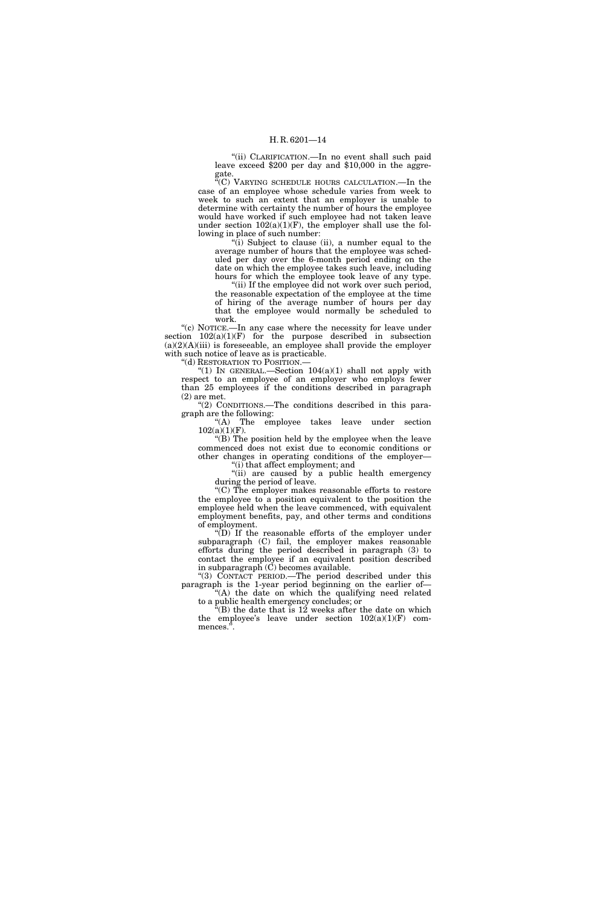"(ii) CLARIFICATION.—In no event shall such paid leave exceed $200 per day and $10,000 in the aggregate.

"(C) VARYING SCHEDULE HOURS CALCULATION.—In the case of an employee whose schedule varies from week to week to such an extent that an employer is unable to determine with certainty the number of hours the employee would have worked if such employee had not taken leave under section 102(a)(1)(F), the employer shall use the following in place of such number:

"(i) Subject to clause (ii), a number equal to the average number of hours that the employee was scheduled per day over the 6-month period ending on the date on which the employee takes such leave, including hours for which the employee took leave of any type.

"(ii) If the employee did not work over such period, the reasonable expectation of the employee at the time of hiring of the average number of hours per day that the employee would normally be scheduled to work.

"(c) NOTICE.—In any case where the necessity for leave under section 102(a)(1)(F) for the purpose described in subsection (a)(2)(A)(iii) is foreseeable, an employee shall provide the employer with such notice of leave as is practicable.

"(d) RESTORATION TO POSITION.—

"(1) IN GENERAL.—Section 104(a)(1) shall not apply with respect to an employee of an employer who employs fewer than 25 employees if the conditions described in paragraph (2) are met.

"(2) CONDITIONS.—The conditions described in this paragraph are the following:

"(A) The employee takes leave under section 102(a)(1)(F).

"(B) The position held by the employee when the leave commenced does not exist due to economic conditions or other changes in operating conditions of the employer—

"(i) that affect employment; and

"(ii) are caused by a public health emergency during the period of leave.

"(C) The employer makes reasonable efforts to restore the employee to a position equivalent to the position the employee held when the leave commenced, with equivalent employment benefits, pay, and other terms and conditions of employment.

"(D) If the reasonable efforts of the employer under subparagraph (C) fail, the employer makes reasonable efforts during the period described in paragraph (3) to contact the employee if an equivalent position described in subparagraph (C) becomes available.

"(3) CONTACT PERIOD.—The period described under this paragraph is the 1-year period beginning on the earlier of—

"(A) the date on which the qualifying need related to a public health emergency concludes; or

"(B) the date that is 12 weeks after the date on which the employee's leave under section 102(a)(1)(F) commences.".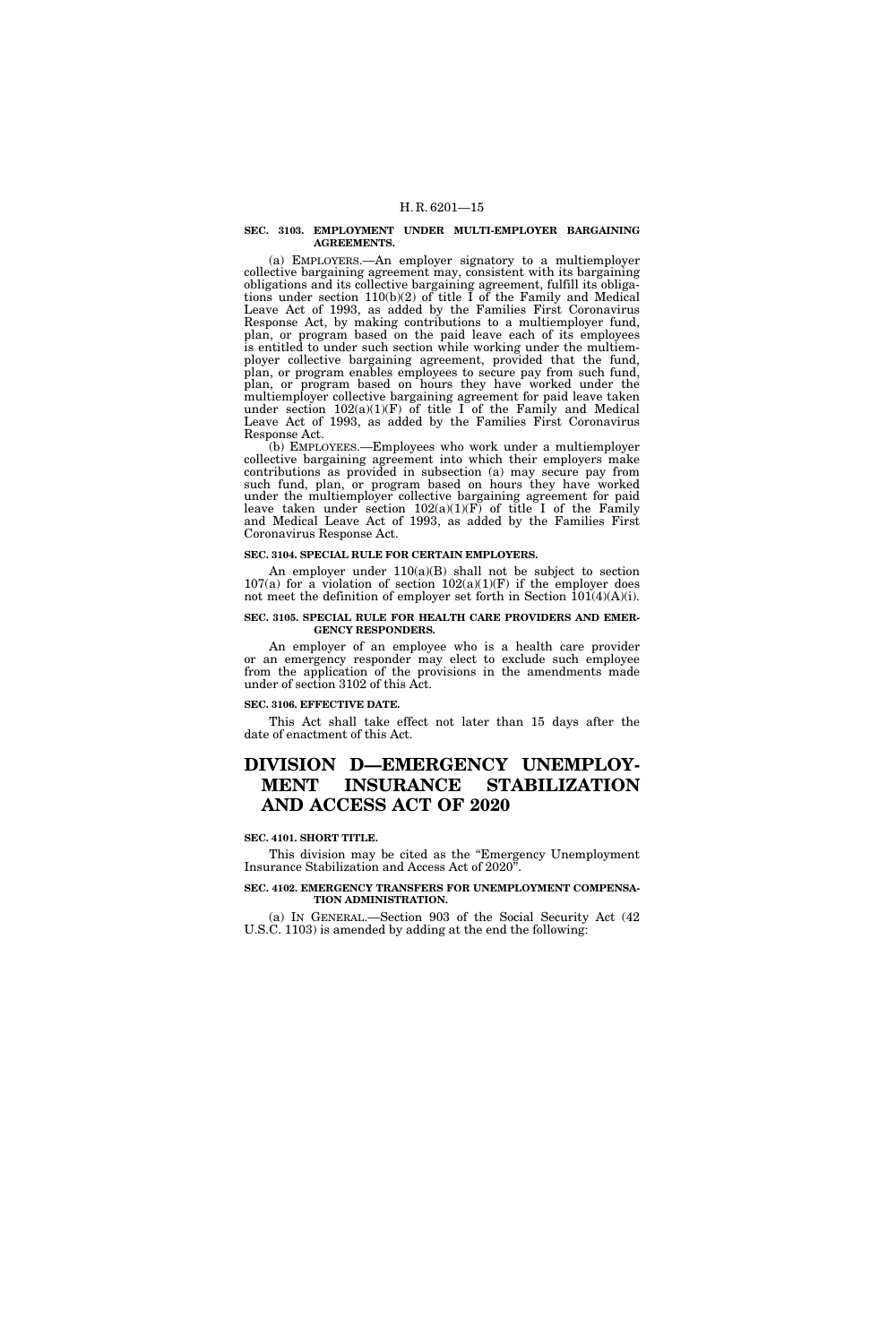**SEC. 3103. EMPLOYMENT UNDER MULTI-EMPLOYER BARGAINING AGREEMENTS.**

(a) EMPLOYERS.—An employer signatory to a multiemployer collective bargaining agreement may, consistent with its bargaining obligations and its collective bargaining agreement, fulfill its obligations under section 110(b)(2) of title I of the Family and Medical Leave Act of 1993, as added by the Families First Coronavirus Response Act, by making contributions to a multiemployer fund, plan, or program based on the paid leave each of its employees is entitled to under such section while working under the multiemployer collective bargaining agreement, provided that the fund, plan, or program enables employees to secure pay from such fund, plan, or program based on hours they have worked under the multiemployer collective bargaining agreement for paid leave taken under section 102(a)(1)(F) of title I of the Family and Medical Leave Act of 1993, as added by the Families First Coronavirus Response Act.

(b) EMPLOYEES.—Employees who work under a multiemployer collective bargaining agreement into which their employers make contributions as provided in subsection (a) may secure pay from such fund, plan, or program based on hours they have worked under the multiemployer collective bargaining agreement for paid leave taken under section 102(a)(1)(F) of title I of the Family and Medical Leave Act of 1993, as added by the Families First Coronavirus Response Act.

**SEC. 3104. SPECIAL RULE FOR CERTAIN EMPLOYERS.**

An employer under 110(a)(B) shall not be subject to section 107(a) for a violation of section 102(a)(1)(F) if the employer does not meet the definition of employer set forth in Section 101(4)(A)(i).

**SEC. 3105. SPECIAL RULE FOR HEALTH CARE PROVIDERS AND EMERGENCY RESPONDERS.**

An employer of an employee who is a health care provider or an emergency responder may elect to exclude such employee from the application of the provisions in the amendments made under of section 3102 of this Act.

**SEC. 3106. EFFECTIVE DATE.**

This Act shall take effect not later than 15 days after the date of enactment of this Act.

# DIVISION D—EMERGENCY UNEMPLOYMENT INSURANCE STABILIZATION AND ACCESS ACT OF 2020

**SEC. 4101. SHORT TITLE.**

This division may be cited as the "Emergency Unemployment Insurance Stabilization and Access Act of 2020".

**SEC. 4102. EMERGENCY TRANSFERS FOR UNEMPLOYMENT COMPENSATION ADMINISTRATION.**

(a) IN GENERAL.—Section 903 of the Social Security Act (42 U.S.C. 1103) is amended by adding at the end the following: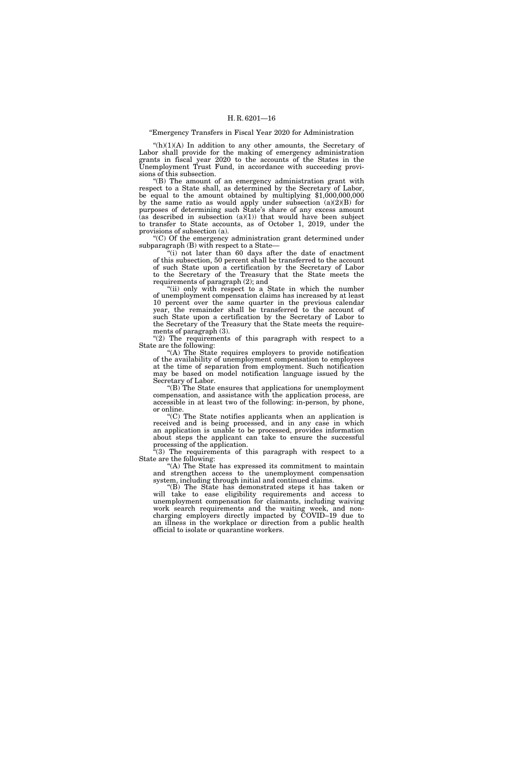"Emergency Transfers in Fiscal Year 2020 for Administration

"(h)(1)(A) In addition to any other amounts, the Secretary of Labor shall provide for the making of emergency administration grants in fiscal year 2020 to the accounts of the States in the Unemployment Trust Fund, in accordance with succeeding provisions of this subsection.

"(B) The amount of an emergency administration grant with respect to a State shall, as determined by the Secretary of Labor, be equal to the amount obtained by multiplying $1,000,000,000 by the same ratio as would apply under subsection (a)(2)(B) for purposes of determining such State's share of any excess amount (as described in subsection (a)(1)) that would have been subject to transfer to State accounts, as of October 1, 2019, under the provisions of subsection (a).

"(C) Of the emergency administration grant determined under subparagraph (B) with respect to a State—

"(i) not later than 60 days after the date of enactment of this subsection, 50 percent shall be transferred to the account of such State upon a certification by the Secretary of Labor to the Secretary of the Treasury that the State meets the requirements of paragraph (2); and

"(ii) only with respect to a State in which the number of unemployment compensation claims has increased by at least 10 percent over the same quarter in the previous calendar year, the remainder shall be transferred to the account of such State upon a certification by the Secretary of Labor to the Secretary of the Treasury that the State meets the requirements of paragraph (3).

"(2) The requirements of this paragraph with respect to a State are the following:

"(A) The State requires employers to provide notification of the availability of unemployment compensation to employees at the time of separation from employment. Such notification may be based on model notification language issued by the Secretary of Labor.

"(B) The State ensures that applications for unemployment compensation, and assistance with the application process, are accessible in at least two of the following: in-person, by phone, or online.

"(C) The State notifies applicants when an application is received and is being processed, and in any case in which an application is unable to be processed, provides information about steps the applicant can take to ensure the successful processing of the application.

"(3) The requirements of this paragraph with respect to a State are the following:

"(A) The State has expressed its commitment to maintain and strengthen access to the unemployment compensation system, including through initial and continued claims.

"(B) The State has demonstrated steps it has taken or will take to ease eligibility requirements and access to unemployment compensation for claimants, including waiving work search requirements and the waiting week, and non-charging employers directly impacted by COVID–19 due to an illness in the workplace or direction from a public health official to isolate or quarantine workers.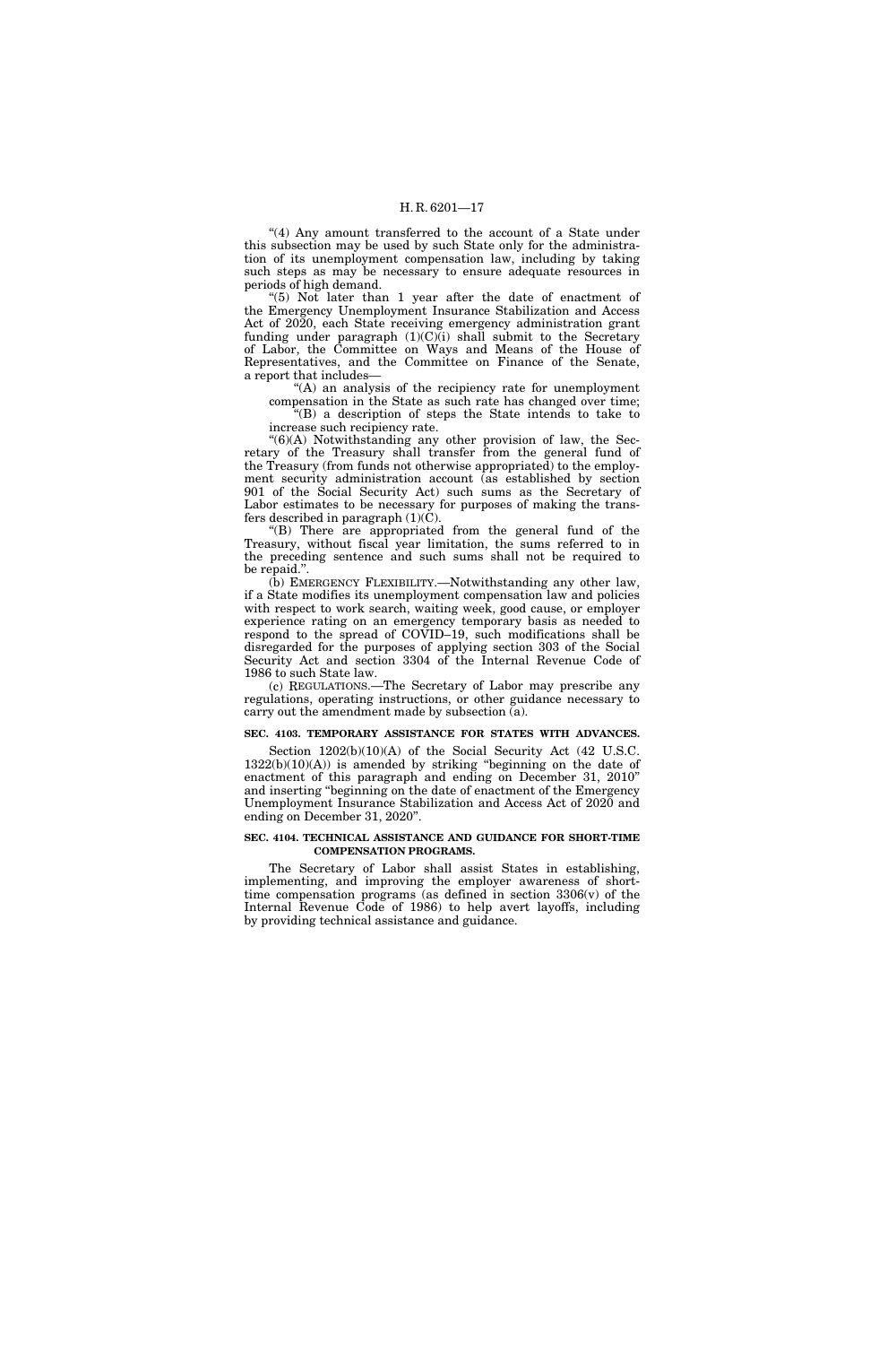"(4) Any amount transferred to the account of a State under this subsection may be used by such State only for the administration of its unemployment compensation law, including by taking such steps as may be necessary to ensure adequate resources in periods of high demand.

"(5) Not later than 1 year after the date of enactment of the Emergency Unemployment Insurance Stabilization and Access Act of 2020, each State receiving emergency administration grant funding under paragraph (1)(C)(i) shall submit to the Secretary of Labor, the Committee on Ways and Means of the House of Representatives, and the Committee on Finance of the Senate, a report that includes—

"(A) an analysis of the recipiency rate for unemployment compensation in the State as such rate has changed over time;

"(B) a description of steps the State intends to take to increase such recipiency rate.

"(6)(A) Notwithstanding any other provision of law, the Secretary of the Treasury shall transfer from the general fund of the Treasury (from funds not otherwise appropriated) to the employment security administration account (as established by section 901 of the Social Security Act) such sums as the Secretary of Labor estimates to be necessary for purposes of making the transfers described in paragraph (1)(C).

"(B) There are appropriated from the general fund of the Treasury, without fiscal year limitation, the sums referred to in the preceding sentence and such sums shall not be required to be repaid.".

(b) EMERGENCY FLEXIBILITY.—Notwithstanding any other law, if a State modifies its unemployment compensation law and policies with respect to work search, waiting week, good cause, or employer experience rating on an emergency temporary basis as needed to respond to the spread of COVID–19, such modifications shall be disregarded for the purposes of applying section 303 of the Social Security Act and section 3304 of the Internal Revenue Code of 1986 to such State law.

(c) REGULATIONS.—The Secretary of Labor may prescribe any regulations, operating instructions, or other guidance necessary to carry out the amendment made by subsection (a).

**SEC. 4103. TEMPORARY ASSISTANCE FOR STATES WITH ADVANCES.**

Section 1202(b)(10)(A) of the Social Security Act (42 U.S.C. 1322(b)(10)(A)) is amended by striking "beginning on the date of enactment of this paragraph and ending on December 31, 2010" and inserting "beginning on the date of enactment of the Emergency Unemployment Insurance Stabilization and Access Act of 2020 and ending on December 31, 2020".

**SEC. 4104. TECHNICAL ASSISTANCE AND GUIDANCE FOR SHORT-TIME COMPENSATION PROGRAMS.**

The Secretary of Labor shall assist States in establishing, implementing, and improving the employer awareness of short-time compensation programs (as defined in section 3306(v) of the Internal Revenue Code of 1986) to help avert layoffs, including by providing technical assistance and guidance.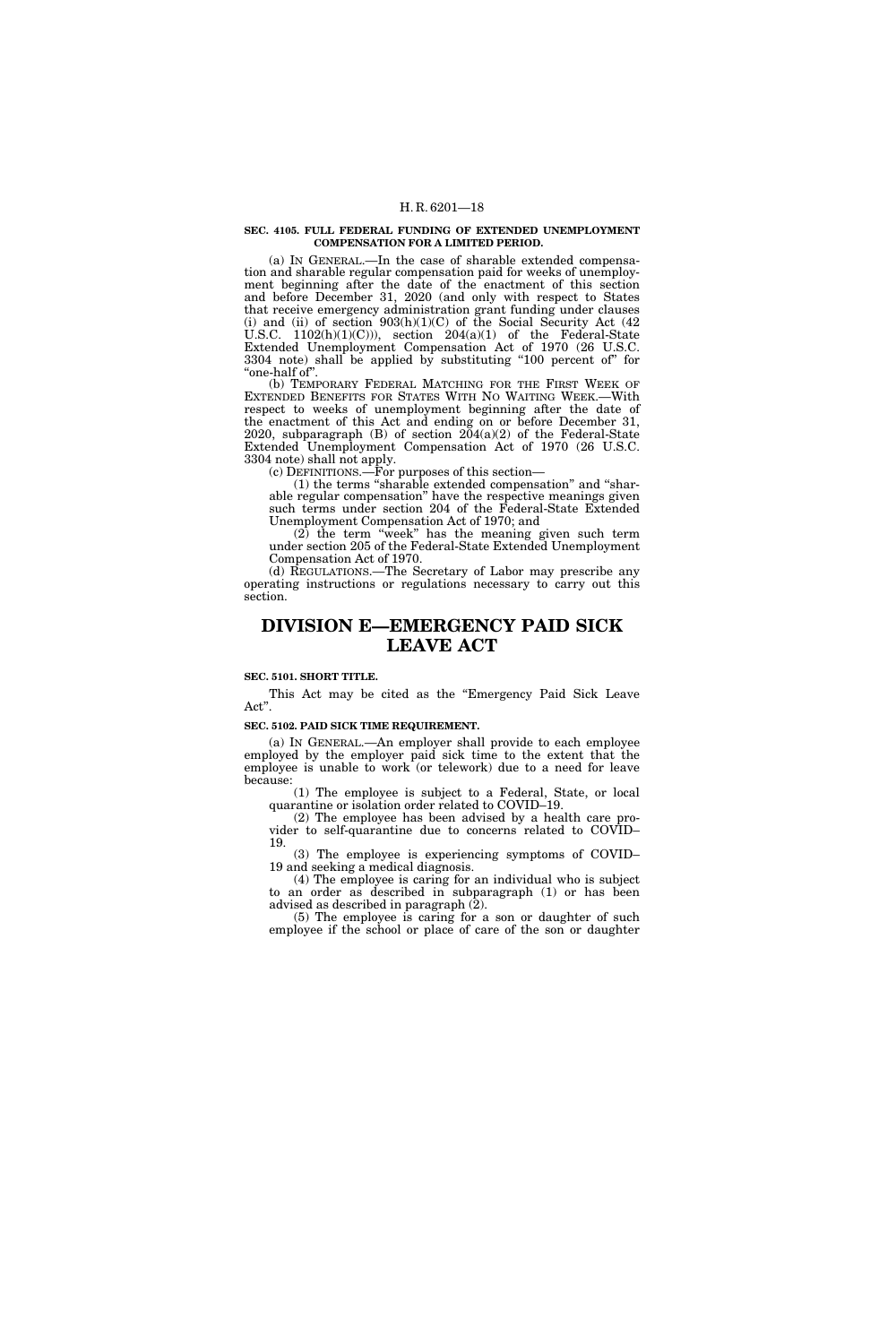**SEC. 4105. FULL FEDERAL FUNDING OF EXTENDED UNEMPLOYMENT COMPENSATION FOR A LIMITED PERIOD.**

(a) IN GENERAL.—In the case of sharable extended compensation and sharable regular compensation paid for weeks of unemployment beginning after the date of the enactment of this section and before December 31, 2020 (and only with respect to States that receive emergency administration grant funding under clauses (i) and (ii) of section 903(h)(1)(C) of the Social Security Act (42 U.S.C. 1102(h)(1)(C))), section 204(a)(1) of the Federal-State Extended Unemployment Compensation Act of 1970 (26 U.S.C. 3304 note) shall be applied by substituting "100 percent of" for "one-half of".

(b) TEMPORARY FEDERAL MATCHING FOR THE FIRST WEEK OF EXTENDED BENEFITS FOR STATES WITH NO WAITING WEEK.—With respect to weeks of unemployment beginning after the date of the enactment of this Act and ending on or before December 31, 2020, subparagraph (B) of section 204(a)(2) of the Federal-State Extended Unemployment Compensation Act of 1970 (26 U.S.C. 3304 note) shall not apply.

(c) DEFINITIONS.—For purposes of this section—

(1) the terms "sharable extended compensation" and "sharable regular compensation" have the respective meanings given such terms under section 204 of the Federal-State Extended Unemployment Compensation Act of 1970; and

(2) the term "week" has the meaning given such term under section 205 of the Federal-State Extended Unemployment Compensation Act of 1970.

(d) REGULATIONS.—The Secretary of Labor may prescribe any operating instructions or regulations necessary to carry out this section.

# DIVISION E—EMERGENCY PAID SICK LEAVE ACT

**SEC. 5101. SHORT TITLE.**

This Act may be cited as the "Emergency Paid Sick Leave Act".

**SEC. 5102. PAID SICK TIME REQUIREMENT.**

(a) IN GENERAL.—An employer shall provide to each employee employed by the employer paid sick time to the extent that the employee is unable to work (or telework) due to a need for leave because:

(1) The employee is subject to a Federal, State, or local quarantine or isolation order related to COVID–19.

(2) The employee has been advised by a health care provider to self-quarantine due to concerns related to COVID–19.

(3) The employee is experiencing symptoms of COVID–19 and seeking a medical diagnosis.

(4) The employee is caring for an individual who is subject to an order as described in subparagraph (1) or has been advised as described in paragraph (2).

(5) The employee is caring for a son or daughter of such employee if the school or place of care of the son or daughter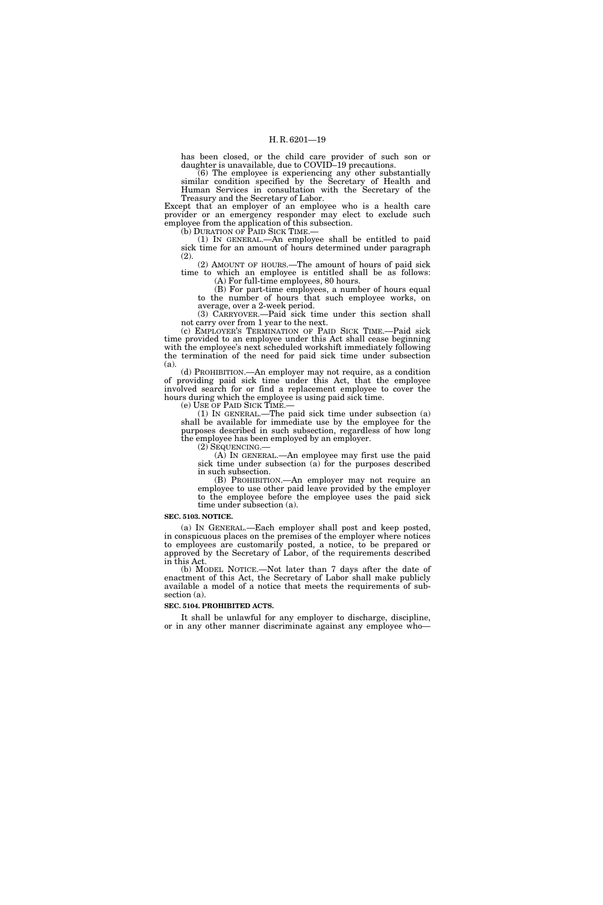has been closed, or the child care provider of such son or daughter is unavailable, due to COVID–19 precautions.

(6) The employee is experiencing any other substantially similar condition specified by the Secretary of Health and Human Services in consultation with the Secretary of the Treasury and the Secretary of Labor.

Except that an employer of an employee who is a health care provider or an emergency responder may elect to exclude such employee from the application of this subsection.

(b) DURATION OF PAID SICK TIME.—

(1) IN GENERAL.—An employee shall be entitled to paid sick time for an amount of hours determined under paragraph (2).

(2) AMOUNT OF HOURS.—The amount of hours of paid sick time to which an employee is entitled shall be as follows:

(A) For full-time employees, 80 hours.

(B) For part-time employees, a number of hours equal to the number of hours that such employee works, on average, over a 2-week period.

(3) CARRYOVER.—Paid sick time under this section shall not carry over from 1 year to the next.

(c) EMPLOYER'S TERMINATION OF PAID SICK TIME.—Paid sick time provided to an employee under this Act shall cease beginning with the employee's next scheduled workshift immediately following the termination of the need for paid sick time under subsection (a).

(d) PROHIBITION.—An employer may not require, as a condition of providing paid sick time under this Act, that the employee involved search for or find a replacement employee to cover the hours during which the employee is using paid sick time.

(e) USE OF PAID SICK TIME.—

(1) IN GENERAL.—The paid sick time under subsection (a) shall be available for immediate use by the employee for the purposes described in such subsection, regardless of how long the employee has been employed by an employer.

(2) SEQUENCING.—

(A) IN GENERAL.—An employee may first use the paid sick time under subsection (a) for the purposes described in such subsection.

(B) PROHIBITION.—An employer may not require an employee to use other paid leave provided by the employer to the employee before the employee uses the paid sick time under subsection (a).

**SEC. 5103. NOTICE.**

(a) IN GENERAL.—Each employer shall post and keep posted, in conspicuous places on the premises of the employer where notices to employees are customarily posted, a notice, to be prepared or approved by the Secretary of Labor, of the requirements described in this Act.

(b) MODEL NOTICE.—Not later than 7 days after the date of enactment of this Act, the Secretary of Labor shall make publicly available a model of a notice that meets the requirements of subsection (a).

**SEC. 5104. PROHIBITED ACTS.**

It shall be unlawful for any employer to discharge, discipline, or in any other manner discriminate against any employee who—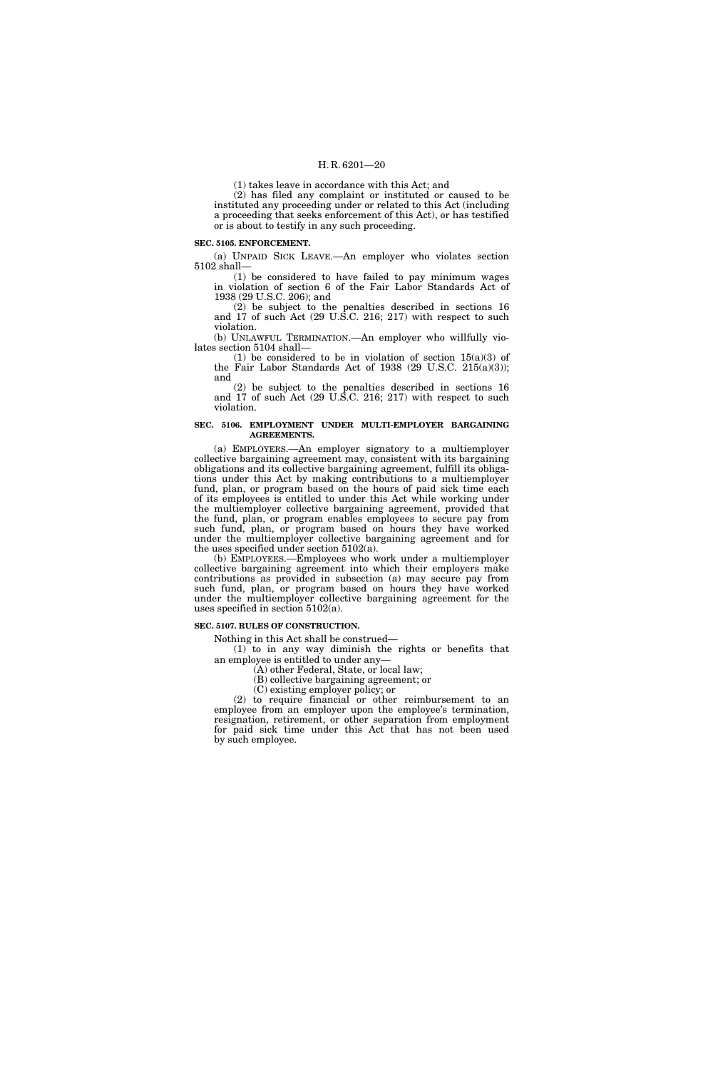(1) takes leave in accordance with this Act; and

(2) has filed any complaint or instituted or caused to be instituted any proceeding under or related to this Act (including a proceeding that seeks enforcement of this Act), or has testified or is about to testify in any such proceeding.

**SEC. 5105. ENFORCEMENT.**

(a) UNPAID SICK LEAVE.—An employer who violates section 5102 shall—

(1) be considered to have failed to pay minimum wages in violation of section 6 of the Fair Labor Standards Act of 1938 (29 U.S.C. 206); and

(2) be subject to the penalties described in sections 16 and 17 of such Act (29 U.S.C. 216; 217) with respect to such violation.

(b) UNLAWFUL TERMINATION.—An employer who willfully violates section 5104 shall—

(1) be considered to be in violation of section 15(a)(3) of the Fair Labor Standards Act of 1938 (29 U.S.C. 215(a)(3)); and

(2) be subject to the penalties described in sections 16 and 17 of such Act (29 U.S.C. 216; 217) with respect to such violation.

**SEC. 5106. EMPLOYMENT UNDER MULTI-EMPLOYER BARGAINING AGREEMENTS.**

(a) EMPLOYERS.—An employer signatory to a multiemployer collective bargaining agreement may, consistent with its bargaining obligations and its collective bargaining agreement, fulfill its obligations under this Act by making contributions to a multiemployer fund, plan, or program based on the hours of paid sick time each of its employees is entitled to under this Act while working under the multiemployer collective bargaining agreement, provided that the fund, plan, or program enables employees to secure pay from such fund, plan, or program based on hours they have worked under the multiemployer collective bargaining agreement and for the uses specified under section 5102(a).

(b) EMPLOYEES.—Employees who work under a multiemployer collective bargaining agreement into which their employers make contributions as provided in subsection (a) may secure pay from such fund, plan, or program based on hours they have worked under the multiemployer collective bargaining agreement for the uses specified in section 5102(a).

**SEC. 5107. RULES OF CONSTRUCTION.**

Nothing in this Act shall be construed—

(1) to in any way diminish the rights or benefits that an employee is entitled to under any—

(A) other Federal, State, or local law;

(B) collective bargaining agreement; or

(C) existing employer policy; or

(2) to require financial or other reimbursement to an employee from an employer upon the employee's termination, resignation, retirement, or other separation from employment for paid sick time under this Act that has not been used by such employee.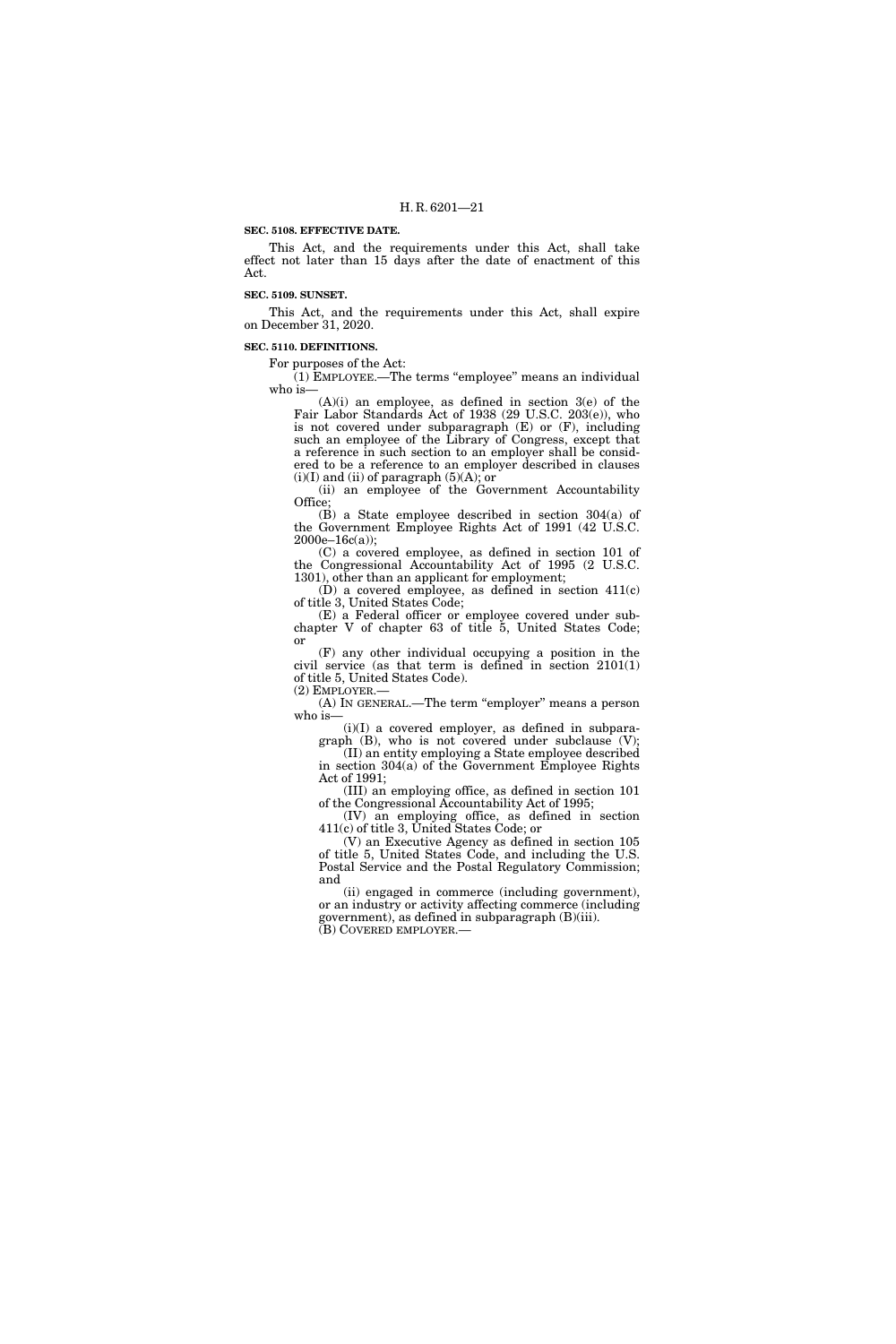**SEC. 5108. EFFECTIVE DATE.**

This Act, and the requirements under this Act, shall take effect not later than 15 days after the date of enactment of this Act.

**SEC. 5109. SUNSET.**

This Act, and the requirements under this Act, shall expire on December 31, 2020.

**SEC. 5110. DEFINITIONS.**

For purposes of the Act:

(1) EMPLOYEE.—The terms "employee" means an individual who is—

(A)(i) an employee, as defined in section 3(e) of the Fair Labor Standards Act of 1938 (29 U.S.C. 203(e)), who is not covered under subparagraph (E) or (F), including such an employee of the Library of Congress, except that a reference in such section to an employer shall be considered to be a reference to an employer described in clauses (i)(I) and (ii) of paragraph (5)(A); or

(ii) an employee of the Government Accountability Office;

(B) a State employee described in section 304(a) of the Government Employee Rights Act of 1991 (42 U.S.C. 2000e–16c(a));

(C) a covered employee, as defined in section 101 of the Congressional Accountability Act of 1995 (2 U.S.C. 1301), other than an applicant for employment;

(D) a covered employee, as defined in section 411(c) of title 3, United States Code;

(E) a Federal officer or employee covered under subchapter V of chapter 63 of title 5, United States Code; or

(F) any other individual occupying a position in the civil service (as that term is defined in section 2101(1) of title 5, United States Code).

(2) EMPLOYER.—

(A) IN GENERAL.—The term "employer" means a person who is—

(i)(I) a covered employer, as defined in subparagraph (B), who is not covered under subclause (V);

(II) an entity employing a State employee described in section 304(a) of the Government Employee Rights Act of 1991;

(III) an employing office, as defined in section 101 of the Congressional Accountability Act of 1995;

(IV) an employing office, as defined in section 411(c) of title 3, United States Code; or

(V) an Executive Agency as defined in section 105 of title 5, United States Code, and including the U.S. Postal Service and the Postal Regulatory Commission; and

(ii) engaged in commerce (including government), or an industry or activity affecting commerce (including government), as defined in subparagraph (B)(iii).

(B) COVERED EMPLOYER.—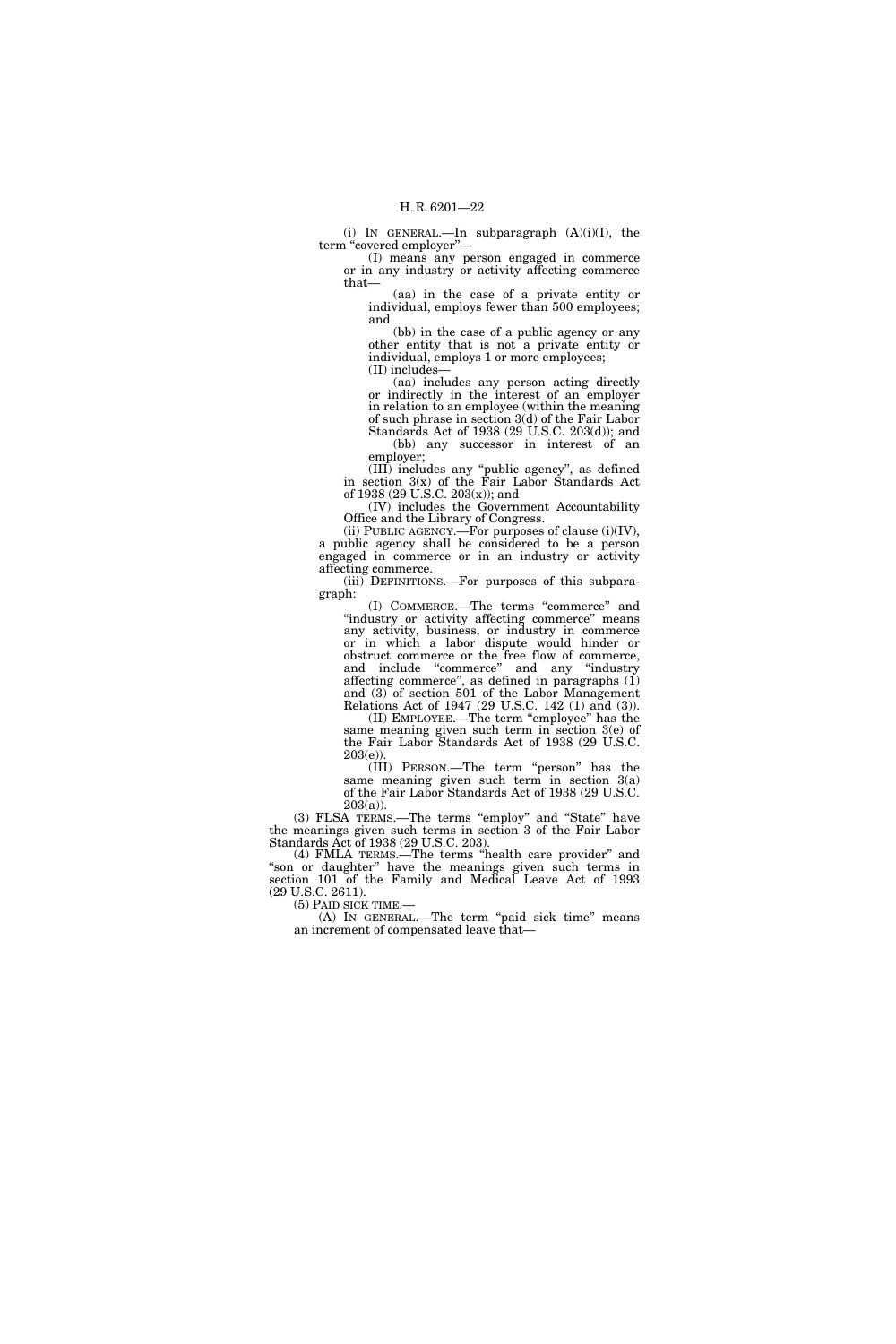(i) IN GENERAL.—In subparagraph (A)(i)(I), the term "covered employer"—

(I) means any person engaged in commerce or in any industry or activity affecting commerce that—

(aa) in the case of a private entity or individual, employs fewer than 500 employees; and

(bb) in the case of a public agency or any other entity that is not a private entity or individual, employs 1 or more employees;

(II) includes—

(aa) includes any person acting directly or indirectly in the interest of an employer in relation to an employee (within the meaning of such phrase in section 3(d) of the Fair Labor Standards Act of 1938 (29 U.S.C. 203(d)); and

(bb) any successor in interest of an employer;

(III) includes any "public agency", as defined in section 3(x) of the Fair Labor Standards Act of 1938 (29 U.S.C. 203(x)); and

(IV) includes the Government Accountability Office and the Library of Congress.

(ii) PUBLIC AGENCY.—For purposes of clause (i)(IV), a public agency shall be considered to be a person engaged in commerce or in an industry or activity affecting commerce.

(iii) DEFINITIONS.—For purposes of this subparagraph:

(I) COMMERCE.—The terms "commerce" and "industry or activity affecting commerce" means any activity, business, or industry in commerce or in which a labor dispute would hinder or obstruct commerce or the free flow of commerce, and include "commerce" and any "industry affecting commerce", as defined in paragraphs (1) and (3) of section 501 of the Labor Management Relations Act of 1947 (29 U.S.C. 142 (1) and (3)).

(II) EMPLOYEE.—The term "employee" has the same meaning given such term in section 3(e) of the Fair Labor Standards Act of 1938 (29 U.S.C. 203(e)).

(III) PERSON.—The term "person" has the same meaning given such term in section 3(a) of the Fair Labor Standards Act of 1938 (29 U.S.C. 203(a)).

(3) FLSA TERMS.—The terms "employ" and "State" have the meanings given such terms in section 3 of the Fair Labor Standards Act of 1938 (29 U.S.C. 203).

(4) FMLA TERMS.—The terms "health care provider" and "son or daughter" have the meanings given such terms in section 101 of the Family and Medical Leave Act of 1993 (29 U.S.C. 2611).

(5) PAID SICK TIME.—

(A) IN GENERAL.—The term "paid sick time" means an increment of compensated leave that—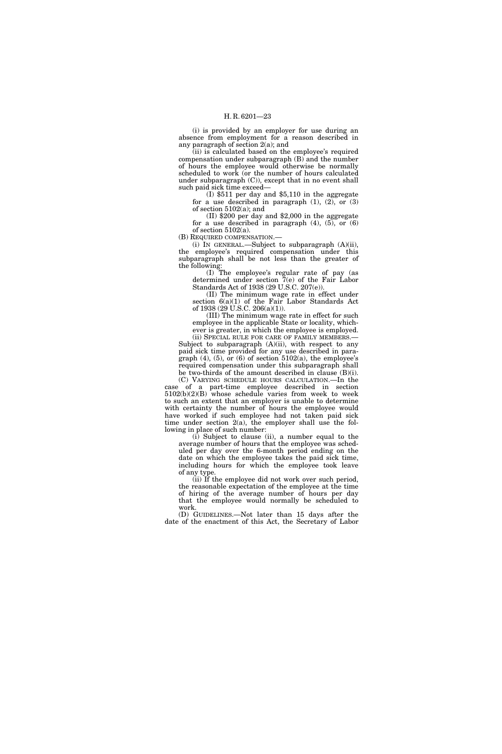(i) is provided by an employer for use during an absence from employment for a reason described in any paragraph of section 2(a); and

(ii) is calculated based on the employee's required compensation under subparagraph (B) and the number of hours the employee would otherwise be normally scheduled to work (or the number of hours calculated under subparagraph (C)), except that in no event shall such paid sick time exceed—

(I) $511 per day and $5,110 in the aggregate for a use described in paragraph (1), (2), or (3) of section 5102(a); and

(II) $200 per day and $2,000 in the aggregate for a use described in paragraph (4), (5), or (6) of section 5102(a).

(B) REQUIRED COMPENSATION.—

(i) IN GENERAL.—Subject to subparagraph (A)(ii), the employee's required compensation under this subparagraph shall be not less than the greater of the following:

(I) The employee's regular rate of pay (as determined under section 7(e) of the Fair Labor Standards Act of 1938 (29 U.S.C. 207(e)).

(II) The minimum wage rate in effect under section 6(a)(1) of the Fair Labor Standards Act of 1938 (29 U.S.C. 206(a)(1)).

(III) The minimum wage rate in effect for such employee in the applicable State or locality, whichever is greater, in which the employee is employed.

(ii) SPECIAL RULE FOR CARE OF FAMILY MEMBERS.—Subject to subparagraph (A)(ii), with respect to any paid sick time provided for any use described in paragraph (4), (5), or (6) of section 5102(a), the employee's required compensation under this subparagraph shall be two-thirds of the amount described in clause (B)(i).

(C) VARYING SCHEDULE HOURS CALCULATION.—In the case of a part-time employee described in section 5102(b)(2)(B) whose schedule varies from week to week to such an extent that an employer is unable to determine with certainty the number of hours the employee would have worked if such employee had not taken paid sick time under section 2(a), the employer shall use the following in place of such number:

(i) Subject to clause (ii), a number equal to the average number of hours that the employee was scheduled per day over the 6-month period ending on the date on which the employee takes the paid sick time, including hours for which the employee took leave of any type.

(ii) If the employee did not work over such period, the reasonable expectation of the employee at the time of hiring of the average number of hours per day that the employee would normally be scheduled to work.

(D) GUIDELINES.—Not later than 15 days after the date of the enactment of this Act, the Secretary of Labor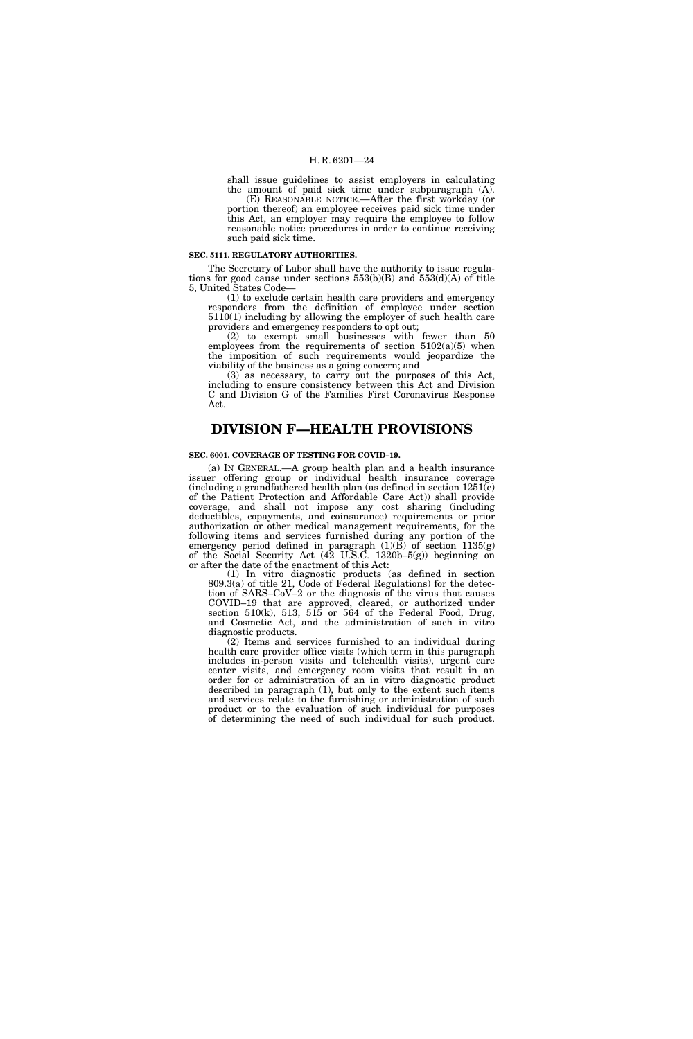shall issue guidelines to assist employers in calculating the amount of paid sick time under subparagraph (A).

(E) REASONABLE NOTICE.—After the first workday (or portion thereof) an employee receives paid sick time under this Act, an employer may require the employee to follow reasonable notice procedures in order to continue receiving such paid sick time.

**SEC. 5111. REGULATORY AUTHORITIES.**

The Secretary of Labor shall have the authority to issue regulations for good cause under sections 553(b)(B) and 553(d)(A) of title 5, United States Code—

(1) to exclude certain health care providers and emergency responders from the definition of employee under section 5110(1) including by allowing the employer of such health care providers and emergency responders to opt out;

(2) to exempt small businesses with fewer than 50 employees from the requirements of section 5102(a)(5) when the imposition of such requirements would jeopardize the viability of the business as a going concern; and

(3) as necessary, to carry out the purposes of this Act, including to ensure consistency between this Act and Division C and Division G of the Families First Coronavirus Response Act.

# DIVISION F—HEALTH PROVISIONS

**SEC. 6001. COVERAGE OF TESTING FOR COVID–19.**

(a) IN GENERAL.—A group health plan and a health insurance issuer offering group or individual health insurance coverage (including a grandfathered health plan (as defined in section 1251(e) of the Patient Protection and Affordable Care Act)) shall provide coverage, and shall not impose any cost sharing (including deductibles, copayments, and coinsurance) requirements or prior authorization or other medical management requirements, for the following items and services furnished during any portion of the emergency period defined in paragraph (1)(B) of section 1135(g) of the Social Security Act (42 U.S.C. 1320b–5(g)) beginning on or after the date of the enactment of this Act:

(1) In vitro diagnostic products (as defined in section 809.3(a) of title 21, Code of Federal Regulations) for the detection of SARS–CoV–2 or the diagnosis of the virus that causes COVID–19 that are approved, cleared, or authorized under section 510(k), 513, 515 or 564 of the Federal Food, Drug, and Cosmetic Act, and the administration of such in vitro diagnostic products.

(2) Items and services furnished to an individual during health care provider office visits (which term in this paragraph includes in-person visits and telehealth visits), urgent care center visits, and emergency room visits that result in an order for or administration of an in vitro diagnostic product described in paragraph (1), but only to the extent such items and services relate to the furnishing or administration of such product or to the evaluation of such individual for purposes of determining the need of such individual for such product.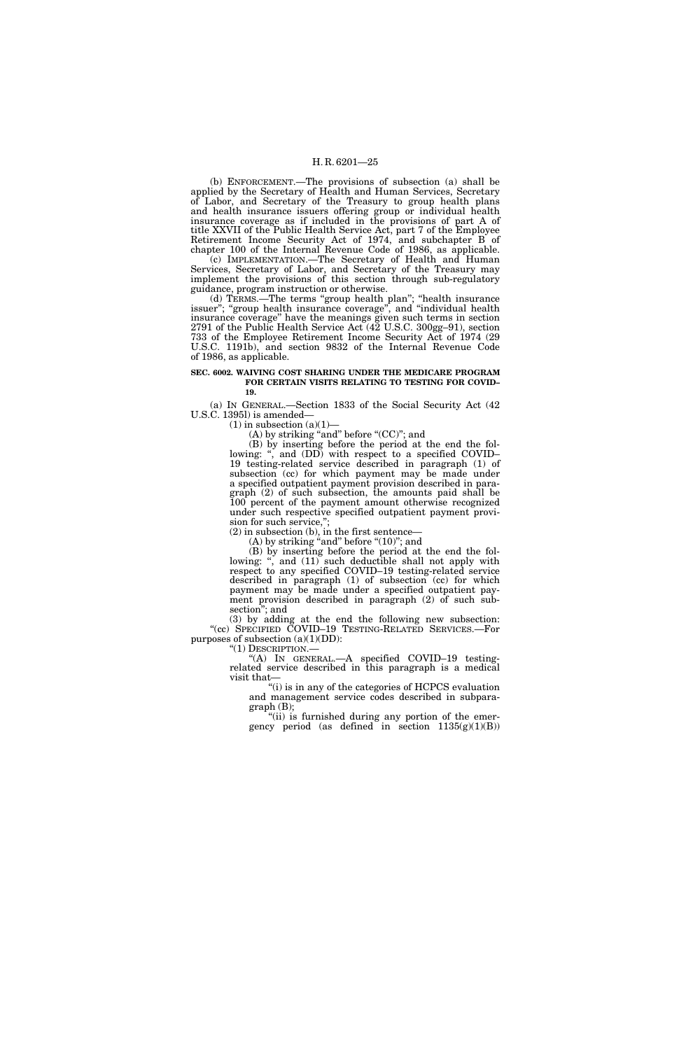(b) ENFORCEMENT.—The provisions of subsection (a) shall be applied by the Secretary of Health and Human Services, Secretary of Labor, and Secretary of the Treasury to group health plans and health insurance issuers offering group or individual health insurance coverage as if included in the provisions of part A of title XXVII of the Public Health Service Act, part 7 of the Employee Retirement Income Security Act of 1974, and subchapter B of chapter 100 of the Internal Revenue Code of 1986, as applicable.

(c) IMPLEMENTATION.—The Secretary of Health and Human Services, Secretary of Labor, and Secretary of the Treasury may implement the provisions of this section through sub-regulatory guidance, program instruction or otherwise.

(d) TERMS.—The terms "group health plan"; "health insurance issuer"; "group health insurance coverage", and "individual health insurance coverage" have the meanings given such terms in section 2791 of the Public Health Service Act (42 U.S.C. 300gg–91), section 733 of the Employee Retirement Income Security Act of 1974 (29 U.S.C. 1191b), and section 9832 of the Internal Revenue Code of 1986, as applicable.

**SEC. 6002. WAIVING COST SHARING UNDER THE MEDICARE PROGRAM FOR CERTAIN VISITS RELATING TO TESTING FOR COVID–19.**

(a) IN GENERAL.—Section 1833 of the Social Security Act (42 U.S.C. 1395l) is amended—

(1) in subsection (a)(1)—

(A) by striking "and" before "(CC)"; and

(B) by inserting before the period at the end the following: ", and (DD) with respect to a specified COVID–19 testing-related service described in paragraph (1) of subsection (cc) for which payment may be made under a specified outpatient payment provision described in paragraph (2) of such subsection, the amounts paid shall be 100 percent of the payment amount otherwise recognized under such respective specified outpatient payment provision for such service,";

(2) in subsection (b), in the first sentence—

(A) by striking "and" before "(10)"; and

(B) by inserting before the period at the end the following: ", and (11) such deductible shall not apply with respect to any specified COVID–19 testing-related service described in paragraph (1) of subsection (cc) for which payment may be made under a specified outpatient payment provision described in paragraph (2) of such subsection"; and

(3) by adding at the end the following new subsection:

"(cc) SPECIFIED COVID–19 TESTING-RELATED SERVICES.—For purposes of subsection (a)(1)(DD):

"(1) DESCRIPTION.—

"(A) IN GENERAL.—A specified COVID–19 testing-related service described in this paragraph is a medical visit that—

"(i) is in any of the categories of HCPCS evaluation and management service codes described in subparagraph (B);

"(ii) is furnished during any portion of the emergency period (as defined in section 1135(g)(1)(B))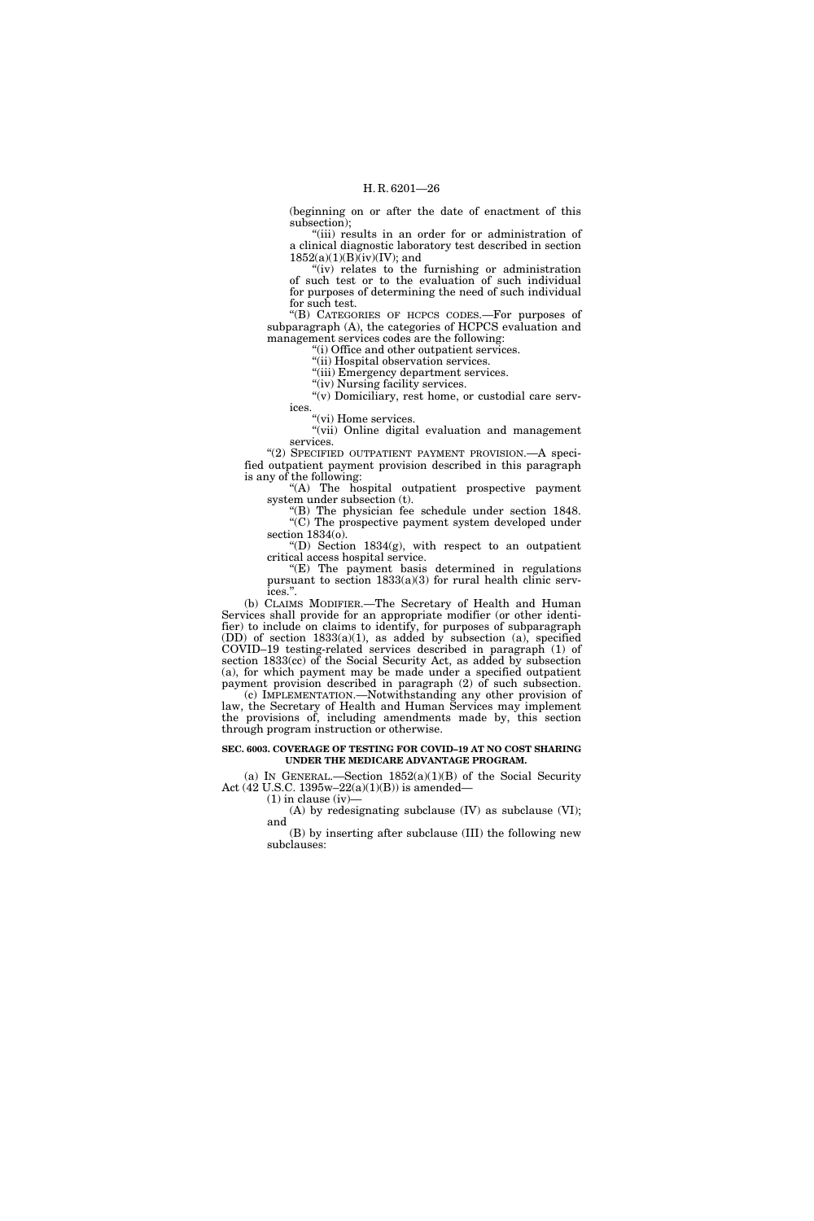(beginning on or after the date of enactment of this subsection);

"(iii) results in an order for or administration of a clinical diagnostic laboratory test described in section 1852(a)(1)(B)(iv)(IV); and

"(iv) relates to the furnishing or administration of such test or to the evaluation of such individual for purposes of determining the need of such individual for such test.

"(B) CATEGORIES OF HCPCS CODES.—For purposes of subparagraph (A), the categories of HCPCS evaluation and management services codes are the following:

"(i) Office and other outpatient services.

"(ii) Hospital observation services.

"(iii) Emergency department services.

"(iv) Nursing facility services.

"(v) Domiciliary, rest home, or custodial care services.

"(vi) Home services.

"(vii) Online digital evaluation and management services.

"(2) SPECIFIED OUTPATIENT PAYMENT PROVISION.—A specified outpatient payment provision described in this paragraph is any of the following:

"(A) The hospital outpatient prospective payment system under subsection (t).

"(B) The physician fee schedule under section 1848.

"(C) The prospective payment system developed under section 1834(o).

"(D) Section 1834(g), with respect to an outpatient critical access hospital service.

"(E) The payment basis determined in regulations pursuant to section 1833(a)(3) for rural health clinic services.".

(b) CLAIMS MODIFIER.—The Secretary of Health and Human Services shall provide for an appropriate modifier (or other identifier) to include on claims to identify, for purposes of subparagraph (DD) of section 1833(a)(1), as added by subsection (a), specified COVID–19 testing-related services described in paragraph (1) of section 1833(cc) of the Social Security Act, as added by subsection (a), for which payment may be made under a specified outpatient payment provision described in paragraph (2) of such subsection.

(c) IMPLEMENTATION.—Notwithstanding any other provision of law, the Secretary of Health and Human Services may implement the provisions of, including amendments made by, this section through program instruction or otherwise.

**SEC. 6003. COVERAGE OF TESTING FOR COVID–19 AT NO COST SHARING UNDER THE MEDICARE ADVANTAGE PROGRAM.**

(a) IN GENERAL.—Section 1852(a)(1)(B) of the Social Security Act (42 U.S.C. 1395w–22(a)(1)(B)) is amended—

(1) in clause (iv)—

(A) by redesignating subclause (IV) as subclause (VI); and

(B) by inserting after subclause (III) the following new subclauses: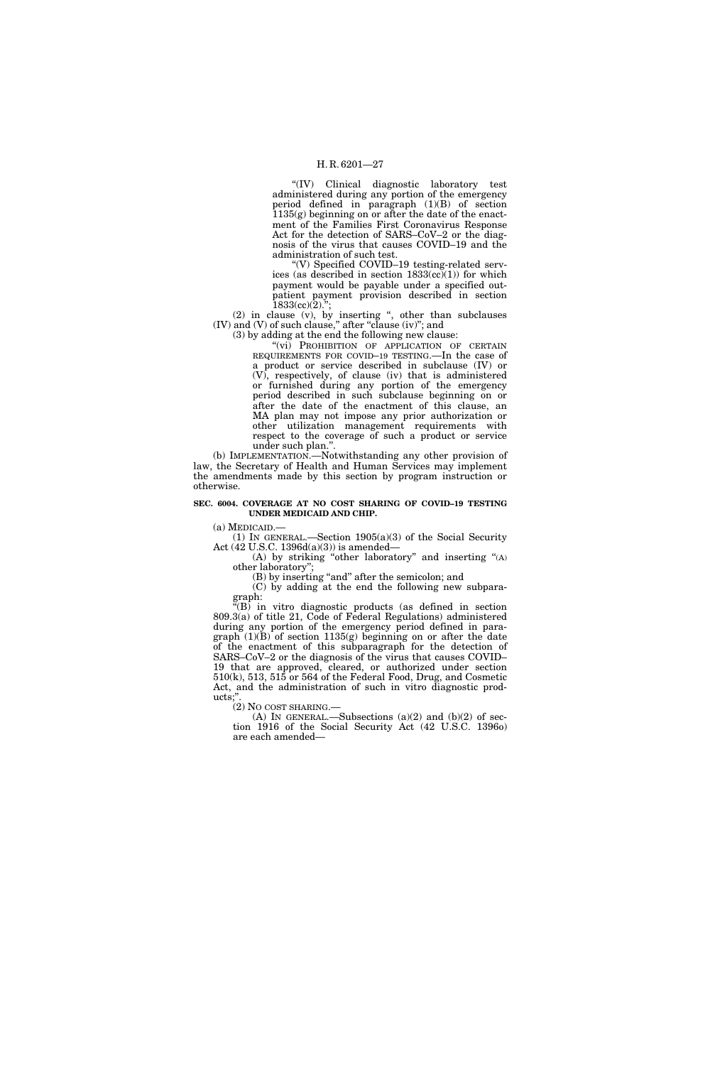"(IV) Clinical diagnostic laboratory test administered during any portion of the emergency period defined in paragraph (1)(B) of section 1135(g) beginning on or after the date of the enactment of the Families First Coronavirus Response Act for the detection of SARS–CoV–2 or the diagnosis of the virus that causes COVID–19 and the administration of such test.

"(V) Specified COVID–19 testing-related services (as described in section 1833(cc)(1)) for which payment would be payable under a specified outpatient payment provision described in section 1833(cc)(2).";

(2) in clause (v), by inserting ", other than subclauses (IV) and (V) of such clause," after "clause (iv)"; and

(3) by adding at the end the following new clause:

"(vi) PROHIBITION OF APPLICATION OF CERTAIN REQUIREMENTS FOR COVID–19 TESTING.—In the case of a product or service described in subclause (IV) or (V), respectively, of clause (iv) that is administered or furnished during any portion of the emergency period described in such subclause beginning on or after the date of the enactment of this clause, an MA plan may not impose any prior authorization or other utilization management requirements with respect to the coverage of such a product or service under such plan.".

(b) IMPLEMENTATION.—Notwithstanding any other provision of law, the Secretary of Health and Human Services may implement the amendments made by this section by program instruction or otherwise.

**SEC. 6004. COVERAGE AT NO COST SHARING OF COVID–19 TESTING UNDER MEDICAID AND CHIP.**

(a) MEDICAID.—

(1) IN GENERAL.—Section 1905(a)(3) of the Social Security Act (42 U.S.C. 1396d(a)(3)) is amended—

(A) by striking "other laboratory" and inserting "(A) other laboratory";

(B) by inserting "and" after the semicolon; and

(C) by adding at the end the following new subparagraph:

"(B) in vitro diagnostic products (as defined in section 809.3(a) of title 21, Code of Federal Regulations) administered during any portion of the emergency period defined in paragraph (1)(B) of section 1135(g) beginning on or after the date of the enactment of this subparagraph for the detection of SARS–CoV–2 or the diagnosis of the virus that causes COVID–19 that are approved, cleared, or authorized under section 510(k), 513, 515 or 564 of the Federal Food, Drug, and Cosmetic Act, and the administration of such in vitro diagnostic products;".

(2) NO COST SHARING.—

(A) IN GENERAL.—Subsections (a)(2) and (b)(2) of section 1916 of the Social Security Act (42 U.S.C. 1396o) are each amended—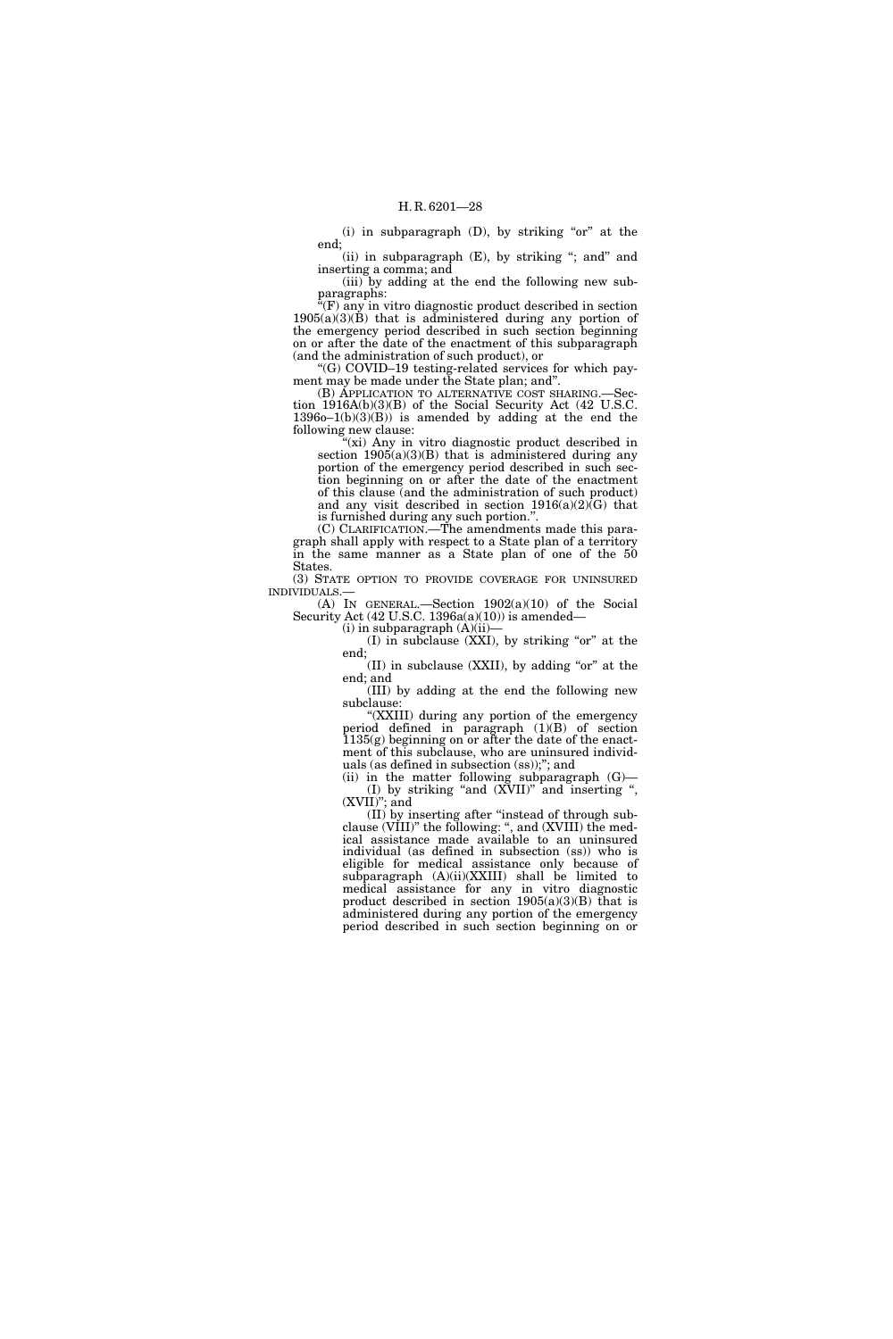(i) in subparagraph (D), by striking "or" at the end;

(ii) in subparagraph (E), by striking "; and" and inserting a comma; and

(iii) by adding at the end the following new subparagraphs:

"(F) any in vitro diagnostic product described in section 1905(a)(3)(B) that is administered during any portion of the emergency period described in such section beginning on or after the date of the enactment of this subparagraph (and the administration of such product), or

"(G) COVID–19 testing-related services for which payment may be made under the State plan; and".

(B) APPLICATION TO ALTERNATIVE COST SHARING.—Section 1916A(b)(3)(B) of the Social Security Act (42 U.S.C. 1396o–1(b)(3)(B)) is amended by adding at the end the following new clause:

"(xi) Any in vitro diagnostic product described in section 1905(a)(3)(B) that is administered during any portion of the emergency period described in such section beginning on or after the date of the enactment of this clause (and the administration of such product) and any visit described in section 1916(a)(2)(G) that is furnished during any such portion.".

(C) CLARIFICATION.—The amendments made this paragraph shall apply with respect to a State plan of a territory in the same manner as a State plan of one of the 50 States.

(3) STATE OPTION TO PROVIDE COVERAGE FOR UNINSURED INDIVIDUALS.—

(A) IN GENERAL.—Section 1902(a)(10) of the Social Security Act (42 U.S.C. 1396a(a)(10)) is amended—

(i) in subparagraph (A)(ii)—

(I) in subclause (XXI), by striking "or" at the end;

(II) in subclause (XXII), by adding "or" at the end; and

(III) by adding at the end the following new subclause:

"(XXIII) during any portion of the emergency period defined in paragraph (1)(B) of section 1135(g) beginning on or after the date of the enactment of this subclause, who are uninsured individuals (as defined in subsection (ss));"; and

(ii) in the matter following subparagraph (G)—

(I) by striking "and (XVII)" and inserting ", (XVII)"; and

(II) by inserting after "instead of through subclause (VIII)" the following: ", and (XVIII) the medical assistance made available to an uninsured individual (as defined in subsection (ss)) who is eligible for medical assistance only because of subparagraph (A)(ii)(XXIII) shall be limited to medical assistance for any in vitro diagnostic product described in section 1905(a)(3)(B) that is administered during any portion of the emergency period described in such section beginning on or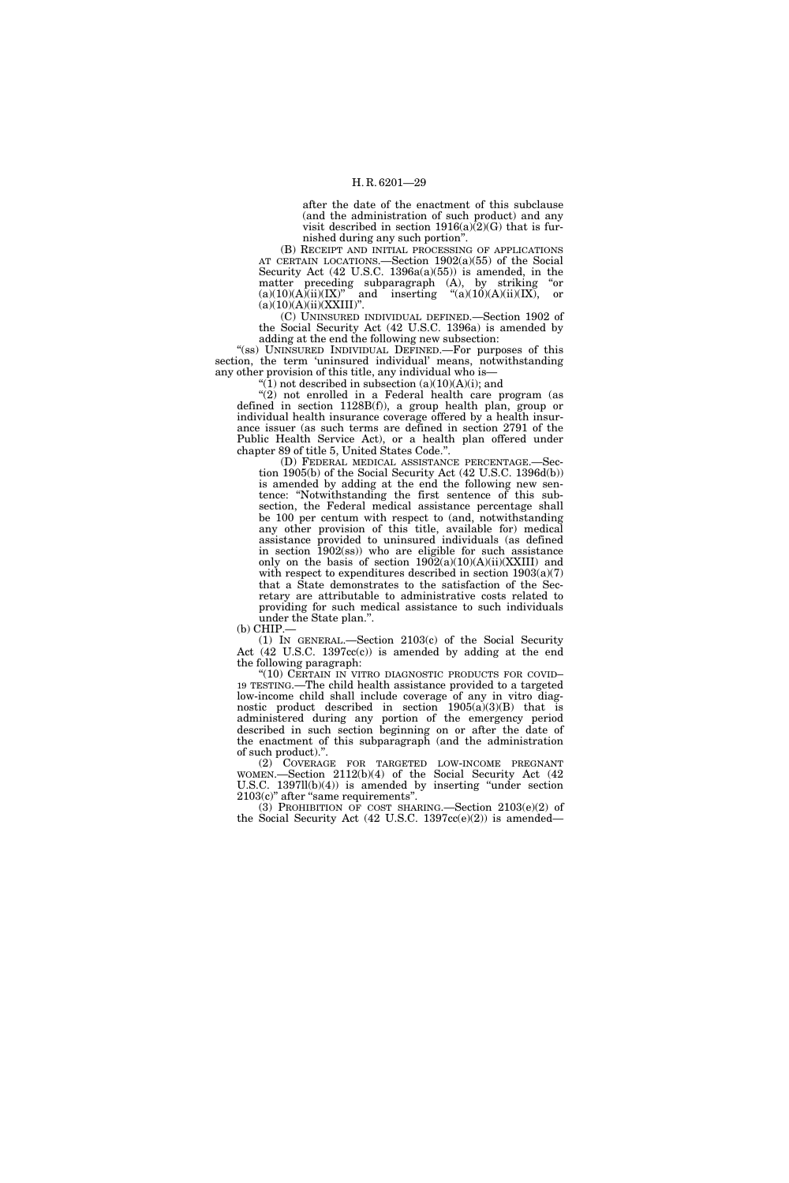after the date of the enactment of this subclause (and the administration of such product) and any visit described in section 1916(a)(2)(G) that is furnished during any such portion".

(B) RECEIPT AND INITIAL PROCESSING OF APPLICATIONS AT CERTAIN LOCATIONS.—Section 1902(a)(55) of the Social Security Act (42 U.S.C. 1396a(a)(55)) is amended, in the matter preceding subparagraph (A), by striking "or (a)(10)(A)(ii)(IX)" and inserting "(a)(10)(A)(ii)(IX), or (a)(10)(A)(ii)(XXIII)".

(C) UNINSURED INDIVIDUAL DEFINED.—Section 1902 of the Social Security Act (42 U.S.C. 1396a) is amended by adding at the end the following new subsection:

"(ss) UNINSURED INDIVIDUAL DEFINED.—For purposes of this section, the term 'uninsured individual' means, notwithstanding any other provision of this title, any individual who is—

"(1) not described in subsection (a)(10)(A)(i); and

"(2) not enrolled in a Federal health care program (as defined in section 1128B(f)), a group health plan, group or individual health insurance coverage offered by a health insurance issuer (as such terms are defined in section 2791 of the Public Health Service Act), or a health plan offered under chapter 89 of title 5, United States Code.".

(D) FEDERAL MEDICAL ASSISTANCE PERCENTAGE.—Section 1905(b) of the Social Security Act (42 U.S.C. 1396d(b)) is amended by adding at the end the following new sentence: "Notwithstanding the first sentence of this subsection, the Federal medical assistance percentage shall be 100 per centum with respect to (and, notwithstanding any other provision of this title, available for) medical assistance provided to uninsured individuals (as defined in section 1902(ss)) who are eligible for such assistance only on the basis of section 1902(a)(10)(A)(ii)(XXIII) and with respect to expenditures described in section 1903(a)(7) that a State demonstrates to the satisfaction of the Secretary are attributable to administrative costs related to providing for such medical assistance to such individuals under the State plan.".

(b) CHIP.—

(1) IN GENERAL.—Section 2103(c) of the Social Security Act (42 U.S.C. 1397cc(c)) is amended by adding at the end the following paragraph:

"(10) CERTAIN IN VITRO DIAGNOSTIC PRODUCTS FOR COVID–19 TESTING.—The child health assistance provided to a targeted low-income child shall include coverage of any in vitro diagnostic product described in section 1905(a)(3)(B) that is administered during any portion of the emergency period described in such section beginning on or after the date of the enactment of this subparagraph (and the administration of such product).".

(2) COVERAGE FOR TARGETED LOW-INCOME PREGNANT WOMEN.—Section 2112(b)(4) of the Social Security Act (42 U.S.C. 1397ll(b)(4)) is amended by inserting "under section 2103(c)" after "same requirements".

(3) PROHIBITION OF COST SHARING.—Section 2103(e)(2) of the Social Security Act (42 U.S.C. 1397cc(e)(2)) is amended—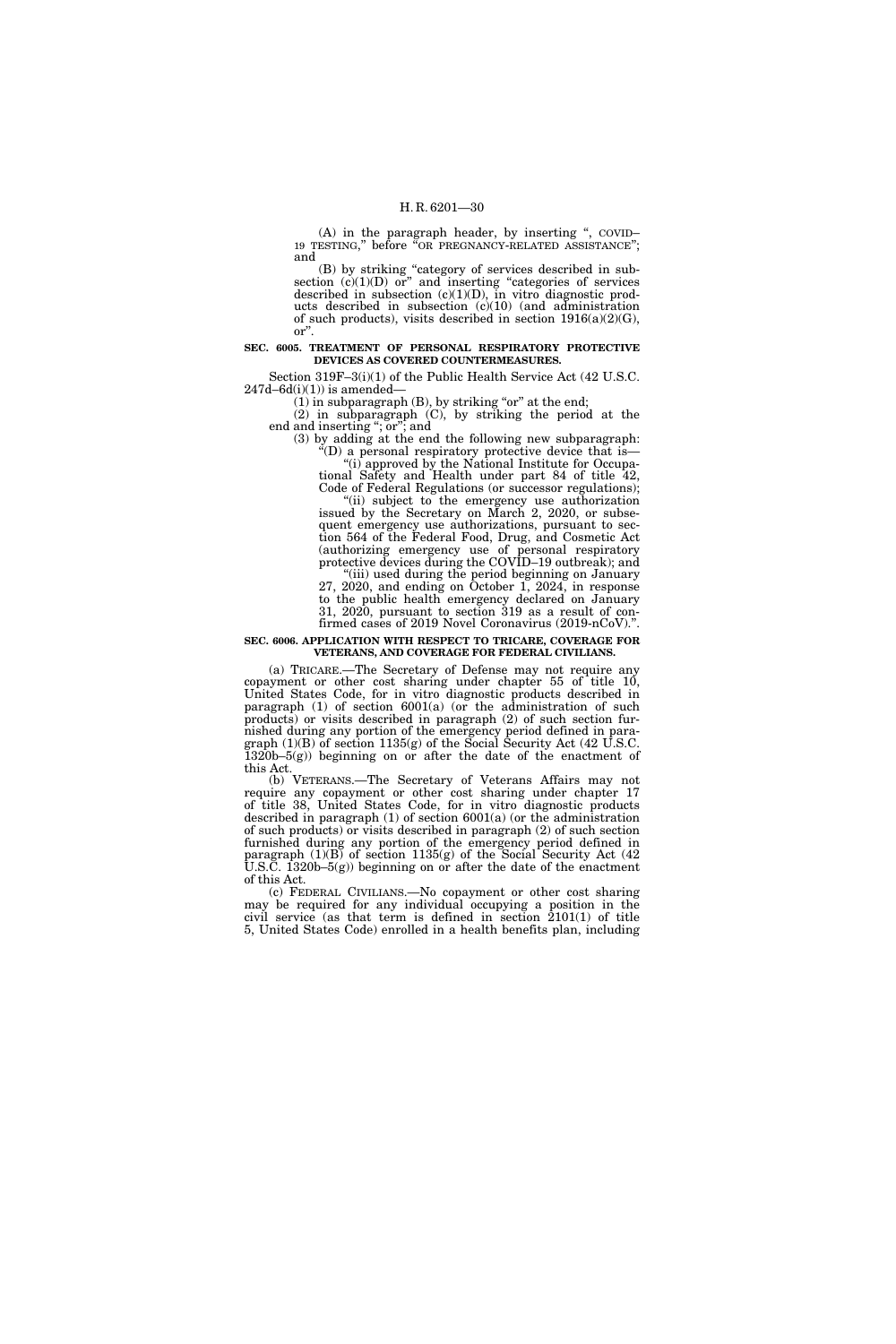(A) in the paragraph header, by inserting ", COVID–19 TESTING," before "OR PREGNANCY-RELATED ASSISTANCE"; and

(B) by striking "category of services described in subsection (c)(1)(D) or" and inserting "categories of services described in subsection (c)(1)(D), in vitro diagnostic products described in subsection (c)(10) (and administration of such products), visits described in section 1916(a)(2)(G), or".

**SEC. 6005. TREATMENT OF PERSONAL RESPIRATORY PROTECTIVE DEVICES AS COVERED COUNTERMEASURES.**

Section 319F–3(i)(1) of the Public Health Service Act (42 U.S.C. 247d–6d(i)(1)) is amended—

(1) in subparagraph (B), by striking "or" at the end;

(2) in subparagraph (C), by striking the period at the end and inserting "; or"; and

(3) by adding at the end the following new subparagraph:

"(D) a personal respiratory protective device that is—

"(i) approved by the National Institute for Occupational Safety and Health under part 84 of title 42, Code of Federal Regulations (or successor regulations);

"(ii) subject to the emergency use authorization issued by the Secretary on March 2, 2020, or subsequent emergency use authorizations, pursuant to section 564 of the Federal Food, Drug, and Cosmetic Act (authorizing emergency use of personal respiratory protective devices during the COVID–19 outbreak); and

"(iii) used during the period beginning on January 27, 2020, and ending on October 1, 2024, in response to the public health emergency declared on January 31, 2020, pursuant to section 319 as a result of confirmed cases of 2019 Novel Coronavirus (2019-nCoV).".

**SEC. 6006. APPLICATION WITH RESPECT TO TRICARE, COVERAGE FOR VETERANS, AND COVERAGE FOR FEDERAL CIVILIANS.**

(a) TRICARE.—The Secretary of Defense may not require any copayment or other cost sharing under chapter 55 of title 10, United States Code, for in vitro diagnostic products described in paragraph (1) of section 6001(a) (or the administration of such products) or visits described in paragraph (2) of such section furnished during any portion of the emergency period defined in paragraph (1)(B) of section 1135(g) of the Social Security Act (42 U.S.C. 1320b–5(g)) beginning on or after the date of the enactment of this Act.

(b) VETERANS.—The Secretary of Veterans Affairs may not require any copayment or other cost sharing under chapter 17 of title 38, United States Code, for in vitro diagnostic products described in paragraph (1) of section 6001(a) (or the administration of such products) or visits described in paragraph (2) of such section furnished during any portion of the emergency period defined in paragraph (1)(B) of section 1135(g) of the Social Security Act (42 U.S.C. 1320b–5(g)) beginning on or after the date of the enactment of this Act.

(c) FEDERAL CIVILIANS.—No copayment or other cost sharing may be required for any individual occupying a position in the civil service (as that term is defined in section 2101(1) of title 5, United States Code) enrolled in a health benefits plan, including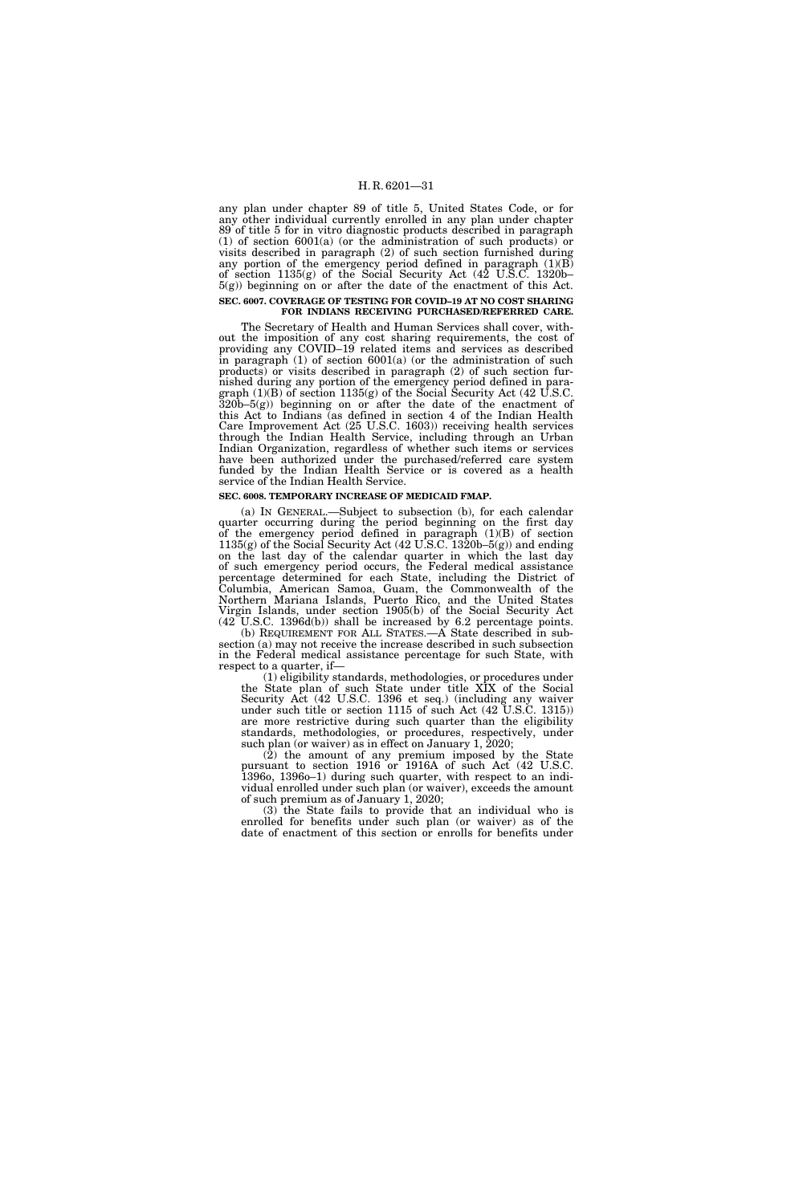any plan under chapter 89 of title 5, United States Code, or for any other individual currently enrolled in any plan under chapter 89 of title 5 for in vitro diagnostic products described in paragraph (1) of section 6001(a) (or the administration of such products) or visits described in paragraph (2) of such section furnished during any portion of the emergency period defined in paragraph (1)(B) of section 1135(g) of the Social Security Act (42 U.S.C. 1320b–5(g)) beginning on or after the date of the enactment of this Act.

**SEC. 6007. COVERAGE OF TESTING FOR COVID–19 AT NO COST SHARING FOR INDIANS RECEIVING PURCHASED/REFERRED CARE.**

The Secretary of Health and Human Services shall cover, without the imposition of any cost sharing requirements, the cost of providing any COVID–19 related items and services as described in paragraph (1) of section 6001(a) (or the administration of such products) or visits described in paragraph (2) of such section furnished during any portion of the emergency period defined in paragraph (1)(B) of section 1135(g) of the Social Security Act (42 U.S.C. 320b–5(g)) beginning on or after the date of the enactment of this Act to Indians (as defined in section 4 of the Indian Health Care Improvement Act (25 U.S.C. 1603)) receiving health services through the Indian Health Service, including through an Urban Indian Organization, regardless of whether such items or services have been authorized under the purchased/referred care system funded by the Indian Health Service or is covered as a health service of the Indian Health Service.

**SEC. 6008. TEMPORARY INCREASE OF MEDICAID FMAP.**

(a) IN GENERAL.—Subject to subsection (b), for each calendar quarter occurring during the period beginning on the first day of the emergency period defined in paragraph (1)(B) of section 1135(g) of the Social Security Act (42 U.S.C. 1320b–5(g)) and ending on the last day of the calendar quarter in which the last day of such emergency period occurs, the Federal medical assistance percentage determined for each State, including the District of Columbia, American Samoa, Guam, the Commonwealth of the Northern Mariana Islands, Puerto Rico, and the United States Virgin Islands, under section 1905(b) of the Social Security Act (42 U.S.C. 1396d(b)) shall be increased by 6.2 percentage points.

(b) REQUIREMENT FOR ALL STATES.—A State described in subsection (a) may not receive the increase described in such subsection in the Federal medical assistance percentage for such State, with respect to a quarter, if—

(1) eligibility standards, methodologies, or procedures under the State plan of such State under title XIX of the Social Security Act (42 U.S.C. 1396 et seq.) (including any waiver under such title or section 1115 of such Act (42 U.S.C. 1315)) are more restrictive during such quarter than the eligibility standards, methodologies, or procedures, respectively, under such plan (or waiver) as in effect on January 1, 2020;

(2) the amount of any premium imposed by the State pursuant to section 1916 or 1916A of such Act (42 U.S.C. 1396o, 1396o–1) during such quarter, with respect to an individual enrolled under such plan (or waiver), exceeds the amount of such premium as of January 1, 2020;

(3) the State fails to provide that an individual who is enrolled for benefits under such plan (or waiver) as of the date of enactment of this section or enrolls for benefits under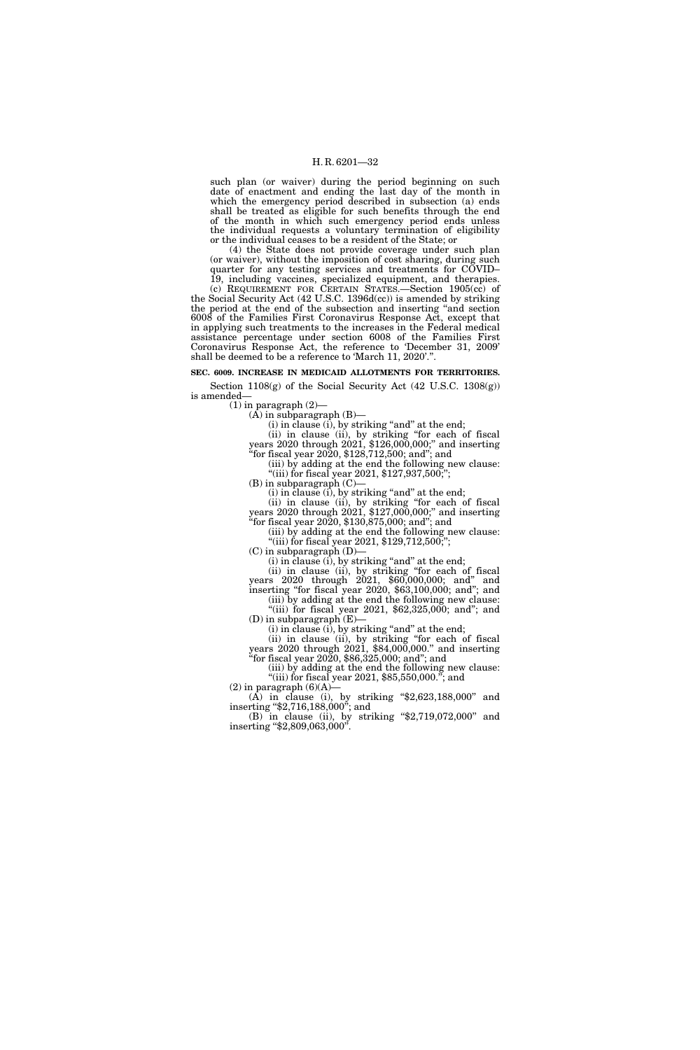such plan (or waiver) during the period beginning on such date of enactment and ending the last day of the month in which the emergency period described in subsection (a) ends shall be treated as eligible for such benefits through the end of the month in which such emergency period ends unless the individual requests a voluntary termination of eligibility or the individual ceases to be a resident of the State; or

(4) the State does not provide coverage under such plan (or waiver), without the imposition of cost sharing, during such quarter for any testing services and treatments for COVID–19, including vaccines, specialized equipment, and therapies.

(c) REQUIREMENT FOR CERTAIN STATES.—Section 1905(cc) of the Social Security Act (42 U.S.C. 1396d(cc)) is amended by striking the period at the end of the subsection and inserting "and section 6008 of the Families First Coronavirus Response Act, except that in applying such treatments to the increases in the Federal medical assistance percentage under section 6008 of the Families First Coronavirus Response Act, the reference to 'December 31, 2009' shall be deemed to be a reference to 'March 11, 2020'.".

**SEC. 6009. INCREASE IN MEDICAID ALLOTMENTS FOR TERRITORIES.**

Section 1108(g) of the Social Security Act (42 U.S.C. 1308(g)) is amended—

(1) in paragraph (2)—

(A) in subparagraph (B)—

(i) in clause (i), by striking "and" at the end;

(ii) in clause (ii), by striking "for each of fiscal years 2020 through 2021, $126,000,000;" and inserting "for fiscal year 2020, $128,712,500; and"; and

(iii) by adding at the end the following new clause:

"(iii) for fiscal year 2021, $127,937,500;";

(B) in subparagraph (C)—

(i) in clause (i), by striking "and" at the end;

(ii) in clause (ii), by striking "for each of fiscal years 2020 through 2021, $127,000,000;" and inserting "for fiscal year 2020, $130,875,000; and"; and

(iii) by adding at the end the following new clause:

"(iii) for fiscal year 2021, $129,712,500;";

(C) in subparagraph (D)—

(i) in clause (i), by striking "and" at the end;

(ii) in clause (ii), by striking "for each of fiscal years 2020 through 2021, $60,000,000; and" and inserting "for fiscal year 2020, $63,100,000; and"; and

(iii) by adding at the end the following new clause:

"(iii) for fiscal year 2021, $62,325,000; and"; and

(D) in subparagraph (E)—

(i) in clause (i), by striking "and" at the end;

(ii) in clause (ii), by striking "for each of fiscal years 2020 through 2021, $84,000,000." and inserting "for fiscal year 2020, $86,325,000; and"; and

(iii) by adding at the end the following new clause:

"(iii) for fiscal year 2021, $85,550,000."; and

(2) in paragraph (6)(A)—

(A) in clause (i), by striking "$2,623,188,000" and inserting "$2,716,188,000"; and

(B) in clause (ii), by striking "$2,719,072,000" and inserting "$2,809,063,000".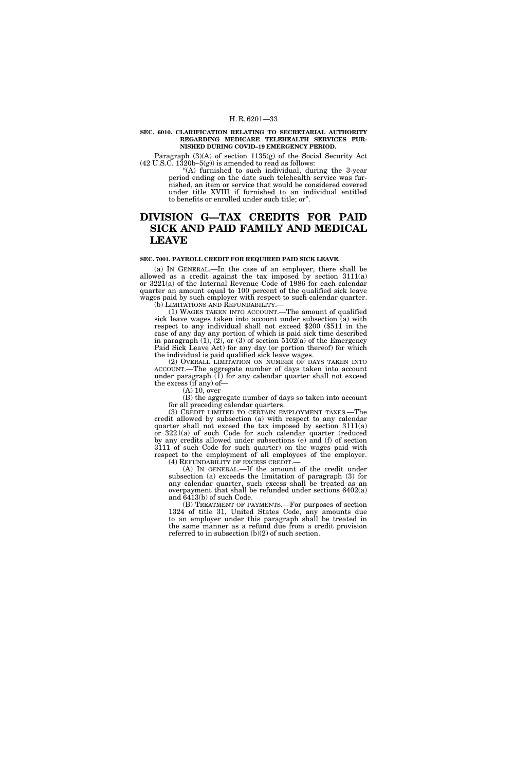**SEC. 6010. CLARIFICATION RELATING TO SECRETARIAL AUTHORITY REGARDING MEDICARE TELEHEALTH SERVICES FURNISHED DURING COVID–19 EMERGENCY PERIOD.**

Paragraph (3)(A) of section 1135(g) of the Social Security Act (42 U.S.C. 1320b–5(g)) is amended to read as follows:

"(A) furnished to such individual, during the 3-year period ending on the date such telehealth service was furnished, an item or service that would be considered covered under title XVIII if furnished to an individual entitled to benefits or enrolled under such title; or".

# DIVISION G—TAX CREDITS FOR PAID SICK AND PAID FAMILY AND MEDICAL LEAVE

**SEC. 7001. PAYROLL CREDIT FOR REQUIRED PAID SICK LEAVE.**

(a) IN GENERAL.—In the case of an employer, there shall be allowed as a credit against the tax imposed by section 3111(a) or 3221(a) of the Internal Revenue Code of 1986 for each calendar quarter an amount equal to 100 percent of the qualified sick leave wages paid by such employer with respect to such calendar quarter.

(b) LIMITATIONS AND REFUNDABILITY.—

(1) WAGES TAKEN INTO ACCOUNT.—The amount of qualified sick leave wages taken into account under subsection (a) with respect to any individual shall not exceed $200 ($511 in the case of any day any portion of which is paid sick time described in paragraph (1), (2), or (3) of section 5102(a) of the Emergency Paid Sick Leave Act) for any day (or portion thereof) for which the individual is paid qualified sick leave wages.

(2) OVERALL LIMITATION ON NUMBER OF DAYS TAKEN INTO ACCOUNT.—The aggregate number of days taken into account under paragraph (1) for any calendar quarter shall not exceed the excess (if any) of—

(A) 10, over

(B) the aggregate number of days so taken into account for all preceding calendar quarters.

(3) CREDIT LIMITED TO CERTAIN EMPLOYMENT TAXES.—The credit allowed by subsection (a) with respect to any calendar quarter shall not exceed the tax imposed by section 3111(a) or 3221(a) of such Code for such calendar quarter (reduced by any credits allowed under subsections (e) and (f) of section 3111 of such Code for such quarter) on the wages paid with respect to the employment of all employees of the employer.

(4) REFUNDABILITY OF EXCESS CREDIT.—

(A) IN GENERAL.—If the amount of the credit under subsection (a) exceeds the limitation of paragraph (3) for any calendar quarter, such excess shall be treated as an overpayment that shall be refunded under sections 6402(a) and 6413(b) of such Code.

(B) TREATMENT OF PAYMENTS.—For purposes of section 1324 of title 31, United States Code, any amounts due to an employer under this paragraph shall be treated in the same manner as a refund due from a credit provision referred to in subsection (b)(2) of such section.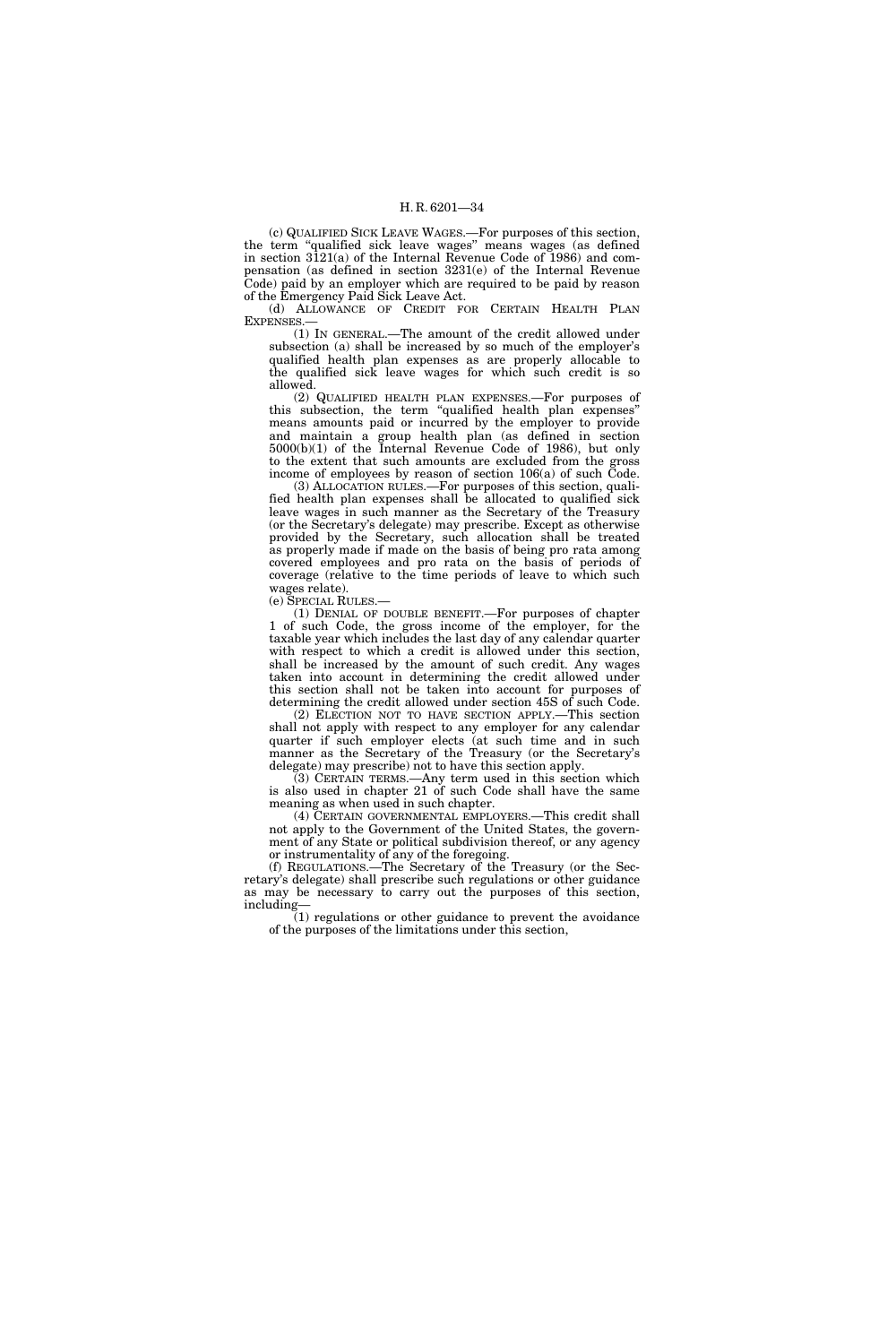(c) QUALIFIED SICK LEAVE WAGES.—For purposes of this section, the term "qualified sick leave wages" means wages (as defined in section 3121(a) of the Internal Revenue Code of 1986) and compensation (as defined in section 3231(e) of the Internal Revenue Code) paid by an employer which are required to be paid by reason of the Emergency Paid Sick Leave Act.

(d) ALLOWANCE OF CREDIT FOR CERTAIN HEALTH PLAN EXPENSES.—

(1) IN GENERAL.—The amount of the credit allowed under subsection (a) shall be increased by so much of the employer's qualified health plan expenses as are properly allocable to the qualified sick leave wages for which such credit is so allowed.

(2) QUALIFIED HEALTH PLAN EXPENSES.—For purposes of this subsection, the term "qualified health plan expenses" means amounts paid or incurred by the employer to provide and maintain a group health plan (as defined in section 5000(b)(1) of the Internal Revenue Code of 1986), but only to the extent that such amounts are excluded from the gross income of employees by reason of section 106(a) of such Code.

(3) ALLOCATION RULES.—For purposes of this section, qualified health plan expenses shall be allocated to qualified sick leave wages in such manner as the Secretary of the Treasury (or the Secretary's delegate) may prescribe. Except as otherwise provided by the Secretary, such allocation shall be treated as properly made if made on the basis of being pro rata among covered employees and pro rata on the basis of periods of coverage (relative to the time periods of leave to which such wages relate).

(e) SPECIAL RULES.—

(1) DENIAL OF DOUBLE BENEFIT.—For purposes of chapter 1 of such Code, the gross income of the employer, for the taxable year which includes the last day of any calendar quarter with respect to which a credit is allowed under this section, shall be increased by the amount of such credit. Any wages taken into account in determining the credit allowed under this section shall not be taken into account for purposes of determining the credit allowed under section 45S of such Code.

(2) ELECTION NOT TO HAVE SECTION APPLY.—This section shall not apply with respect to any employer for any calendar quarter if such employer elects (at such time and in such manner as the Secretary of the Treasury (or the Secretary's delegate) may prescribe) not to have this section apply.

(3) CERTAIN TERMS.—Any term used in this section which is also used in chapter 21 of such Code shall have the same meaning as when used in such chapter.

(4) CERTAIN GOVERNMENTAL EMPLOYERS.—This credit shall not apply to the Government of the United States, the government of any State or political subdivision thereof, or any agency or instrumentality of any of the foregoing.

(f) REGULATIONS.—The Secretary of the Treasury (or the Secretary's delegate) shall prescribe such regulations or other guidance as may be necessary to carry out the purposes of this section, including—

(1) regulations or other guidance to prevent the avoidance of the purposes of the limitations under this section,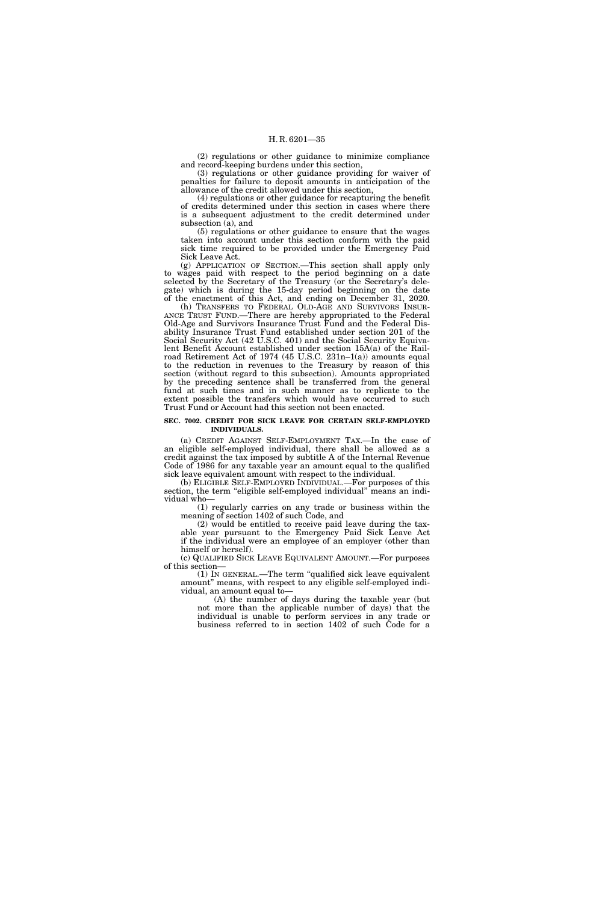(2) regulations or other guidance to minimize compliance and record-keeping burdens under this section,

(3) regulations or other guidance providing for waiver of penalties for failure to deposit amounts in anticipation of the allowance of the credit allowed under this section,

(4) regulations or other guidance for recapturing the benefit of credits determined under this section in cases where there is a subsequent adjustment to the credit determined under subsection (a), and

(5) regulations or other guidance to ensure that the wages taken into account under this section conform with the paid sick time required to be provided under the Emergency Paid Sick Leave Act.

(g) APPLICATION OF SECTION.—This section shall apply only to wages paid with respect to the period beginning on a date selected by the Secretary of the Treasury (or the Secretary's delegate) which is during the 15-day period beginning on the date of the enactment of this Act, and ending on December 31, 2020.

(h) TRANSFERS TO FEDERAL OLD-AGE AND SURVIVORS INSURANCE TRUST FUND.—There are hereby appropriated to the Federal Old-Age and Survivors Insurance Trust Fund and the Federal Disability Insurance Trust Fund established under section 201 of the Social Security Act (42 U.S.C. 401) and the Social Security Equivalent Benefit Account established under section 15A(a) of the Railroad Retirement Act of 1974 (45 U.S.C. 231n–1(a)) amounts equal to the reduction in revenues to the Treasury by reason of this section (without regard to this subsection). Amounts appropriated by the preceding sentence shall be transferred from the general fund at such times and in such manner as to replicate to the extent possible the transfers which would have occurred to such Trust Fund or Account had this section not been enacted.

**SEC. 7002. CREDIT FOR SICK LEAVE FOR CERTAIN SELF-EMPLOYED INDIVIDUALS.**

(a) CREDIT AGAINST SELF-EMPLOYMENT TAX.—In the case of an eligible self-employed individual, there shall be allowed as a credit against the tax imposed by subtitle A of the Internal Revenue Code of 1986 for any taxable year an amount equal to the qualified sick leave equivalent amount with respect to the individual.

(b) ELIGIBLE SELF-EMPLOYED INDIVIDUAL.—For purposes of this section, the term "eligible self-employed individual" means an individual who—

(1) regularly carries on any trade or business within the meaning of section 1402 of such Code, and

(2) would be entitled to receive paid leave during the taxable year pursuant to the Emergency Paid Sick Leave Act if the individual were an employee of an employer (other than himself or herself).

(c) QUALIFIED SICK LEAVE EQUIVALENT AMOUNT.—For purposes of this section—

(1) IN GENERAL.—The term "qualified sick leave equivalent amount" means, with respect to any eligible self-employed individual, an amount equal to—

(A) the number of days during the taxable year (but not more than the applicable number of days) that the individual is unable to perform services in any trade or business referred to in section 1402 of such Code for a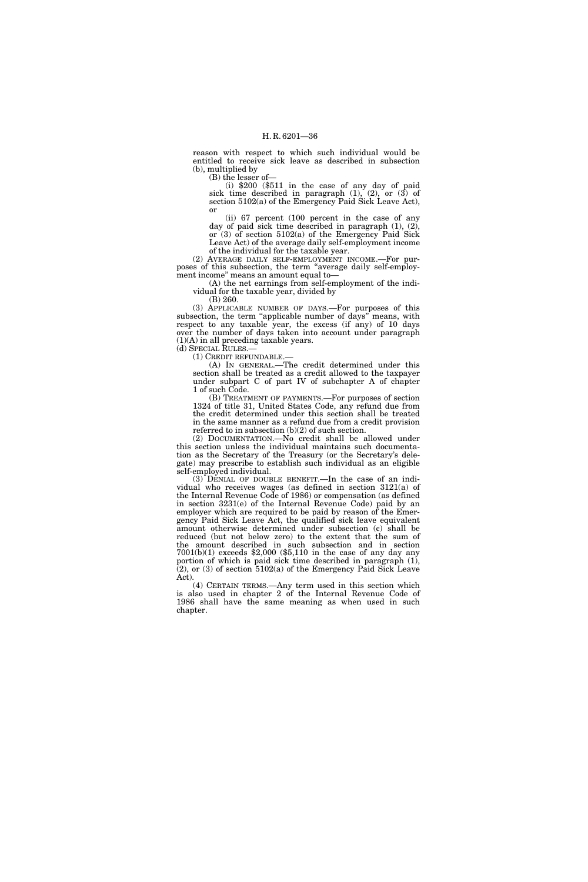reason with respect to which such individual would be entitled to receive sick leave as described in subsection (b), multiplied by

(B) the lesser of—

(i) $200 ($511 in the case of any day of paid sick time described in paragraph (1), (2), or (3) of section 5102(a) of the Emergency Paid Sick Leave Act), or

(ii) 67 percent (100 percent in the case of any day of paid sick time described in paragraph (1), (2), or (3) of section 5102(a) of the Emergency Paid Sick Leave Act) of the average daily self-employment income of the individual for the taxable year.

(2) AVERAGE DAILY SELF-EMPLOYMENT INCOME.—For purposes of this subsection, the term "average daily self-employment income" means an amount equal to—

(A) the net earnings from self-employment of the individual for the taxable year, divided by

(B) 260.

(3) APPLICABLE NUMBER OF DAYS.—For purposes of this subsection, the term "applicable number of days" means, with respect to any taxable year, the excess (if any) of 10 days over the number of days taken into account under paragraph (1)(A) in all preceding taxable years.

(d) SPECIAL RULES.—

(1) CREDIT REFUNDABLE.—

(A) IN GENERAL.—The credit determined under this section shall be treated as a credit allowed to the taxpayer under subpart C of part IV of subchapter A of chapter 1 of such Code.

(B) TREATMENT OF PAYMENTS.—For purposes of section 1324 of title 31, United States Code, any refund due from the credit determined under this section shall be treated in the same manner as a refund due from a credit provision referred to in subsection (b)(2) of such section.

(2) DOCUMENTATION.—No credit shall be allowed under this section unless the individual maintains such documentation as the Secretary of the Treasury (or the Secretary's delegate) may prescribe to establish such individual as an eligible self-employed individual.

(3) DENIAL OF DOUBLE BENEFIT.—In the case of an individual who receives wages (as defined in section 3121(a) of the Internal Revenue Code of 1986) or compensation (as defined in section 3231(e) of the Internal Revenue Code) paid by an employer which are required to be paid by reason of the Emergency Paid Sick Leave Act, the qualified sick leave equivalent amount otherwise determined under subsection (c) shall be reduced (but not below zero) to the extent that the sum of the amount described in such subsection and in section 7001(b)(1) exceeds $2,000 ($5,110 in the case of any day any portion of which is paid sick time described in paragraph (1), (2), or (3) of section 5102(a) of the Emergency Paid Sick Leave Act).

(4) CERTAIN TERMS.—Any term used in this section which is also used in chapter 2 of the Internal Revenue Code of 1986 shall have the same meaning as when used in such chapter.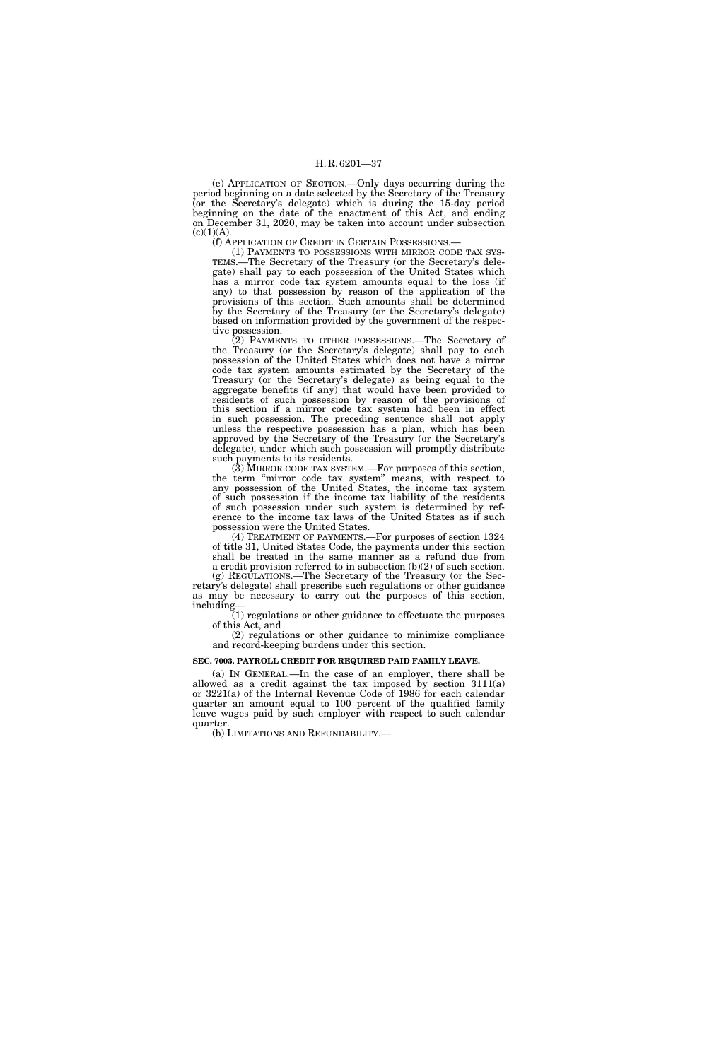(e) APPLICATION OF SECTION.—Only days occurring during the period beginning on a date selected by the Secretary of the Treasury (or the Secretary's delegate) which is during the 15-day period beginning on the date of the enactment of this Act, and ending on December 31, 2020, may be taken into account under subsection (c)(1)(A).

(f) APPLICATION OF CREDIT IN CERTAIN POSSESSIONS.—

(1) PAYMENTS TO POSSESSIONS WITH MIRROR CODE TAX SYSTEMS.—The Secretary of the Treasury (or the Secretary's delegate) shall pay to each possession of the United States which has a mirror code tax system amounts equal to the loss (if any) to that possession by reason of the application of the provisions of this section. Such amounts shall be determined by the Secretary of the Treasury (or the Secretary's delegate) based on information provided by the government of the respective possession.

(2) PAYMENTS TO OTHER POSSESSIONS.—The Secretary of the Treasury (or the Secretary's delegate) shall pay to each possession of the United States which does not have a mirror code tax system amounts estimated by the Secretary of the Treasury (or the Secretary's delegate) as being equal to the aggregate benefits (if any) that would have been provided to residents of such possession by reason of the provisions of this section if a mirror code tax system had been in effect in such possession. The preceding sentence shall not apply unless the respective possession has a plan, which has been approved by the Secretary of the Treasury (or the Secretary's delegate), under which such possession will promptly distribute such payments to its residents.

(3) MIRROR CODE TAX SYSTEM.—For purposes of this section, the term "mirror code tax system" means, with respect to any possession of the United States, the income tax system of such possession if the income tax liability of the residents of such possession under such system is determined by reference to the income tax laws of the United States as if such possession were the United States.

(4) TREATMENT OF PAYMENTS.—For purposes of section 1324 of title 31, United States Code, the payments under this section shall be treated in the same manner as a refund due from a credit provision referred to in subsection (b)(2) of such section.

(g) REGULATIONS.—The Secretary of the Treasury (or the Secretary's delegate) shall prescribe such regulations or other guidance as may be necessary to carry out the purposes of this section, including—

(1) regulations or other guidance to effectuate the purposes of this Act, and

(2) regulations or other guidance to minimize compliance and record-keeping burdens under this section.

**SEC. 7003. PAYROLL CREDIT FOR REQUIRED PAID FAMILY LEAVE.**

(a) IN GENERAL.—In the case of an employer, there shall be allowed as a credit against the tax imposed by section 3111(a) or 3221(a) of the Internal Revenue Code of 1986 for each calendar quarter an amount equal to 100 percent of the qualified family leave wages paid by such employer with respect to such calendar quarter.

(b) LIMITATIONS AND REFUNDABILITY.—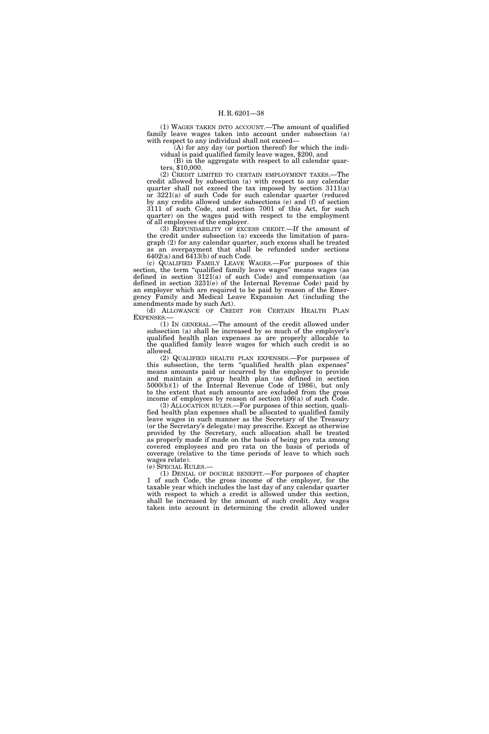(1) WAGES TAKEN INTO ACCOUNT.—The amount of qualified family leave wages taken into account under subsection (a) with respect to any individual shall not exceed—

(A) for any day (or portion thereof) for which the individual is paid qualified family leave wages, $200, and

(B) in the aggregate with respect to all calendar quarters, $10,000.

(2) CREDIT LIMITED TO CERTAIN EMPLOYMENT TAXES.—The credit allowed by subsection (a) with respect to any calendar quarter shall not exceed the tax imposed by section 3111(a) or 3221(a) of such Code for such calendar quarter (reduced by any credits allowed under subsections (e) and (f) of section 3111 of such Code, and section 7001 of this Act, for such quarter) on the wages paid with respect to the employment of all employees of the employer.

(3) REFUNDABILITY OF EXCESS CREDIT.—If the amount of the credit under subsection (a) exceeds the limitation of paragraph (2) for any calendar quarter, such excess shall be treated as an overpayment that shall be refunded under sections 6402(a) and 6413(b) of such Code.

(c) QUALIFIED FAMILY LEAVE WAGES.—For purposes of this section, the term "qualified family leave wages" means wages (as defined in section 3121(a) of such Code) and compensation (as defined in section 3231(e) of the Internal Revenue Code) paid by an employer which are required to be paid by reason of the Emergency Family and Medical Leave Expansion Act (including the amendments made by such Act).

(d) ALLOWANCE OF CREDIT FOR CERTAIN HEALTH PLAN EXPENSES.—

(1) IN GENERAL.—The amount of the credit allowed under subsection (a) shall be increased by so much of the employer's qualified health plan expenses as are properly allocable to the qualified family leave wages for which such credit is so allowed.

(2) QUALIFIED HEALTH PLAN EXPENSES.—For purposes of this subsection, the term "qualified health plan expenses" means amounts paid or incurred by the employer to provide and maintain a group health plan (as defined in section 5000(b)(1) of the Internal Revenue Code of 1986), but only to the extent that such amounts are excluded from the gross income of employees by reason of section 106(a) of such Code.

(3) ALLOCATION RULES.—For purposes of this section, qualified health plan expenses shall be allocated to qualified family leave wages in such manner as the Secretary of the Treasury (or the Secretary's delegate) may prescribe. Except as otherwise provided by the Secretary, such allocation shall be treated as properly made if made on the basis of being pro rata among covered employees and pro rata on the basis of periods of coverage (relative to the time periods of leave to which such wages relate).

(e) SPECIAL RULES.—

(1) DENIAL OF DOUBLE BENEFIT.—For purposes of chapter 1 of such Code, the gross income of the employer, for the taxable year which includes the last day of any calendar quarter with respect to which a credit is allowed under this section, shall be increased by the amount of such credit. Any wages taken into account in determining the credit allowed under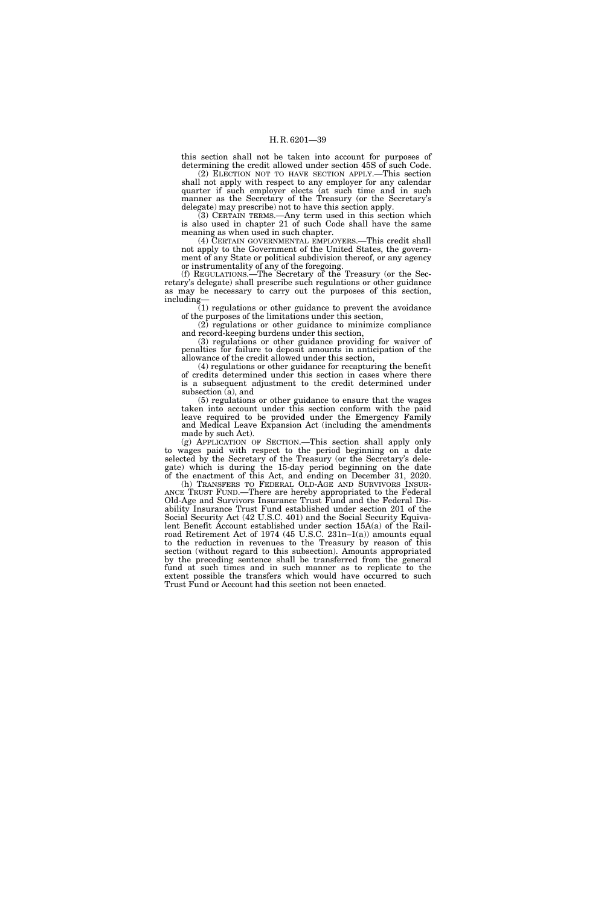this section shall not be taken into account for purposes of determining the credit allowed under section 45S of such Code.

(2) ELECTION NOT TO HAVE SECTION APPLY.—This section shall not apply with respect to any employer for any calendar quarter if such employer elects (at such time and in such manner as the Secretary of the Treasury (or the Secretary's delegate) may prescribe) not to have this section apply.

(3) CERTAIN TERMS.—Any term used in this section which is also used in chapter 21 of such Code shall have the same meaning as when used in such chapter.

(4) CERTAIN GOVERNMENTAL EMPLOYERS.—This credit shall not apply to the Government of the United States, the government of any State or political subdivision thereof, or any agency or instrumentality of any of the foregoing.

(f) REGULATIONS.—The Secretary of the Treasury (or the Secretary's delegate) shall prescribe such regulations or other guidance as may be necessary to carry out the purposes of this section, including—

(1) regulations or other guidance to prevent the avoidance of the purposes of the limitations under this section,

(2) regulations or other guidance to minimize compliance and record-keeping burdens under this section,

(3) regulations or other guidance providing for waiver of penalties for failure to deposit amounts in anticipation of the allowance of the credit allowed under this section,

(4) regulations or other guidance for recapturing the benefit of credits determined under this section in cases where there is a subsequent adjustment to the credit determined under subsection (a), and

(5) regulations or other guidance to ensure that the wages taken into account under this section conform with the paid leave required to be provided under the Emergency Family and Medical Leave Expansion Act (including the amendments made by such Act).

(g) APPLICATION OF SECTION.—This section shall apply only to wages paid with respect to the period beginning on a date selected by the Secretary of the Treasury (or the Secretary's delegate) which is during the 15-day period beginning on the date of the enactment of this Act, and ending on December 31, 2020.

(h) TRANSFERS TO FEDERAL OLD-AGE AND SURVIVORS INSURANCE TRUST FUND.—There are hereby appropriated to the Federal Old-Age and Survivors Insurance Trust Fund and the Federal Disability Insurance Trust Fund established under section 201 of the Social Security Act (42 U.S.C. 401) and the Social Security Equivalent Benefit Account established under section 15A(a) of the Railroad Retirement Act of 1974 (45 U.S.C. 231n–1(a)) amounts equal to the reduction in revenues to the Treasury by reason of this section (without regard to this subsection). Amounts appropriated by the preceding sentence shall be transferred from the general fund at such times and in such manner as to replicate to the extent possible the transfers which would have occurred to such Trust Fund or Account had this section not been enacted.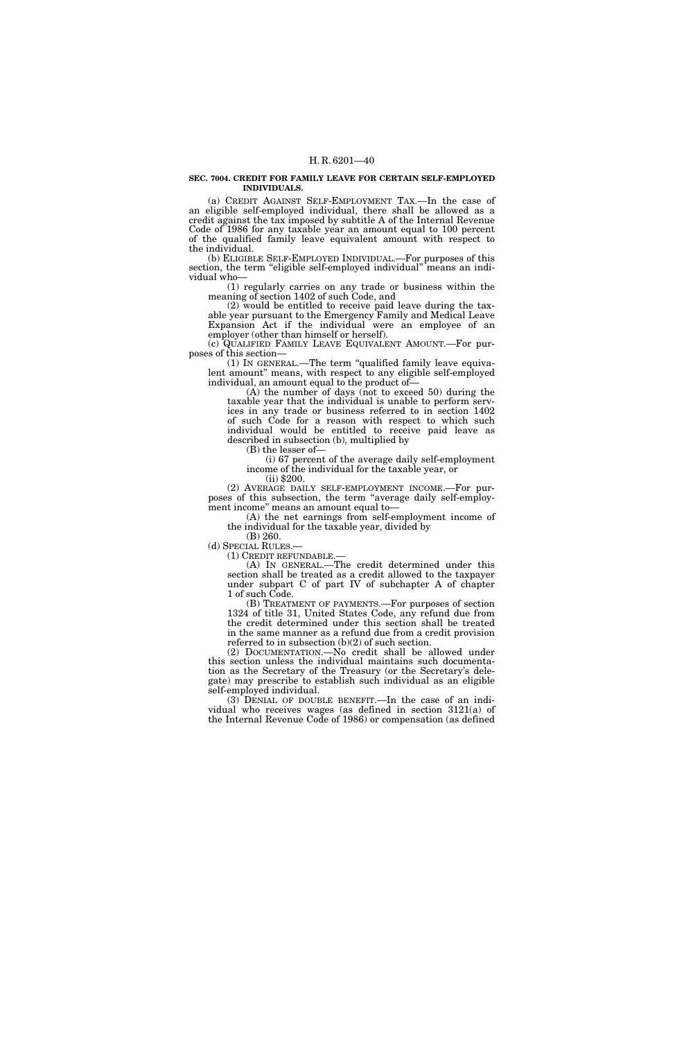**SEC. 7004. CREDIT FOR FAMILY LEAVE FOR CERTAIN SELF-EMPLOYED INDIVIDUALS.**

(a) CREDIT AGAINST SELF-EMPLOYMENT TAX.—In the case of an eligible self-employed individual, there shall be allowed as a credit against the tax imposed by subtitle A of the Internal Revenue Code of 1986 for any taxable year an amount equal to 100 percent of the qualified family leave equivalent amount with respect to the individual.

(b) ELIGIBLE SELF-EMPLOYED INDIVIDUAL.—For purposes of this section, the term "eligible self-employed individual" means an individual who—

(1) regularly carries on any trade or business within the meaning of section 1402 of such Code, and

(2) would be entitled to receive paid leave during the taxable year pursuant to the Emergency Family and Medical Leave Expansion Act if the individual were an employee of an employer (other than himself or herself).

(c) QUALIFIED FAMILY LEAVE EQUIVALENT AMOUNT.—For purposes of this section—

(1) IN GENERAL.—The term "qualified family leave equivalent amount" means, with respect to any eligible self-employed individual, an amount equal to the product of—

(A) the number of days (not to exceed 50) during the taxable year that the individual is unable to perform services in any trade or business referred to in section 1402 of such Code for a reason with respect to which such individual would be entitled to receive paid leave as described in subsection (b), multiplied by

(B) the lesser of—

(i) 67 percent of the average daily self-employment income of the individual for the taxable year, or

(ii) $200.

(2) AVERAGE DAILY SELF-EMPLOYMENT INCOME.—For purposes of this subsection, the term "average daily self-employment income" means an amount equal to—

(A) the net earnings from self-employment income of the individual for the taxable year, divided by

(B) 260.

(d) SPECIAL RULES.—

(1) CREDIT REFUNDABLE.—

(A) IN GENERAL.—The credit determined under this section shall be treated as a credit allowed to the taxpayer under subpart C of part IV of subchapter A of chapter 1 of such Code.

(B) TREATMENT OF PAYMENTS.—For purposes of section 1324 of title 31, United States Code, any refund due from the credit determined under this section shall be treated in the same manner as a refund due from a credit provision referred to in subsection (b)(2) of such section.

(2) DOCUMENTATION.—No credit shall be allowed under this section unless the individual maintains such documentation as the Secretary of the Treasury (or the Secretary's delegate) may prescribe to establish such individual as an eligible self-employed individual.

(3) DENIAL OF DOUBLE BENEFIT.—In the case of an individual who receives wages (as defined in section 3121(a) of the Internal Revenue Code of 1986) or compensation (as defined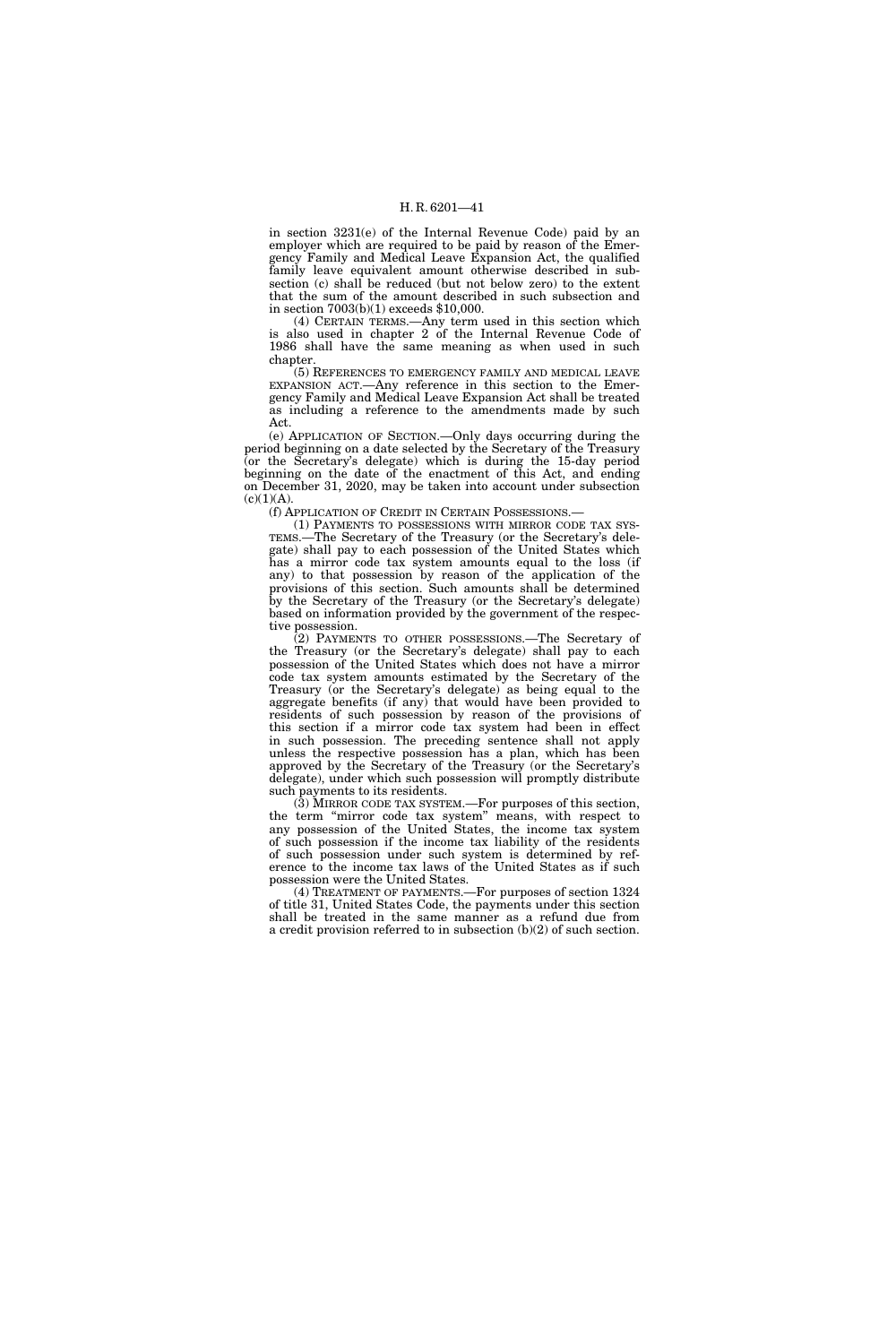in section 3231(e) of the Internal Revenue Code) paid by an employer which are required to be paid by reason of the Emergency Family and Medical Leave Expansion Act, the qualified family leave equivalent amount otherwise described in subsection (c) shall be reduced (but not below zero) to the extent that the sum of the amount described in such subsection and in section 7003(b)(1) exceeds $10,000.

(4) CERTAIN TERMS.—Any term used in this section which is also used in chapter 2 of the Internal Revenue Code of 1986 shall have the same meaning as when used in such chapter.

(5) REFERENCES TO EMERGENCY FAMILY AND MEDICAL LEAVE EXPANSION ACT.—Any reference in this section to the Emergency Family and Medical Leave Expansion Act shall be treated as including a reference to the amendments made by such Act.

(e) APPLICATION OF SECTION.—Only days occurring during the period beginning on a date selected by the Secretary of the Treasury (or the Secretary's delegate) which is during the 15-day period beginning on the date of the enactment of this Act, and ending on December 31, 2020, may be taken into account under subsection (c)(1)(A).

(f) APPLICATION OF CREDIT IN CERTAIN POSSESSIONS.—

(1) PAYMENTS TO POSSESSIONS WITH MIRROR CODE TAX SYSTEMS.—The Secretary of the Treasury (or the Secretary's delegate) shall pay to each possession of the United States which has a mirror code tax system amounts equal to the loss (if any) to that possession by reason of the application of the provisions of this section. Such amounts shall be determined by the Secretary of the Treasury (or the Secretary's delegate) based on information provided by the government of the respective possession.

(2) PAYMENTS TO OTHER POSSESSIONS.—The Secretary of the Treasury (or the Secretary's delegate) shall pay to each possession of the United States which does not have a mirror code tax system amounts estimated by the Secretary of the Treasury (or the Secretary's delegate) as being equal to the aggregate benefits (if any) that would have been provided to residents of such possession by reason of the provisions of this section if a mirror code tax system had been in effect in such possession. The preceding sentence shall not apply unless the respective possession has a plan, which has been approved by the Secretary of the Treasury (or the Secretary's delegate), under which such possession will promptly distribute such payments to its residents.

(3) MIRROR CODE TAX SYSTEM.—For purposes of this section, the term "mirror code tax system" means, with respect to any possession of the United States, the income tax system of such possession if the income tax liability of the residents of such possession under such system is determined by reference to the income tax laws of the United States as if such possession were the United States.

(4) TREATMENT OF PAYMENTS.—For purposes of section 1324 of title 31, United States Code, the payments under this section shall be treated in the same manner as a refund due from a credit provision referred to in subsection (b)(2) of such section.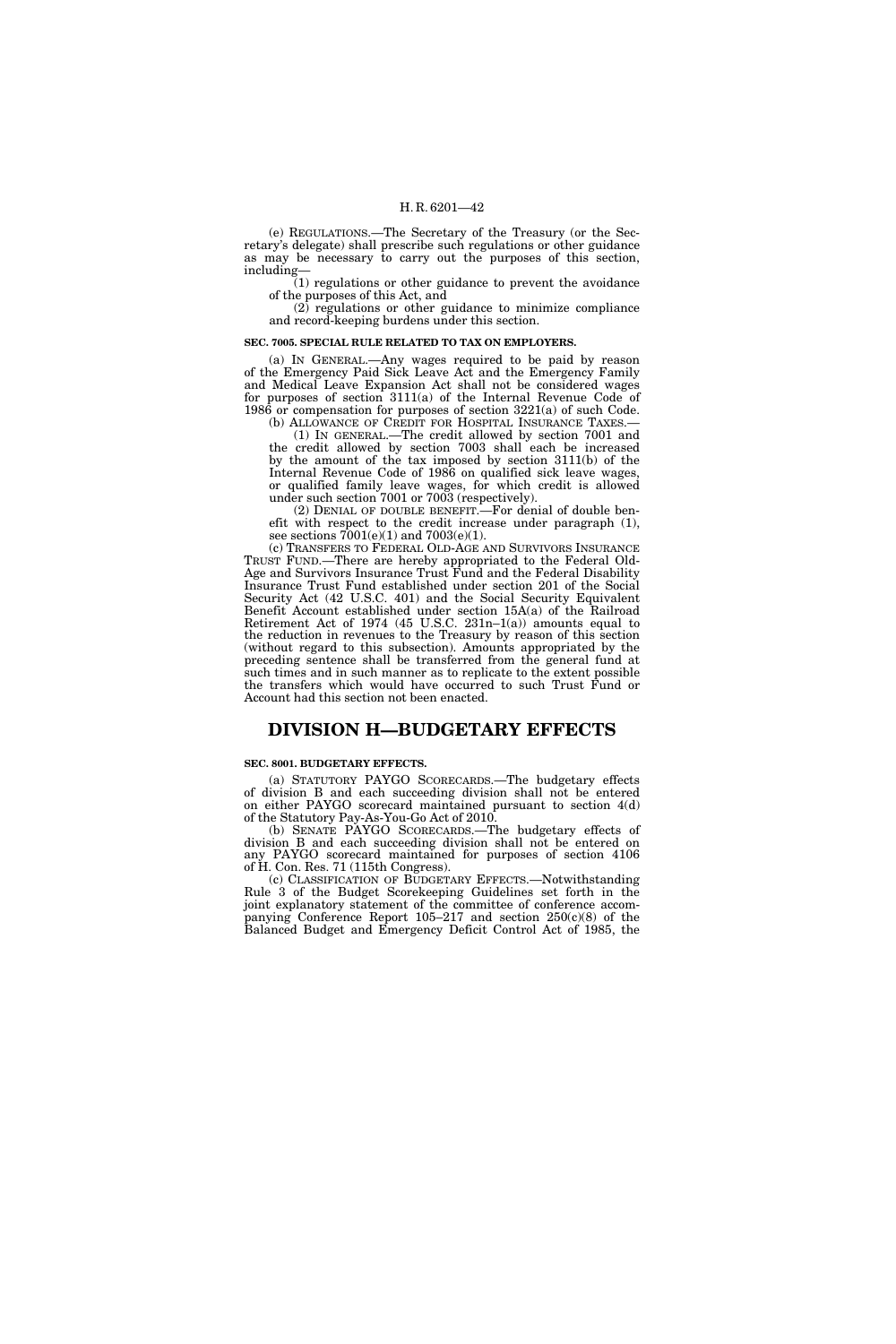(e) REGULATIONS.—The Secretary of the Treasury (or the Secretary's delegate) shall prescribe such regulations or other guidance as may be necessary to carry out the purposes of this section, including—

(1) regulations or other guidance to prevent the avoidance of the purposes of this Act, and

(2) regulations or other guidance to minimize compliance and record-keeping burdens under this section.

**SEC. 7005. SPECIAL RULE RELATED TO TAX ON EMPLOYERS.**

(a) IN GENERAL.—Any wages required to be paid by reason of the Emergency Paid Sick Leave Act and the Emergency Family and Medical Leave Expansion Act shall not be considered wages for purposes of section 3111(a) of the Internal Revenue Code of 1986 or compensation for purposes of section 3221(a) of such Code.

(b) ALLOWANCE OF CREDIT FOR HOSPITAL INSURANCE TAXES.—

(1) IN GENERAL.—The credit allowed by section 7001 and the credit allowed by section 7003 shall each be increased by the amount of the tax imposed by section 3111(b) of the Internal Revenue Code of 1986 on qualified sick leave wages, or qualified family leave wages, for which credit is allowed under such section 7001 or 7003 (respectively).

(2) DENIAL OF DOUBLE BENEFIT.—For denial of double benefit with respect to the credit increase under paragraph (1), see sections 7001(e)(1) and 7003(e)(1).

(c) TRANSFERS TO FEDERAL OLD-AGE AND SURVIVORS INSURANCE TRUST FUND.—There are hereby appropriated to the Federal Old-Age and Survivors Insurance Trust Fund and the Federal Disability Insurance Trust Fund established under section 201 of the Social Security Act (42 U.S.C. 401) and the Social Security Equivalent Benefit Account established under section 15A(a) of the Railroad Retirement Act of 1974 (45 U.S.C. 231n–1(a)) amounts equal to the reduction in revenues to the Treasury by reason of this section (without regard to this subsection). Amounts appropriated by the preceding sentence shall be transferred from the general fund at such times and in such manner as to replicate to the extent possible the transfers which would have occurred to such Trust Fund or Account had this section not been enacted.

# DIVISION H—BUDGETARY EFFECTS

**SEC. 8001. BUDGETARY EFFECTS.**

(a) STATUTORY PAYGO SCORECARDS.—The budgetary effects of division B and each succeeding division shall not be entered on either PAYGO scorecard maintained pursuant to section 4(d) of the Statutory Pay-As-You-Go Act of 2010.

(b) SENATE PAYGO SCORECARDS.—The budgetary effects of division B and each succeeding division shall not be entered on any PAYGO scorecard maintained for purposes of section 4106 of H. Con. Res. 71 (115th Congress).

(c) CLASSIFICATION OF BUDGETARY EFFECTS.—Notwithstanding Rule 3 of the Budget Scorekeeping Guidelines set forth in the joint explanatory statement of the committee of conference accompanying Conference Report 105–217 and section 250(c)(8) of the Balanced Budget and Emergency Deficit Control Act of 1985, the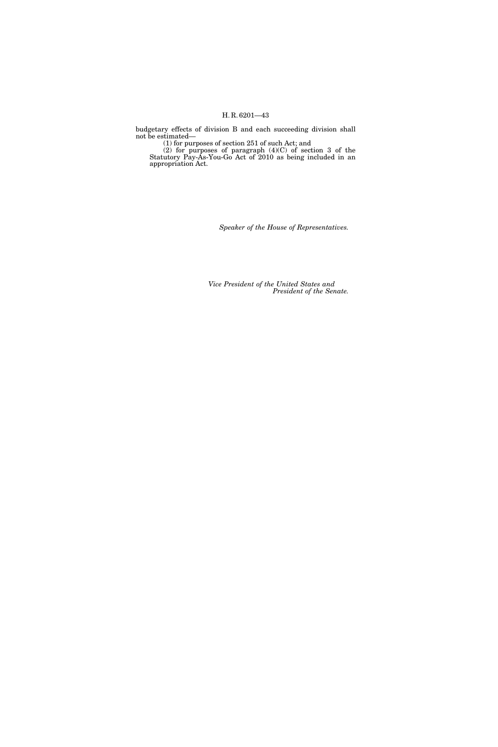budgetary effects of division B and each succeeding division shall not be estimated—

(1) for purposes of section 251 of such Act; and

(2) for purposes of paragraph (4)(C) of section 3 of the Statutory Pay-As-You-Go Act of 2010 as being included in an appropriation Act.

*Speaker of the House of Representatives.*

*Vice President of the United States and President of the Senate.*